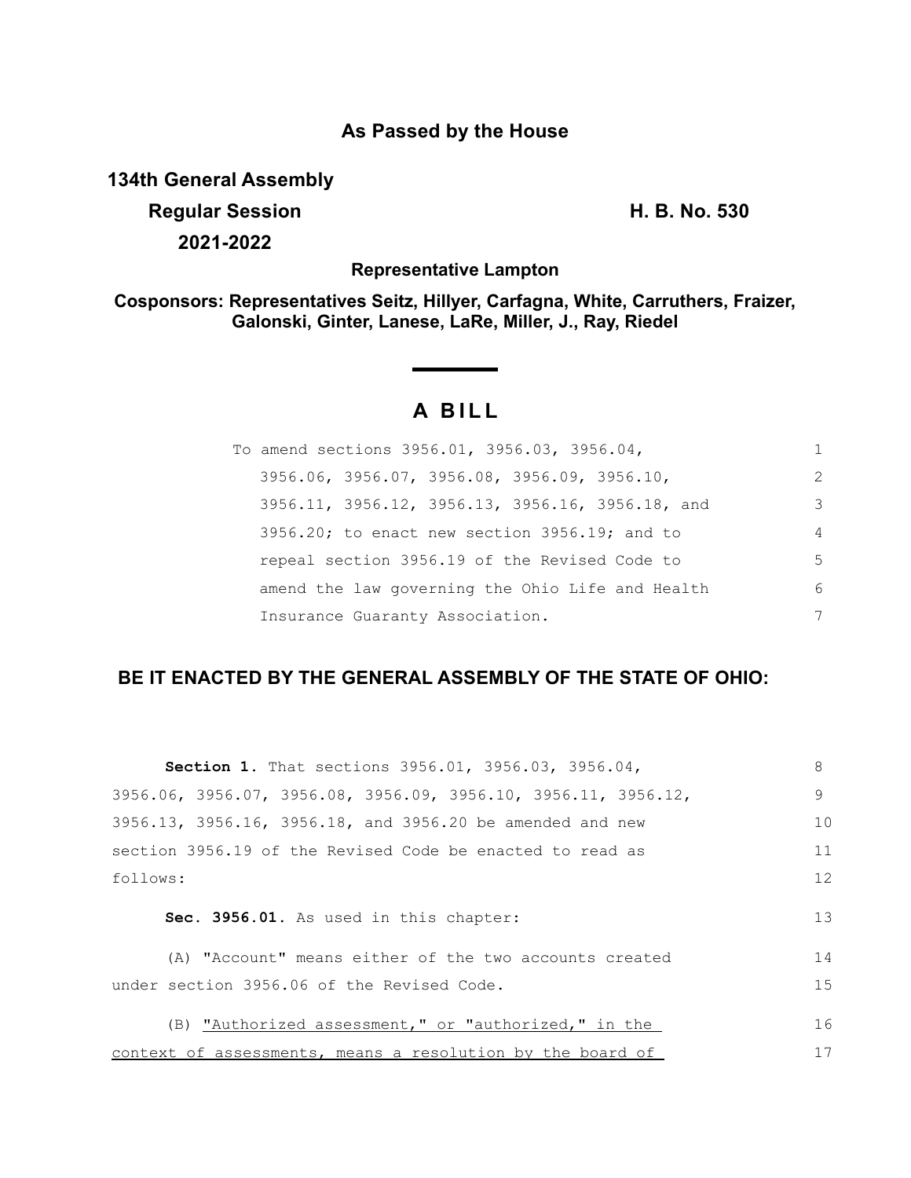# As Passed by the House

**134th General Assembly**

**Regular Session** **H. B. No. 530**

**2021-2022**

**Representative Lampton**

**Cosponsors: Representatives Seitz, Hillyer, Carfagna, White, Carruthers, Fraizer, Galonski, Ginter, Lanese, LaRe, Miller, J., Ray, Riedel**

## A BILL

To amend sections 3956.01, 3956.03, 3956.04, 3956.06, 3956.07, 3956.08, 3956.09, 3956.10, 3956.11, 3956.12, 3956.13, 3956.16, 3956.18, and 3956.20; to enact new section 3956.19; and to repeal section 3956.19 of the Revised Code to amend the law governing the Ohio Life and Health Insurance Guaranty Association.

**BE IT ENACTED BY THE GENERAL ASSEMBLY OF THE STATE OF OHIO:**

**Section 1.** That sections 3956.01, 3956.03, 3956.04, 3956.06, 3956.07, 3956.08, 3956.09, 3956.10, 3956.11, 3956.12, 3956.13, 3956.16, 3956.18, and 3956.20 be amended and new section 3956.19 of the Revised Code be enacted to read as follows:

**Sec. 3956.01.** As used in this chapter:

(A) "Account" means either of the two accounts created under section 3956.06 of the Revised Code.

(B) "Authorized assessment," or "authorized," in the context of assessments, means a resolution by the board of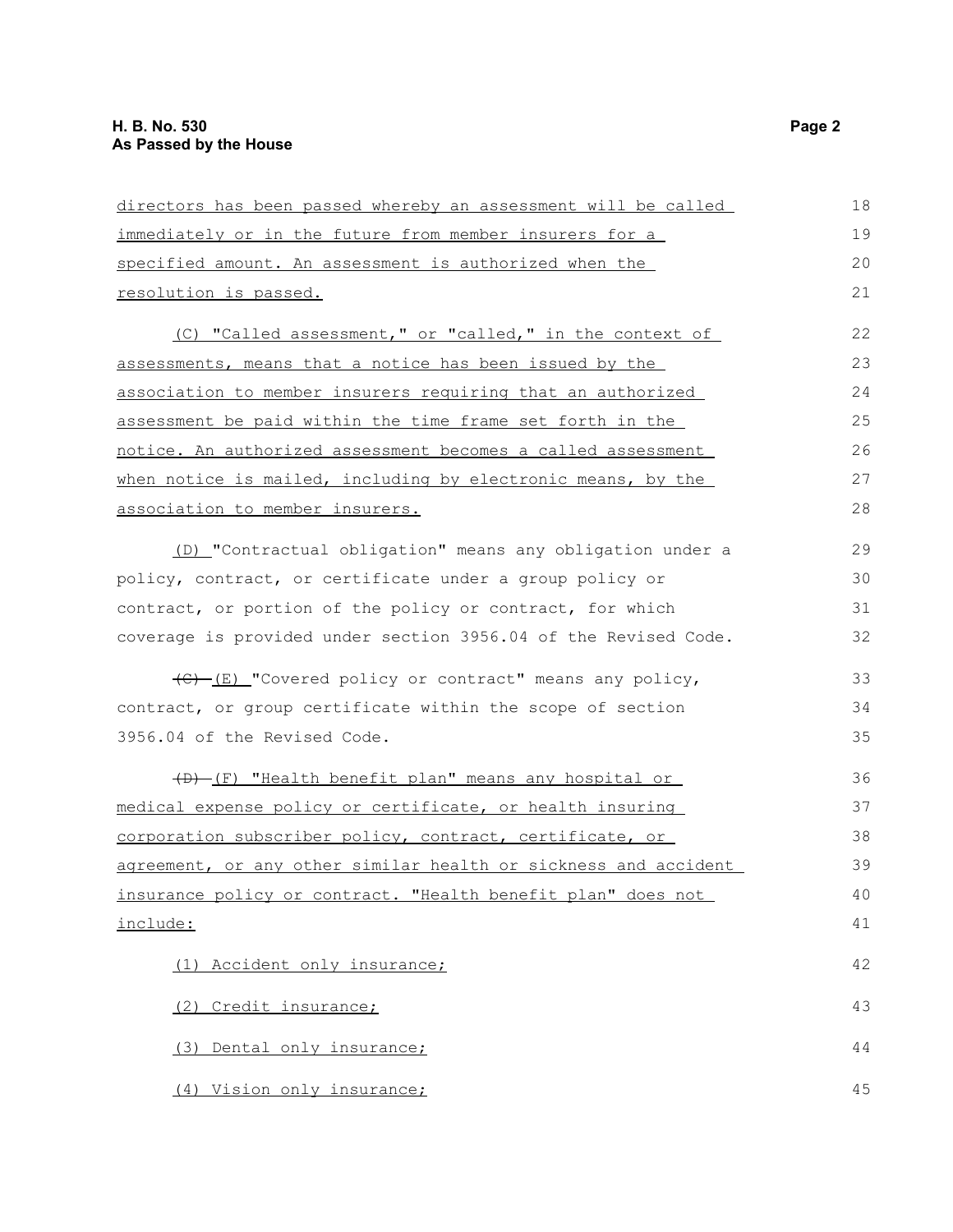directors has been passed whereby an assessment will be called immediately or in the future from member insurers for a specified amount. An assessment is authorized when the resolution is passed.

(C) "Called assessment," or "called," in the context of assessments, means that a notice has been issued by the association to member insurers requiring that an authorized assessment be paid within the time frame set forth in the notice. An authorized assessment becomes a called assessment when notice is mailed, including by electronic means, by the association to member insurers.

(D) "Contractual obligation" means any obligation under a policy, contract, or certificate under a group policy or contract, or portion of the policy or contract, for which coverage is provided under section 3956.04 of the Revised Code.

~~(C)~~ (E) "Covered policy or contract" means any policy, contract, or group certificate within the scope of section 3956.04 of the Revised Code.

~~(D)~~ (F) "Health benefit plan" means any hospital or medical expense policy or certificate, or health insuring corporation subscriber policy, contract, certificate, or agreement, or any other similar health or sickness and accident insurance policy or contract. "Health benefit plan" does not include:

(1) Accident only insurance;

(2) Credit insurance;

(3) Dental only insurance;

(4) Vision only insurance;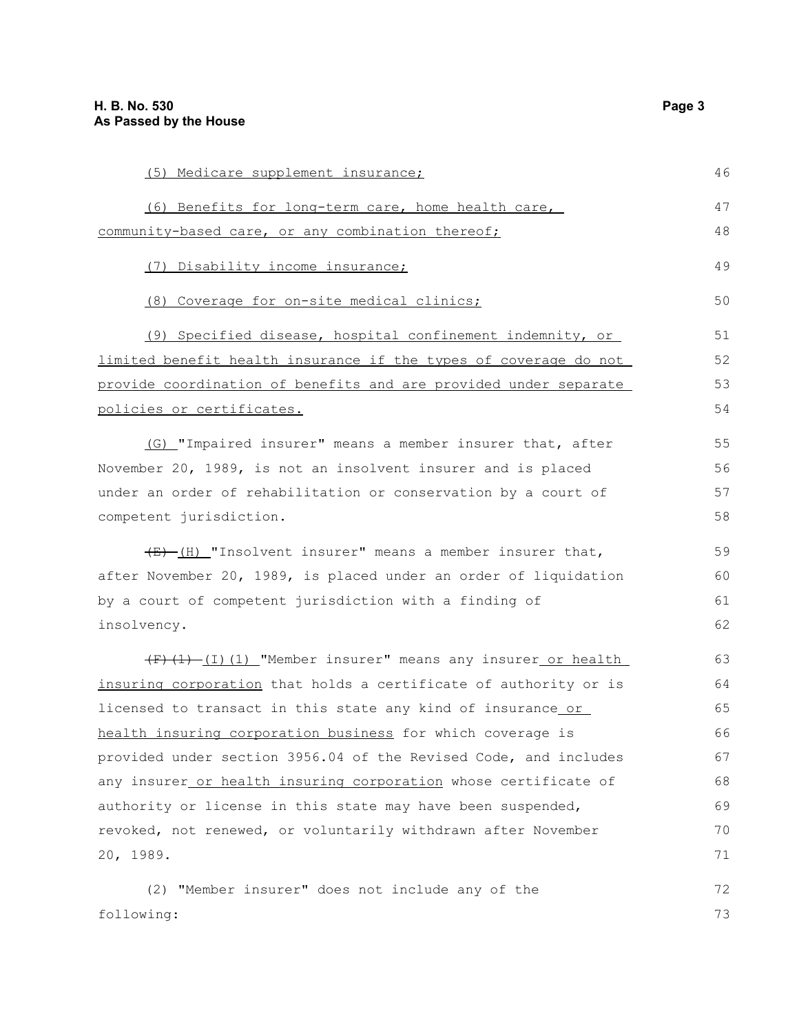(5) Medicare supplement insurance;

(6) Benefits for long-term care, home health care, community-based care, or any combination thereof;

(7) Disability income insurance;

(8) Coverage for on-site medical clinics;

(9) Specified disease, hospital confinement indemnity, or limited benefit health insurance if the types of coverage do not provide coordination of benefits and are provided under separate policies or certificates.

(G) "Impaired insurer" means a member insurer that, after November 20, 1989, is not an insolvent insurer and is placed under an order of rehabilitation or conservation by a court of competent jurisdiction.

~~(E)~~ (H) "Insolvent insurer" means a member insurer that, after November 20, 1989, is placed under an order of liquidation by a court of competent jurisdiction with a finding of insolvency.

~~(F)(1)~~ (I)(1) "Member insurer" means any insurer or health insuring corporation that holds a certificate of authority or is licensed to transact in this state any kind of insurance or health insuring corporation business for which coverage is provided under section 3956.04 of the Revised Code, and includes any insurer or health insuring corporation whose certificate of authority or license in this state may have been suspended, revoked, not renewed, or voluntarily withdrawn after November 20, 1989.

(2) "Member insurer" does not include any of the following: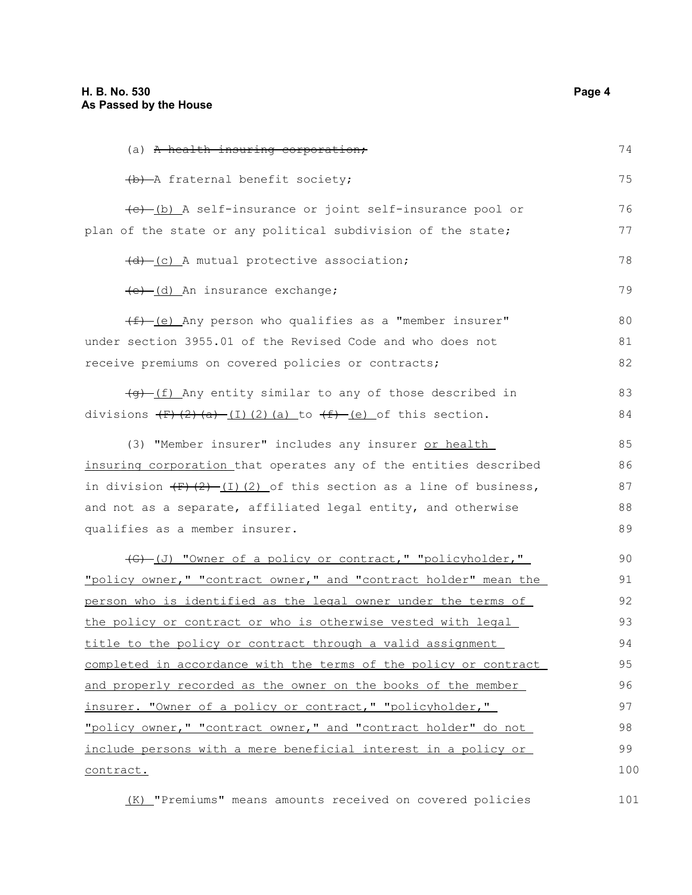(a) ~~A health insuring corporation;~~

~~(b)~~ A fraternal benefit society;

~~(c)~~ (b) A self-insurance or joint self-insurance pool or plan of the state or any political subdivision of the state;

~~(d)~~ (c) A mutual protective association;

~~(e)~~ (d) An insurance exchange;

~~(f)~~ (e) Any person who qualifies as a "member insurer" under section 3955.01 of the Revised Code and who does not receive premiums on covered policies or contracts;

~~(g)~~ (f) Any entity similar to any of those described in divisions ~~(F)(2)(a)~~ (I)(2)(a) to ~~(f)~~ (e) of this section.

(3) "Member insurer" includes any insurer <u>or health insuring corporation</u> that operates any of the entities described in division ~~(F)(2)~~ (I)(2) of this section as a line of business, and not as a separate, affiliated legal entity, and otherwise qualifies as a member insurer.

~~(G)~~ (J) <u>"Owner of a policy or contract," "policyholder," "policy owner," "contract owner," and "contract holder" mean the person who is identified as the legal owner under the terms of the policy or contract or who is otherwise vested with legal title to the policy or contract through a valid assignment completed in accordance with the terms of the policy or contract and properly recorded as the owner on the books of the member insurer. "Owner of a policy or contract," "policyholder," "policy owner," "contract owner," and "contract holder" do not include persons with a mere beneficial interest in a policy or contract.</u>

<u>(K)</u> "Premiums" means amounts received on covered policies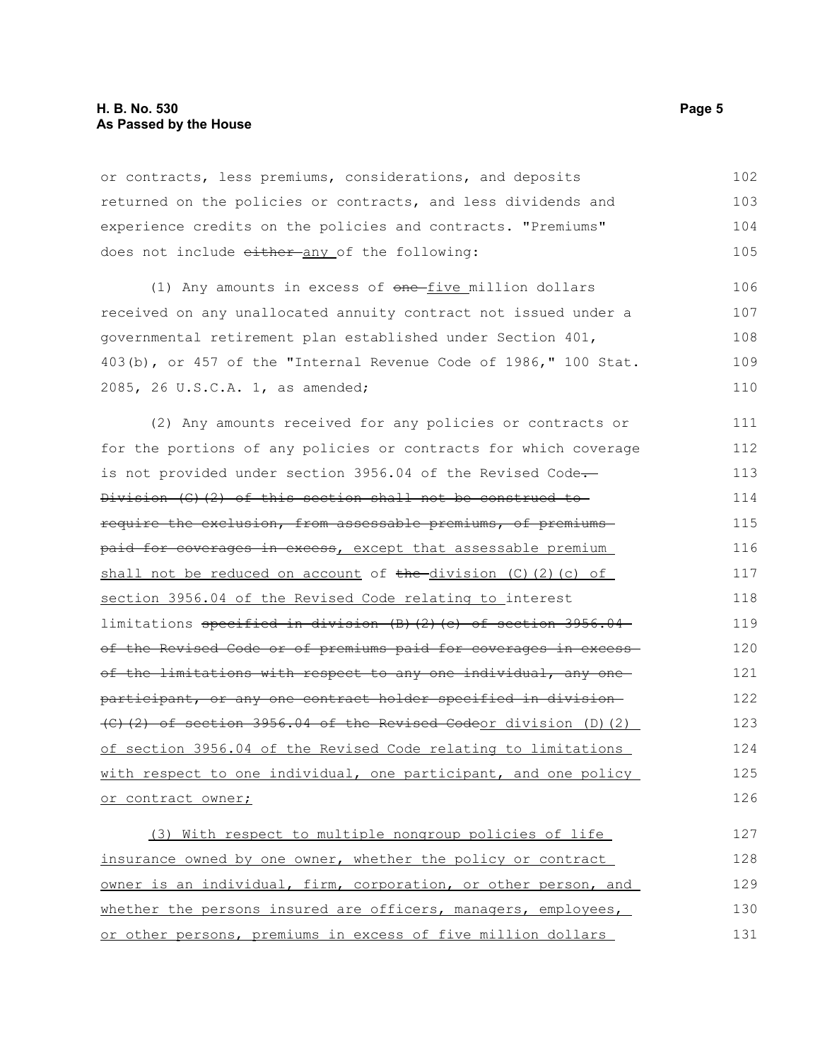or contracts, less premiums, considerations, and deposits returned on the policies or contracts, and less dividends and experience credits on the policies and contracts. "Premiums" does not include ~~either~~ any of the following:

(1) Any amounts in excess of ~~one~~ five million dollars received on any unallocated annuity contract not issued under a governmental retirement plan established under Section 401, 403(b), or 457 of the "Internal Revenue Code of 1986," 100 Stat. 2085, 26 U.S.C.A. 1, as amended;

(2) Any amounts received for any policies or contracts or for the portions of any policies or contracts for which coverage is not provided under section 3956.04 of the Revised Code~~. Division (C)(2) of this section shall not be construed to require the exclusion, from assessable premiums, of premiums paid for coverages in excess~~, except that assessable premium shall not be reduced on account of ~~the~~ division (C)(2)(c) of section 3956.04 of the Revised Code relating to interest limitations ~~specified in division (B)(2)(c) of section 3956.04 of the Revised Code or of premiums paid for coverages in excess of the limitations with respect to any one individual, any one participant, or any one contract holder specified in division (C)(2) of section 3956.04 of the Revised Code~~or division (D)(2) of section 3956.04 of the Revised Code relating to limitations with respect to one individual, one participant, and one policy or contract owner;

(3) With respect to multiple nongroup policies of life insurance owned by one owner, whether the policy or contract owner is an individual, firm, corporation, or other person, and whether the persons insured are officers, managers, employees, or other persons, premiums in excess of five million dollars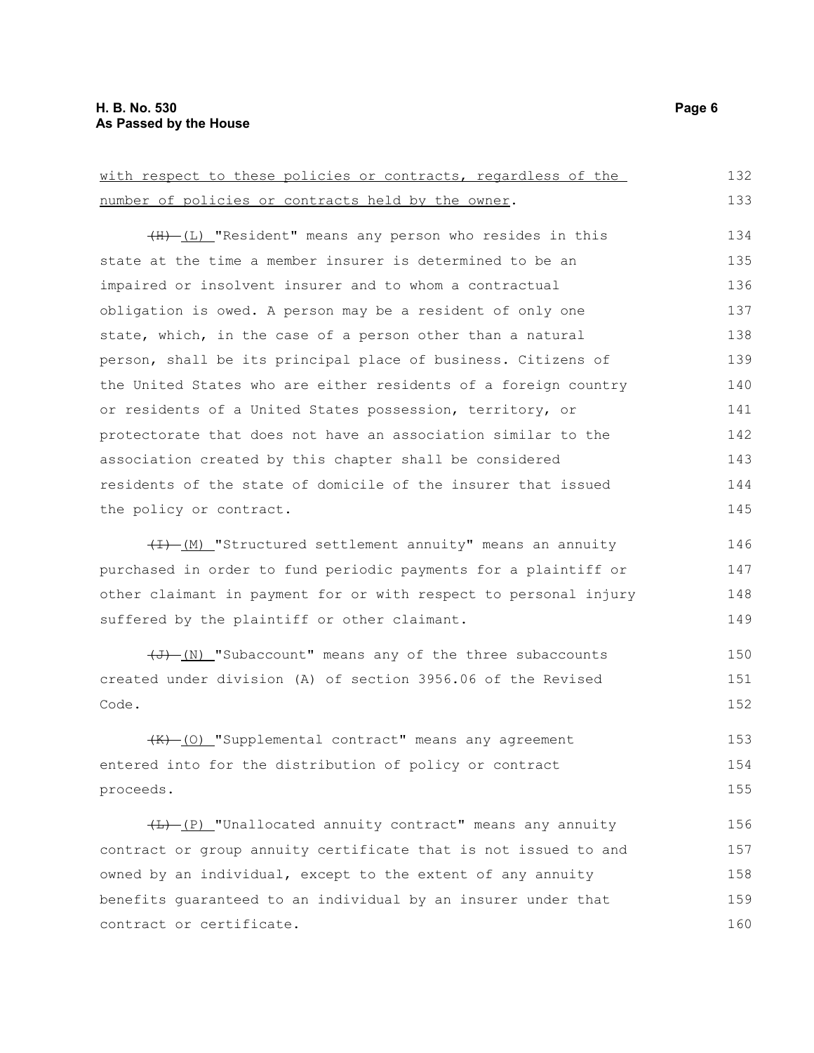with respect to these policies or contracts, regardless of the number of policies or contracts held by the owner.

~~(H)~~ (L) "Resident" means any person who resides in this state at the time a member insurer is determined to be an impaired or insolvent insurer and to whom a contractual obligation is owed. A person may be a resident of only one state, which, in the case of a person other than a natural person, shall be its principal place of business. Citizens of the United States who are either residents of a foreign country or residents of a United States possession, territory, or protectorate that does not have an association similar to the association created by this chapter shall be considered residents of the state of domicile of the insurer that issued the policy or contract.

~~(I)~~ (M) "Structured settlement annuity" means an annuity purchased in order to fund periodic payments for a plaintiff or other claimant in payment for or with respect to personal injury suffered by the plaintiff or other claimant.

~~(J)~~ (N) "Subaccount" means any of the three subaccounts created under division (A) of section 3956.06 of the Revised Code.

~~(K)~~ (O) "Supplemental contract" means any agreement entered into for the distribution of policy or contract proceeds.

~~(L)~~ (P) "Unallocated annuity contract" means any annuity contract or group annuity certificate that is not issued to and owned by an individual, except to the extent of any annuity benefits guaranteed to an individual by an insurer under that contract or certificate.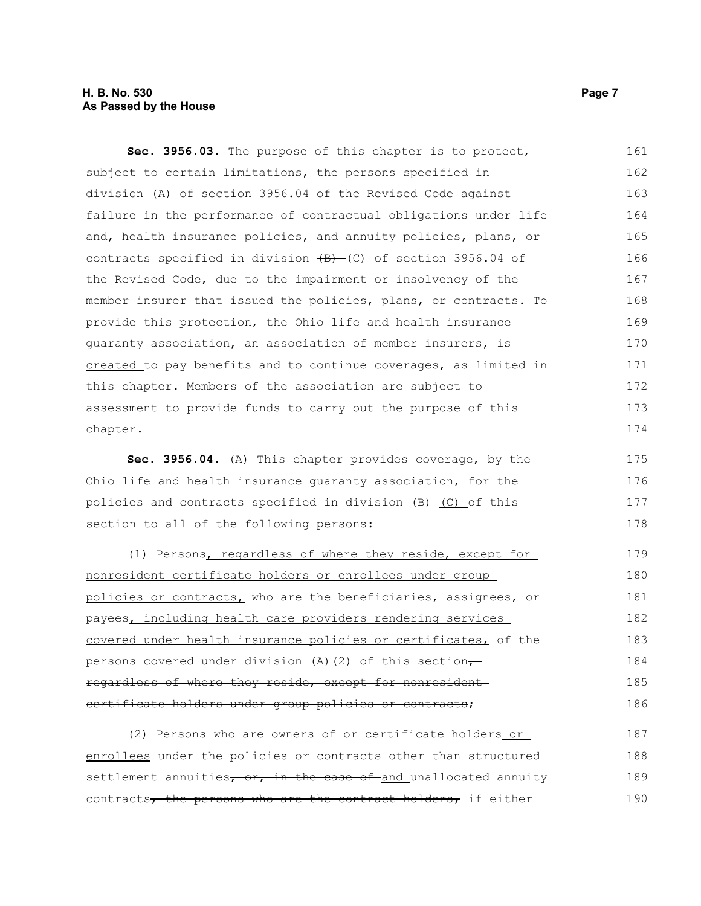**Sec. 3956.03.** The purpose of this chapter is to protect, subject to certain limitations, the persons specified in division (A) of section 3956.04 of the Revised Code against failure in the performance of contractual obligations under life ~~and~~, health ~~insurance policies~~, and annuity policies, plans, or contracts specified in division ~~(B)~~ (C) of section 3956.04 of the Revised Code, due to the impairment or insolvency of the member insurer that issued the policies, plans, or contracts. To provide this protection, the Ohio life and health insurance guaranty association, an association of member insurers, is created to pay benefits and to continue coverages, as limited in this chapter. Members of the association are subject to assessment to provide funds to carry out the purpose of this chapter.

**Sec. 3956.04.** (A) This chapter provides coverage, by the Ohio life and health insurance guaranty association, for the policies and contracts specified in division ~~(B)~~ (C) of this section to all of the following persons:

(1) Persons, regardless of where they reside, except for nonresident certificate holders or enrollees under group policies or contracts, who are the beneficiaries, assignees, or payees, including health care providers rendering services covered under health insurance policies or certificates, of the persons covered under division (A)(2) of this section~~, regardless of where they reside, except for nonresident certificate holders under group policies or contracts~~;

(2) Persons who are owners of or certificate holders or enrollees under the policies or contracts other than structured settlement annuities~~, or, in the case of~~ and unallocated annuity contracts~~, the persons who are the contract holders,~~ if either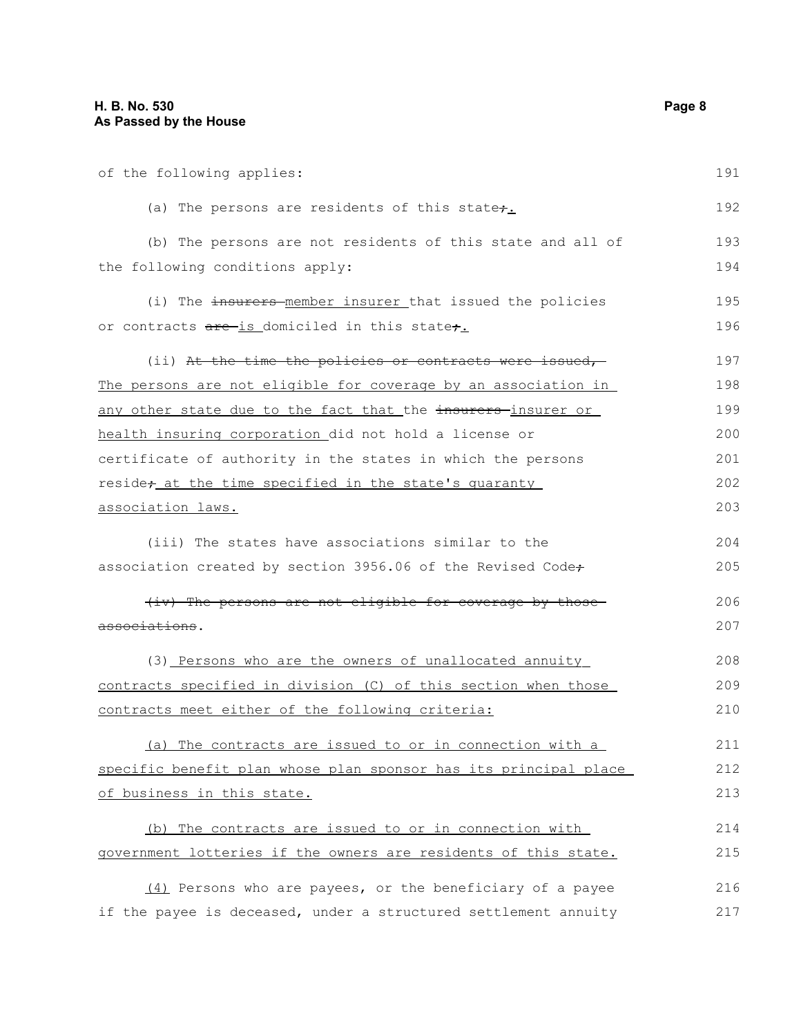of the following applies:

(a) The persons are residents of this state~~;~~.

(b) The persons are not residents of this state and all of the following conditions apply:

(i) The ~~insurers~~ member insurer that issued the policies or contracts ~~are~~ is domiciled in this state~~;~~.

(ii) ~~At the time the policies or contracts were issued,~~ The persons are not eligible for coverage by an association in any other state due to the fact that the ~~insurers~~ insurer or health insuring corporation did not hold a license or certificate of authority in the states in which the persons reside~~;~~ at the time specified in the state's guaranty association laws.

(iii) The states have associations similar to the association created by section 3956.06 of the Revised Code~~;~~

~~(iv) The persons are not eligible for coverage by those associations~~.

(3) Persons who are the owners of unallocated annuity contracts specified in division (C) of this section when those contracts meet either of the following criteria:

(a) The contracts are issued to or in connection with a specific benefit plan whose plan sponsor has its principal place of business in this state.

(b) The contracts are issued to or in connection with government lotteries if the owners are residents of this state.

(4) Persons who are payees, or the beneficiary of a payee if the payee is deceased, under a structured settlement annuity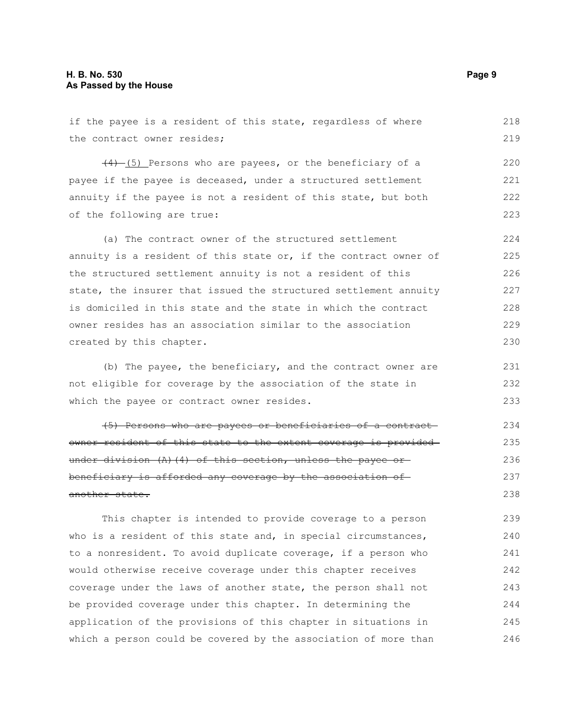if the payee is a resident of this state, regardless of where the contract owner resides;

~~(4)~~ (5) Persons who are payees, or the beneficiary of a payee if the payee is deceased, under a structured settlement annuity if the payee is not a resident of this state, but both of the following are true:

(a) The contract owner of the structured settlement annuity is a resident of this state or, if the contract owner of the structured settlement annuity is not a resident of this state, the insurer that issued the structured settlement annuity is domiciled in this state and the state in which the contract owner resides has an association similar to the association created by this chapter.

(b) The payee, the beneficiary, and the contract owner are not eligible for coverage by the association of the state in which the payee or contract owner resides.

~~(5) Persons who are payees or beneficiaries of a contract owner resident of this state to the extent coverage is provided under division (A)(4) of this section, unless the payee or beneficiary is afforded any coverage by the association of another state.~~

This chapter is intended to provide coverage to a person who is a resident of this state and, in special circumstances, to a nonresident. To avoid duplicate coverage, if a person who would otherwise receive coverage under this chapter receives coverage under the laws of another state, the person shall not be provided coverage under this chapter. In determining the application of the provisions of this chapter in situations in which a person could be covered by the association of more than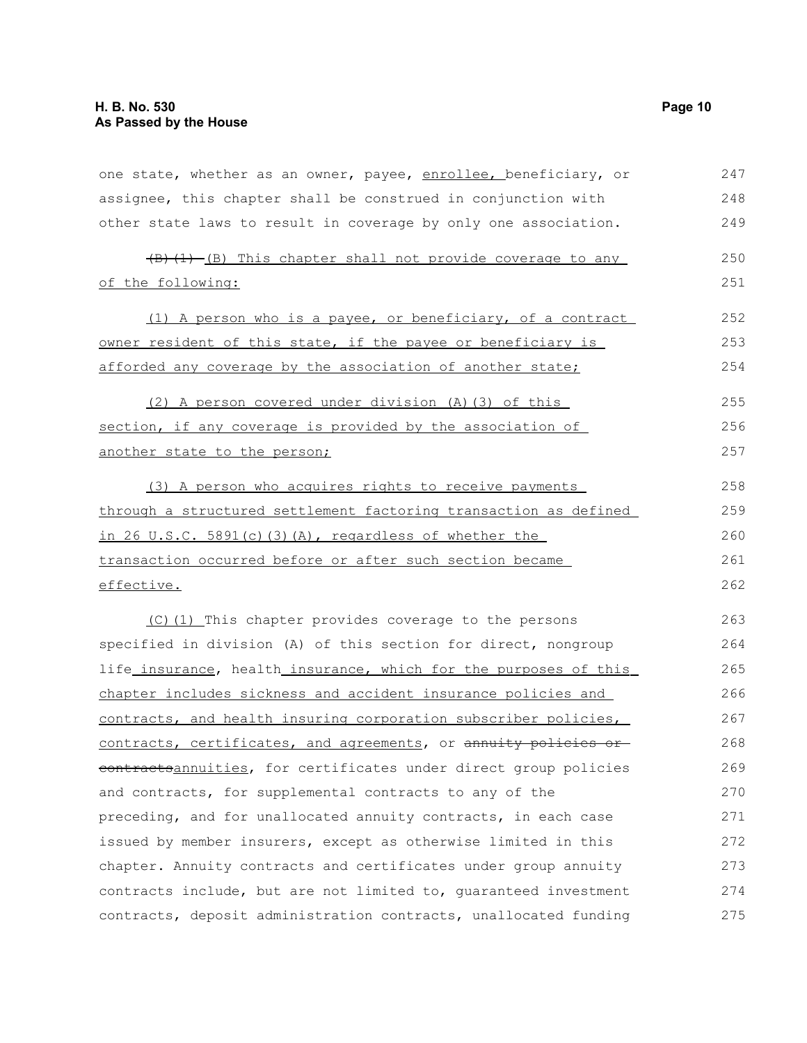one state, whether as an owner, payee, enrollee, beneficiary, or assignee, this chapter shall be construed in conjunction with other state laws to result in coverage by only one association.

~~(B)(1)~~ (B) This chapter shall not provide coverage to any of the following:

(1) A person who is a payee, or beneficiary, of a contract owner resident of this state, if the payee or beneficiary is afforded any coverage by the association of another state;

(2) A person covered under division (A)(3) of this section, if any coverage is provided by the association of another state to the person;

(3) A person who acquires rights to receive payments through a structured settlement factoring transaction as defined in 26 U.S.C. 5891(c)(3)(A), regardless of whether the transaction occurred before or after such section became effective.

(C)(1) This chapter provides coverage to the persons specified in division (A) of this section for direct, nongroup life insurance, health insurance, which for the purposes of this chapter includes sickness and accident insurance policies and contracts, and health insuring corporation subscriber policies, contracts, certificates, and agreements, or ~~annuity policies or contracts~~annuities, for certificates under direct group policies and contracts, for supplemental contracts to any of the preceding, and for unallocated annuity contracts, in each case issued by member insurers, except as otherwise limited in this chapter. Annuity contracts and certificates under group annuity contracts include, but are not limited to, guaranteed investment contracts, deposit administration contracts, unallocated funding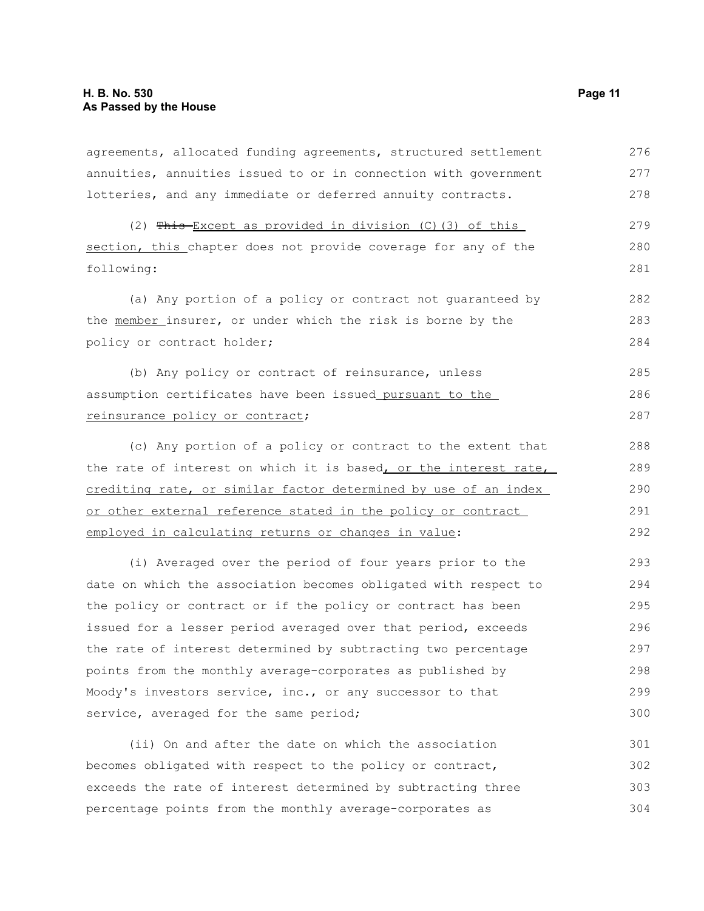agreements, allocated funding agreements, structured settlement annuities, annuities issued to or in connection with government lotteries, and any immediate or deferred annuity contracts.

(2) ~~This~~ Except as provided in division (C)(3) of this section, this chapter does not provide coverage for any of the following:

(a) Any portion of a policy or contract not guaranteed by the member insurer, or under which the risk is borne by the policy or contract holder;

(b) Any policy or contract of reinsurance, unless assumption certificates have been issued pursuant to the reinsurance policy or contract;

(c) Any portion of a policy or contract to the extent that the rate of interest on which it is based, or the interest rate, crediting rate, or similar factor determined by use of an index or other external reference stated in the policy or contract employed in calculating returns or changes in value:

(i) Averaged over the period of four years prior to the date on which the association becomes obligated with respect to the policy or contract or if the policy or contract has been issued for a lesser period averaged over that period, exceeds the rate of interest determined by subtracting two percentage points from the monthly average-corporates as published by Moody's investors service, inc., or any successor to that service, averaged for the same period;

(ii) On and after the date on which the association becomes obligated with respect to the policy or contract, exceeds the rate of interest determined by subtracting three percentage points from the monthly average-corporates as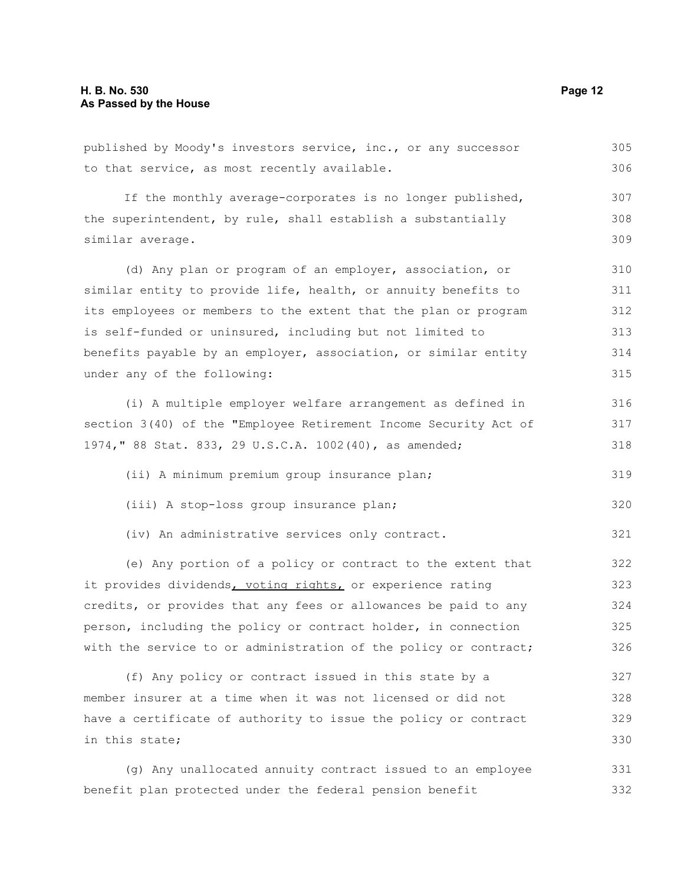published by Moody's investors service, inc., or any successor to that service, as most recently available.

If the monthly average-corporates is no longer published, the superintendent, by rule, shall establish a substantially similar average.

(d) Any plan or program of an employer, association, or similar entity to provide life, health, or annuity benefits to its employees or members to the extent that the plan or program is self-funded or uninsured, including but not limited to benefits payable by an employer, association, or similar entity under any of the following:

(i) A multiple employer welfare arrangement as defined in section 3(40) of the "Employee Retirement Income Security Act of 1974," 88 Stat. 833, 29 U.S.C.A. 1002(40), as amended;

(ii) A minimum premium group insurance plan;

(iii) A stop-loss group insurance plan;

(iv) An administrative services only contract.

(e) Any portion of a policy or contract to the extent that it provides dividends, voting rights, or experience rating credits, or provides that any fees or allowances be paid to any person, including the policy or contract holder, in connection with the service to or administration of the policy or contract;

(f) Any policy or contract issued in this state by a member insurer at a time when it was not licensed or did not have a certificate of authority to issue the policy or contract in this state;

(g) Any unallocated annuity contract issued to an employee benefit plan protected under the federal pension benefit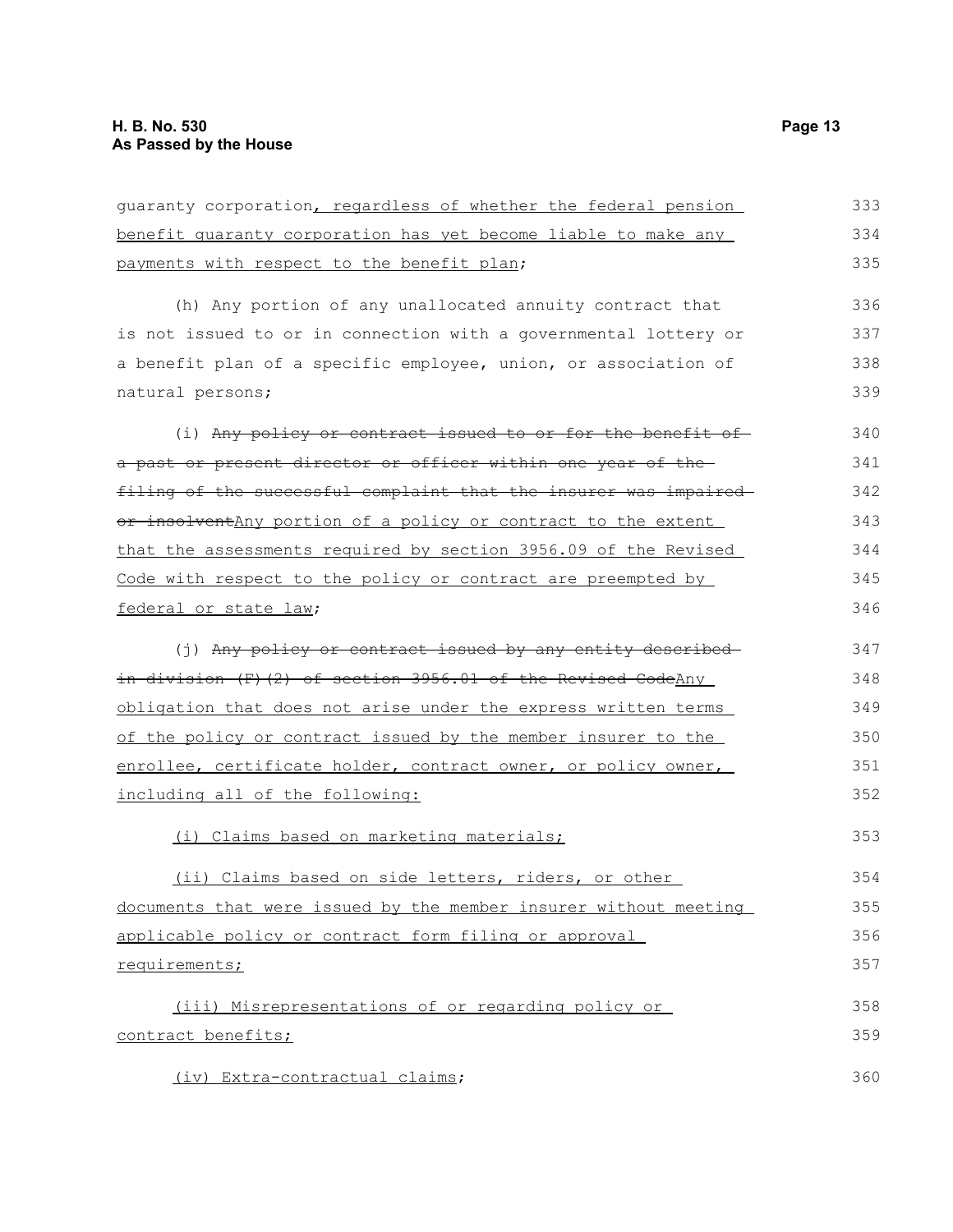guaranty corporation, regardless of whether the federal pension benefit guaranty corporation has yet become liable to make any payments with respect to the benefit plan;

(h) Any portion of any unallocated annuity contract that is not issued to or in connection with a governmental lottery or a benefit plan of a specific employee, union, or association of natural persons;

(i) ~~Any policy or contract issued to or for the benefit of a past or present director or officer within one year of the filing of the successful complaint that the insurer was impaired or insolvent~~Any portion of a policy or contract to the extent that the assessments required by section 3956.09 of the Revised Code with respect to the policy or contract are preempted by federal or state law;

(j) ~~Any policy or contract issued by any entity described in division (F)(2) of section 3956.01 of the Revised Code~~Any obligation that does not arise under the express written terms of the policy or contract issued by the member insurer to the enrollee, certificate holder, contract owner, or policy owner, including all of the following:

(i) Claims based on marketing materials;

(ii) Claims based on side letters, riders, or other documents that were issued by the member insurer without meeting applicable policy or contract form filing or approval requirements;

(iii) Misrepresentations of or regarding policy or contract benefits;

(iv) Extra-contractual claims;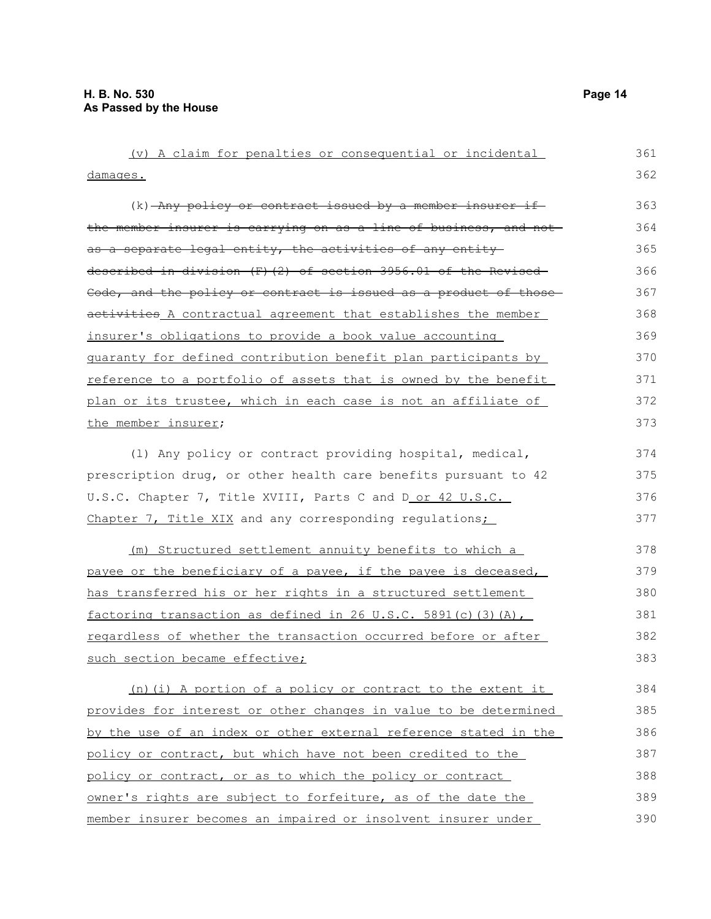(v) A claim for penalties or consequential or incidental damages.

(k) ~~Any policy or contract issued by a member insurer if the member insurer is carrying on as a line of business, and not as a separate legal entity, the activities of any entity described in division (F)(2) of section 3956.01 of the Revised Code, and the policy or contract is issued as a product of those activities~~ A contractual agreement that establishes the member insurer's obligations to provide a book value accounting guaranty for defined contribution benefit plan participants by reference to a portfolio of assets that is owned by the benefit plan or its trustee, which in each case is not an affiliate of the member insurer;

(l) Any policy or contract providing hospital, medical, prescription drug, or other health care benefits pursuant to 42 U.S.C. Chapter 7, Title XVIII, Parts C and D or 42 U.S.C. Chapter 7, Title XIX and any corresponding regulations;

(m) Structured settlement annuity benefits to which a payee or the beneficiary of a payee, if the payee is deceased, has transferred his or her rights in a structured settlement factoring transaction as defined in 26 U.S.C. 5891(c)(3)(A), regardless of whether the transaction occurred before or after such section became effective;

(n)(i) A portion of a policy or contract to the extent it provides for interest or other changes in value to be determined by the use of an index or other external reference stated in the policy or contract, but which have not been credited to the policy or contract, or as to which the policy or contract owner's rights are subject to forfeiture, as of the date the member insurer becomes an impaired or insolvent insurer under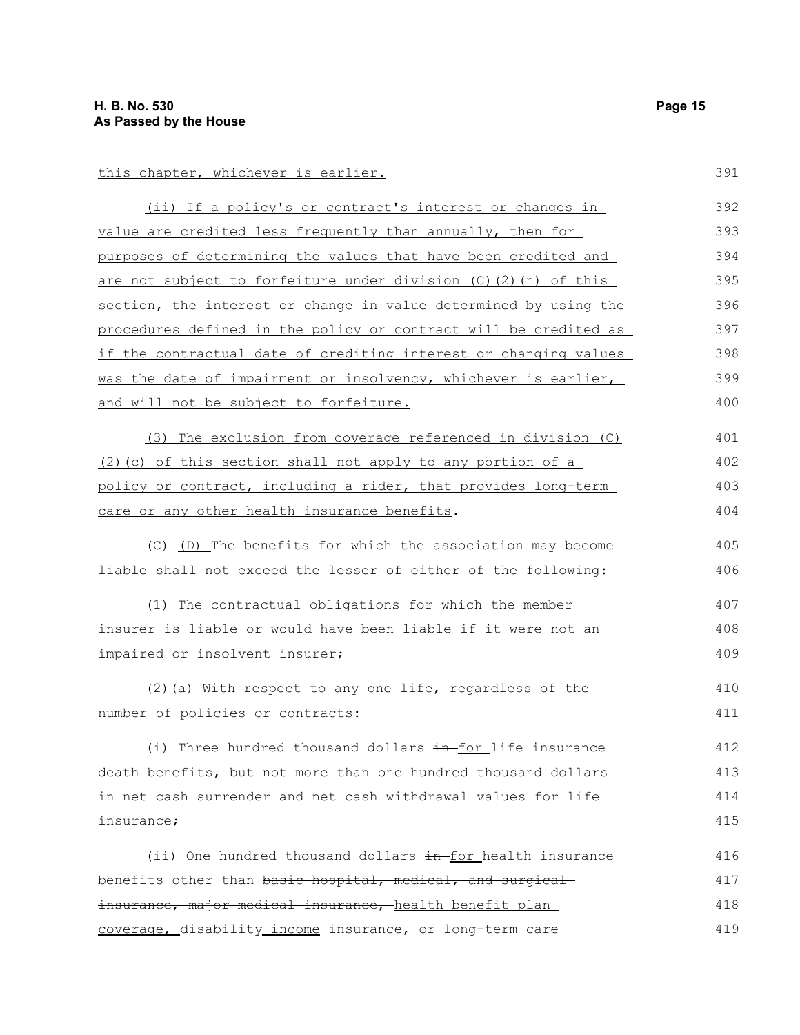this chapter, whichever is earlier.

(ii) If a policy's or contract's interest or changes in value are credited less frequently than annually, then for purposes of determining the values that have been credited and are not subject to forfeiture under division (C)(2)(n) of this section, the interest or change in value determined by using the procedures defined in the policy or contract will be credited as if the contractual date of crediting interest or changing values was the date of impairment or insolvency, whichever is earlier, and will not be subject to forfeiture.

(3) The exclusion from coverage referenced in division (C)(2)(c) of this section shall not apply to any portion of a policy or contract, including a rider, that provides long-term care or any other health insurance benefits.

~~(C)~~ (D) The benefits for which the association may become liable shall not exceed the lesser of either of the following:

(1) The contractual obligations for which the member insurer is liable or would have been liable if it were not an impaired or insolvent insurer;

(2)(a) With respect to any one life, regardless of the number of policies or contracts:

(i) Three hundred thousand dollars ~~in~~ for life insurance death benefits, but not more than one hundred thousand dollars in net cash surrender and net cash withdrawal values for life insurance;

(ii) One hundred thousand dollars ~~in~~ for health insurance benefits other than ~~basic hospital, medical, and surgical insurance, major medical insurance,~~ health benefit plan coverage, disability income insurance, or long-term care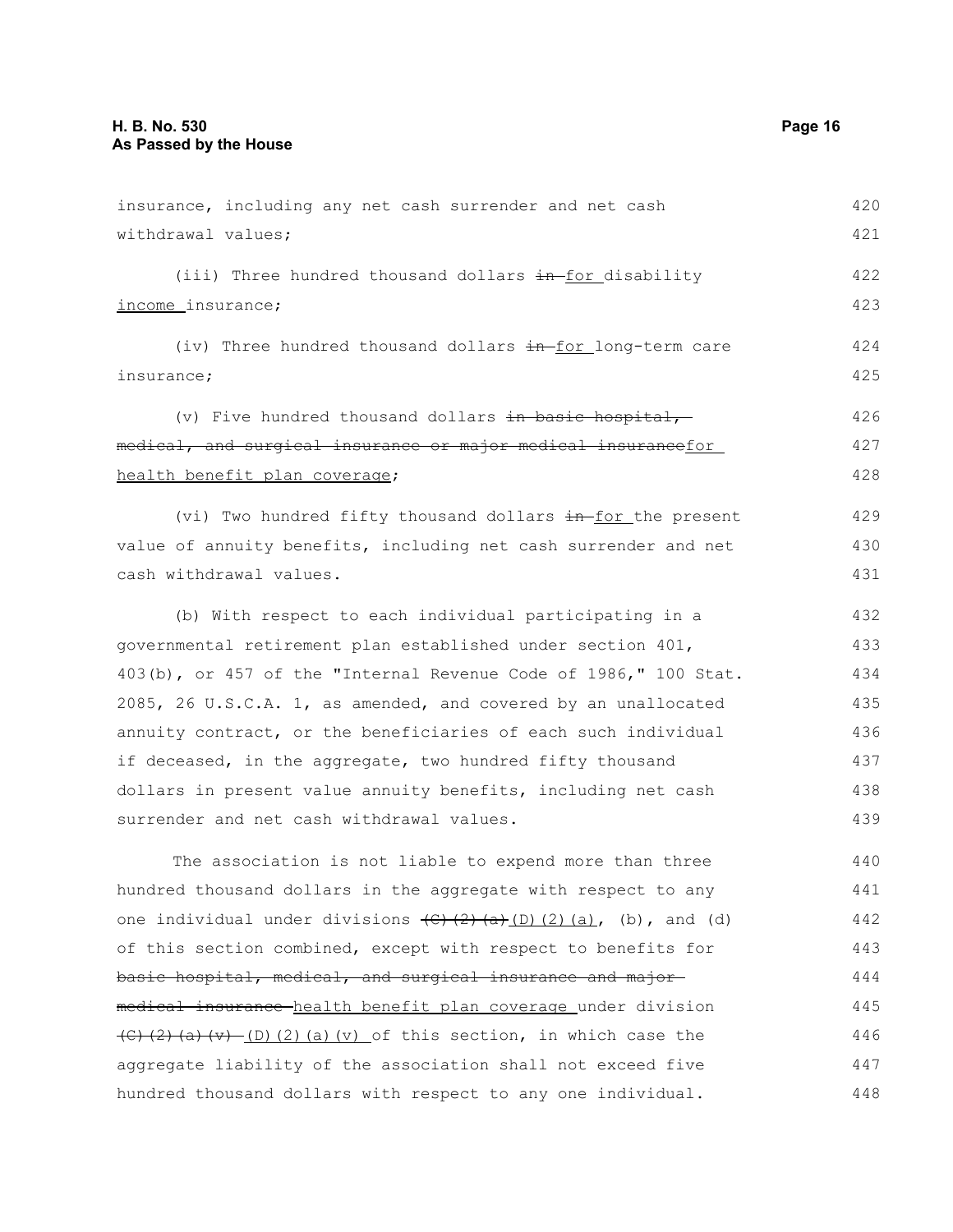insurance, including any net cash surrender and net cash withdrawal values;

(iii) Three hundred thousand dollars ~~in~~ for disability income insurance;

(iv) Three hundred thousand dollars ~~in~~ for long-term care insurance;

(v) Five hundred thousand dollars ~~in basic hospital, medical, and surgical insurance or major medical insurance~~for health benefit plan coverage;

(vi) Two hundred fifty thousand dollars ~~in~~ for the present value of annuity benefits, including net cash surrender and net cash withdrawal values.

(b) With respect to each individual participating in a governmental retirement plan established under section 401, 403(b), or 457 of the "Internal Revenue Code of 1986," 100 Stat. 2085, 26 U.S.C.A. 1, as amended, and covered by an unallocated annuity contract, or the beneficiaries of each such individual if deceased, in the aggregate, two hundred fifty thousand dollars in present value annuity benefits, including net cash surrender and net cash withdrawal values.

The association is not liable to expend more than three hundred thousand dollars in the aggregate with respect to any one individual under divisions ~~(C)(2)(a)~~(D)(2)(a), (b), and (d) of this section combined, except with respect to benefits for ~~basic hospital, medical, and surgical insurance and major medical insurance~~ health benefit plan coverage under division ~~(C)(2)(a)(v)~~ (D)(2)(a)(v) of this section, in which case the aggregate liability of the association shall not exceed five hundred thousand dollars with respect to any one individual.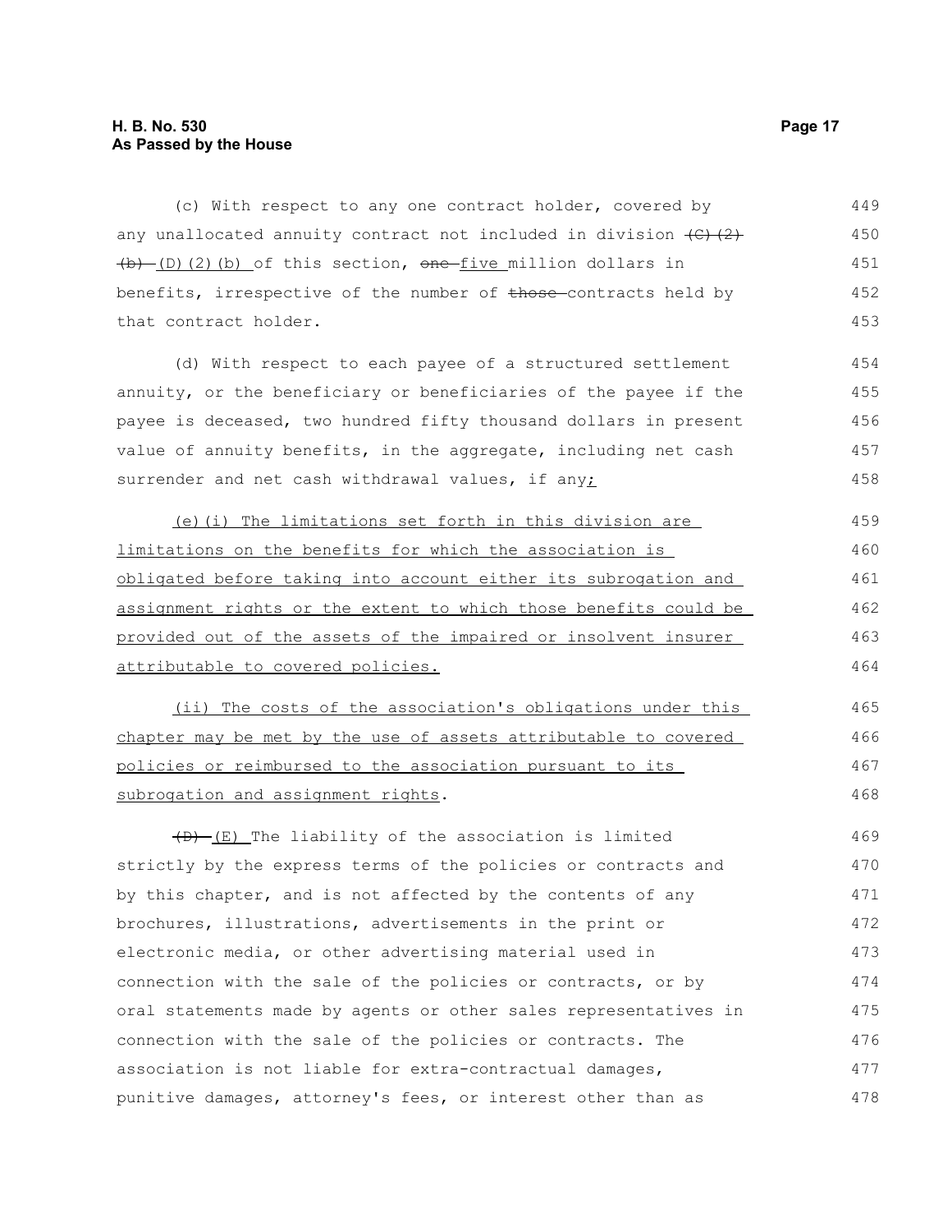(c) With respect to any one contract holder, covered by any unallocated annuity contract not included in division ~~(C)(2)(b)~~ (D)(2)(b) of this section, ~~one~~ five million dollars in benefits, irrespective of the number of ~~those~~ contracts held by that contract holder.

(d) With respect to each payee of a structured settlement annuity, or the beneficiary or beneficiaries of the payee if the payee is deceased, two hundred fifty thousand dollars in present value of annuity benefits, in the aggregate, including net cash surrender and net cash withdrawal values, if any;

(e)(i) The limitations set forth in this division are limitations on the benefits for which the association is obligated before taking into account either its subrogation and assignment rights or the extent to which those benefits could be provided out of the assets of the impaired or insolvent insurer attributable to covered policies.

(ii) The costs of the association's obligations under this chapter may be met by the use of assets attributable to covered policies or reimbursed to the association pursuant to its subrogation and assignment rights.

~~(D)~~ (E) The liability of the association is limited strictly by the express terms of the policies or contracts and by this chapter, and is not affected by the contents of any brochures, illustrations, advertisements in the print or electronic media, or other advertising material used in connection with the sale of the policies or contracts, or by oral statements made by agents or other sales representatives in connection with the sale of the policies or contracts. The association is not liable for extra-contractual damages, punitive damages, attorney's fees, or interest other than as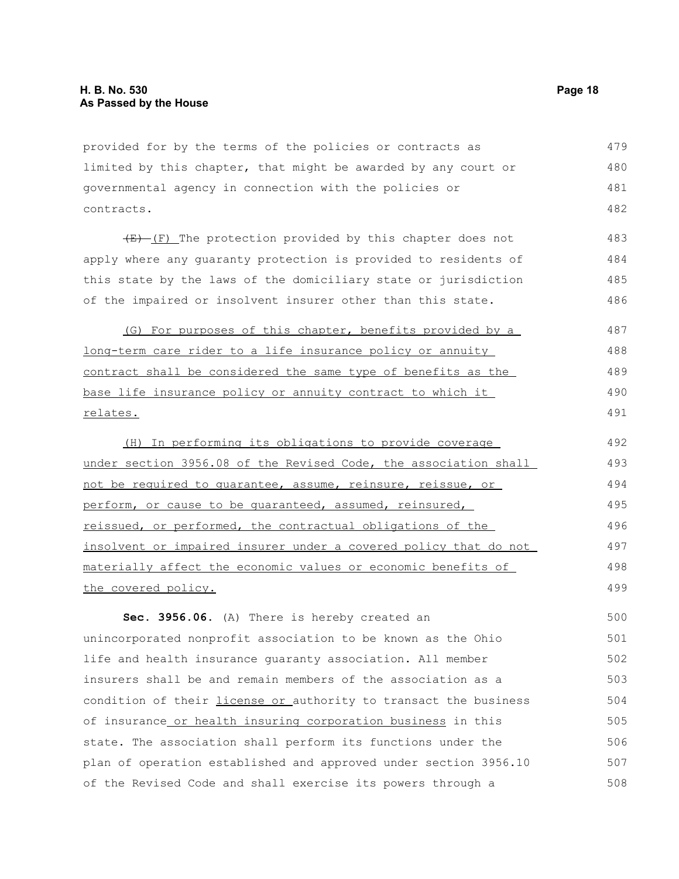provided for by the terms of the policies or contracts as limited by this chapter, that might be awarded by any court or governmental agency in connection with the policies or contracts.

~~(E)~~ (F) The protection provided by this chapter does not apply where any guaranty protection is provided to residents of this state by the laws of the domiciliary state or jurisdiction of the impaired or insolvent insurer other than this state.

<u>(G) For purposes of this chapter, benefits provided by a long-term care rider to a life insurance policy or annuity contract shall be considered the same type of benefits as the base life insurance policy or annuity contract to which it relates.</u>

<u>(H) In performing its obligations to provide coverage under section 3956.08 of the Revised Code, the association shall not be required to guarantee, assume, reinsure, reissue, or perform, or cause to be guaranteed, assumed, reinsured, reissued, or performed, the contractual obligations of the insolvent or impaired insurer under a covered policy that do not materially affect the economic values or economic benefits of the covered policy.</u>

**Sec. 3956.06.** (A) There is hereby created an unincorporated nonprofit association to be known as the Ohio life and health insurance guaranty association. All member insurers shall be and remain members of the association as a condition of their <u>license or</u> authority to transact the business of insurance<u> or health insuring corporation business</u> in this state. The association shall perform its functions under the plan of operation established and approved under section 3956.10 of the Revised Code and shall exercise its powers through a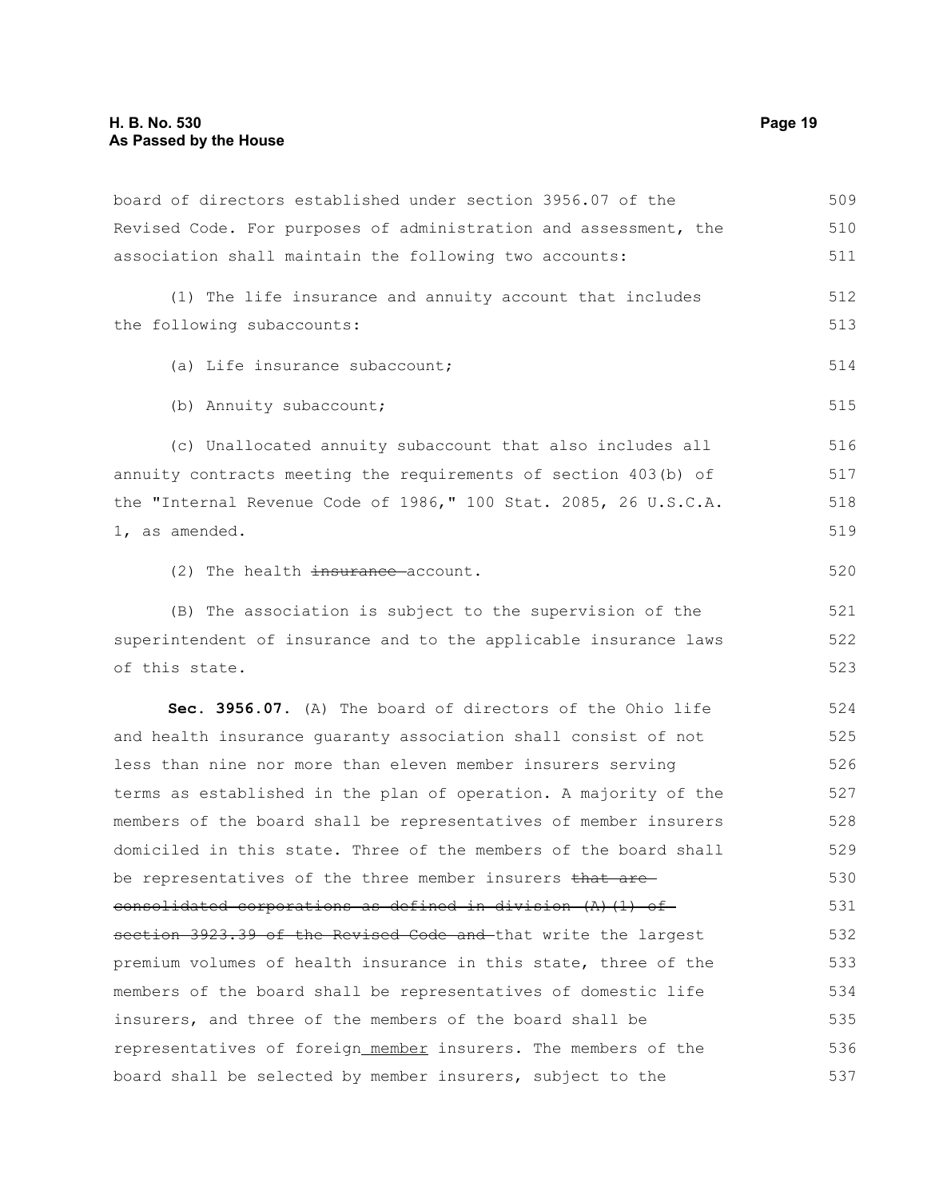board of directors established under section 3956.07 of the Revised Code. For purposes of administration and assessment, the association shall maintain the following two accounts:

(1) The life insurance and annuity account that includes the following subaccounts:

(a) Life insurance subaccount;

(b) Annuity subaccount;

(c) Unallocated annuity subaccount that also includes all annuity contracts meeting the requirements of section 403(b) of the "Internal Revenue Code of 1986," 100 Stat. 2085, 26 U.S.C.A. 1, as amended.

(2) The health ~~insurance~~ account.

(B) The association is subject to the supervision of the superintendent of insurance and to the applicable insurance laws of this state.

**Sec. 3956.07.** (A) The board of directors of the Ohio life and health insurance guaranty association shall consist of not less than nine nor more than eleven member insurers serving terms as established in the plan of operation. A majority of the members of the board shall be representatives of member insurers domiciled in this state. Three of the members of the board shall be representatives of the three member insurers ~~that are consolidated corporations as defined in division (A)(1) of section 3923.39 of the Revised Code and~~ that write the largest premium volumes of health insurance in this state, three of the members of the board shall be representatives of domestic life insurers, and three of the members of the board shall be representatives of foreign <u>member</u> insurers. The members of the board shall be selected by member insurers, subject to the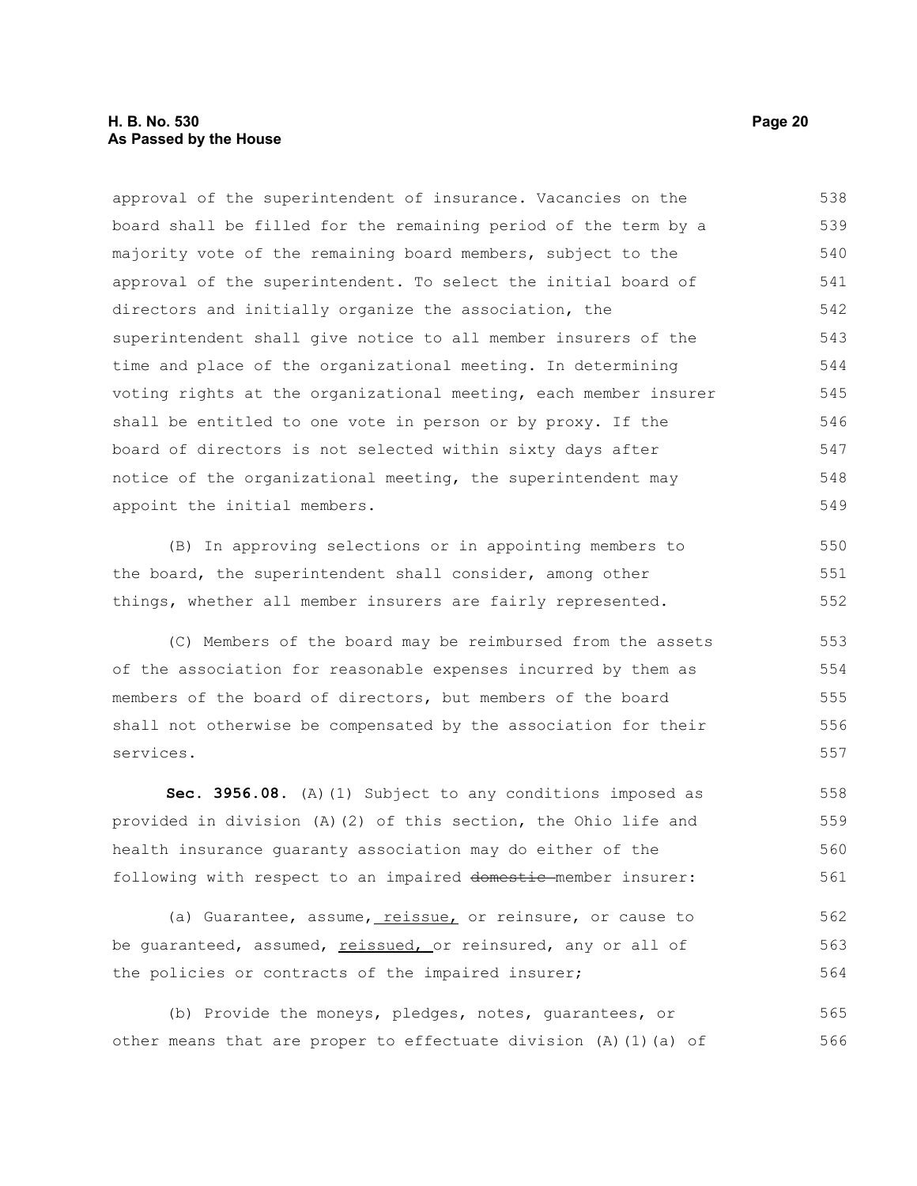approval of the superintendent of insurance. Vacancies on the board shall be filled for the remaining period of the term by a majority vote of the remaining board members, subject to the approval of the superintendent. To select the initial board of directors and initially organize the association, the superintendent shall give notice to all member insurers of the time and place of the organizational meeting. In determining voting rights at the organizational meeting, each member insurer shall be entitled to one vote in person or by proxy. If the board of directors is not selected within sixty days after notice of the organizational meeting, the superintendent may appoint the initial members.

(B) In approving selections or in appointing members to the board, the superintendent shall consider, among other things, whether all member insurers are fairly represented.

(C) Members of the board may be reimbursed from the assets of the association for reasonable expenses incurred by them as members of the board of directors, but members of the board shall not otherwise be compensated by the association for their services.

**Sec. 3956.08.** (A)(1) Subject to any conditions imposed as provided in division (A)(2) of this section, the Ohio life and health insurance guaranty association may do either of the following with respect to an impaired ~~domestic~~ member insurer:

(a) Guarantee, assume, <u>reissue,</u> or reinsure, or cause to be guaranteed, assumed, <u>reissued,</u> or reinsured, any or all of the policies or contracts of the impaired insurer;

(b) Provide the moneys, pledges, notes, guarantees, or other means that are proper to effectuate division (A)(1)(a) of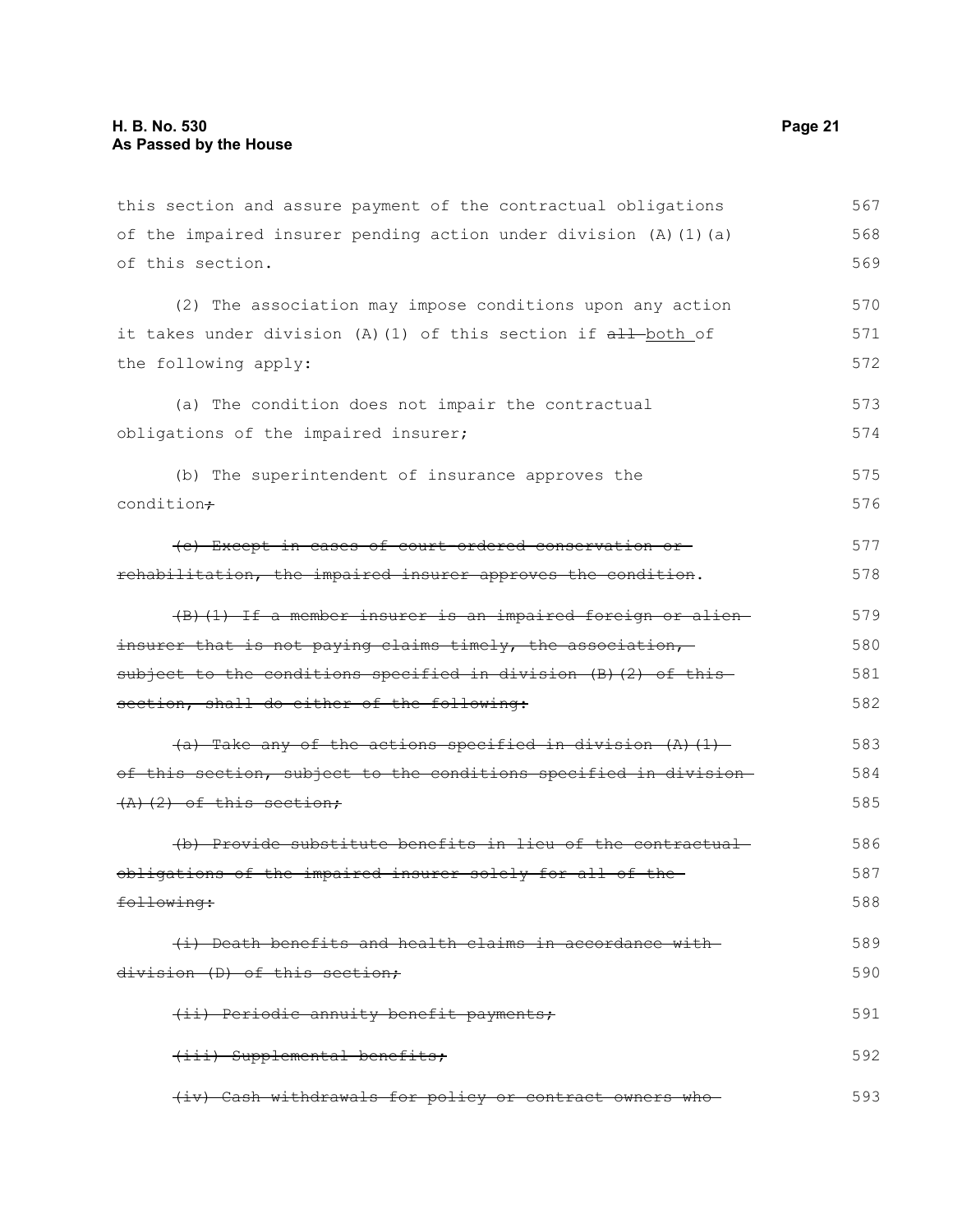this section and assure payment of the contractual obligations of the impaired insurer pending action under division (A)(1)(a) of this section.

(2) The association may impose conditions upon any action it takes under division (A)(1) of this section if ~~all~~ both of the following apply:

(a) The condition does not impair the contractual obligations of the impaired insurer;

(b) The superintendent of insurance approves the condition~~;~~

~~(c) Except in cases of court-ordered conservation or rehabilitation, the impaired insurer approves the condition~~.

~~(B)(1) If a member insurer is an impaired foreign or alien insurer that is not paying claims timely, the association, subject to the conditions specified in division (B)(2) of this section, shall do either of the following:~~

~~(a) Take any of the actions specified in division (A)(1) of this section, subject to the conditions specified in division (A)(2) of this section;~~

~~(b) Provide substitute benefits in lieu of the contractual obligations of the impaired insurer solely for all of the following:~~

~~(i) Death benefits and health claims in accordance with division (D) of this section;~~

~~(ii) Periodic annuity benefit payments;~~

~~(iii) Supplemental benefits;~~

~~(iv) Cash withdrawals for policy or contract owners who~~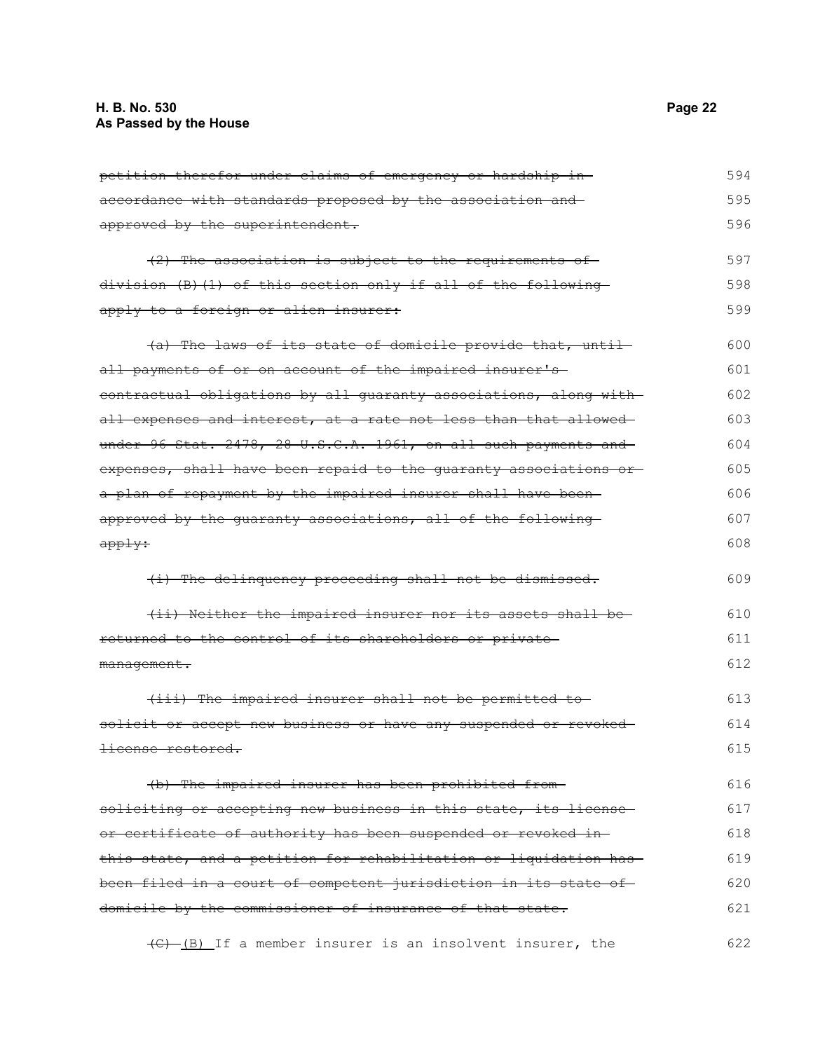~~petition therefor under claims of emergency or hardship in accordance with standards proposed by the association and approved by the superintendent.~~

~~(2) The association is subject to the requirements of division (B)(1) of this section only if all of the following apply to a foreign or alien insurer:~~

~~(a) The laws of its state of domicile provide that, until all payments of or on account of the impaired insurer's contractual obligations by all guaranty associations, along with all expenses and interest, at a rate not less than that allowed under 96 Stat. 2478, 28 U.S.C.A. 1961, on all such payments and expenses, shall have been repaid to the guaranty associations or a plan of repayment by the impaired insurer shall have been approved by the guaranty associations, all of the following apply:~~

~~(i) The delinquency proceeding shall not be dismissed.~~

~~(ii) Neither the impaired insurer nor its assets shall be returned to the control of its shareholders or private management.~~

~~(iii) The impaired insurer shall not be permitted to solicit or accept new business or have any suspended or revoked license restored.~~

~~(b) The impaired insurer has been prohibited from soliciting or accepting new business in this state, its license or certificate of authority has been suspended or revoked in this state, and a petition for rehabilitation or liquidation has been filed in a court of competent jurisdiction in its state of domicile by the commissioner of insurance of that state.~~

~~(C)~~ <u>(B)</u> If a member insurer is an insolvent insurer, the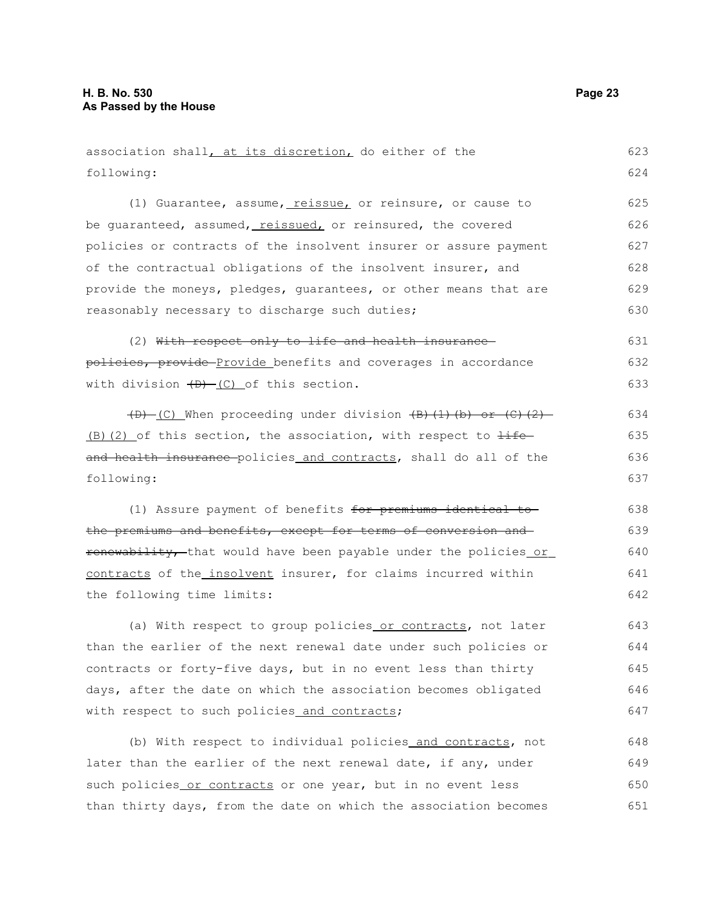association shall, at its discretion, do either of the following:

(1) Guarantee, assume, reissue, or reinsure, or cause to be guaranteed, assumed, reissued, or reinsured, the covered policies or contracts of the insolvent insurer or assure payment of the contractual obligations of the insolvent insurer, and provide the moneys, pledges, guarantees, or other means that are reasonably necessary to discharge such duties;

(2) ~~With respect only to life and health insurance policies, provide~~ Provide benefits and coverages in accordance with division ~~(D)~~ (C) of this section.

~~(D)~~ (C) When proceeding under division ~~(B)(1)(b) or (C)(2)~~ (B)(2) of this section, the association, with respect to ~~life and health insurance~~ policies and contracts, shall do all of the following:

(1) Assure payment of benefits ~~for premiums identical to the premiums and benefits, except for terms of conversion and renewability,~~ that would have been payable under the policies or contracts of the insolvent insurer, for claims incurred within the following time limits:

(a) With respect to group policies or contracts, not later than the earlier of the next renewal date under such policies or contracts or forty-five days, but in no event less than thirty days, after the date on which the association becomes obligated with respect to such policies and contracts;

(b) With respect to individual policies and contracts, not later than the earlier of the next renewal date, if any, under such policies or contracts or one year, but in no event less than thirty days, from the date on which the association becomes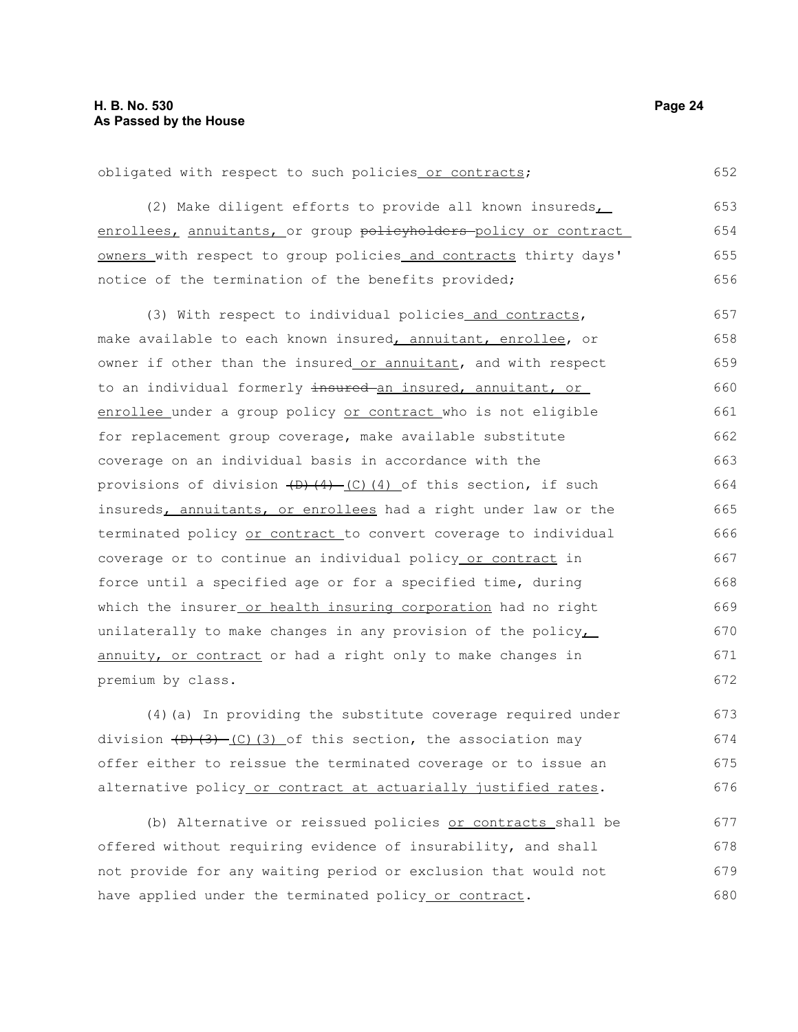obligated with respect to such policies or contracts;

(2) Make diligent efforts to provide all known insureds, enrollees, annuitants, or group policyholders policy or contract owners with respect to group policies and contracts thirty days' notice of the termination of the benefits provided;

(3) With respect to individual policies and contracts, make available to each known insured, annuitant, enrollee, or owner if other than the insured or annuitant, and with respect to an individual formerly insured an insured, annuitant, or enrollee under a group policy or contract who is not eligible for replacement group coverage, make available substitute coverage on an individual basis in accordance with the provisions of division (D)(4) (C)(4) of this section, if such insureds, annuitants, or enrollees had a right under law or the terminated policy or contract to convert coverage to individual coverage or to continue an individual policy or contract in force until a specified age or for a specified time, during which the insurer or health insuring corporation had no right unilaterally to make changes in any provision of the policy, annuity, or contract or had a right only to make changes in premium by class.

(4)(a) In providing the substitute coverage required under division (D)(3) (C)(3) of this section, the association may offer either to reissue the terminated coverage or to issue an alternative policy or contract at actuarially justified rates.

(b) Alternative or reissued policies or contracts shall be offered without requiring evidence of insurability, and shall not provide for any waiting period or exclusion that would not have applied under the terminated policy or contract.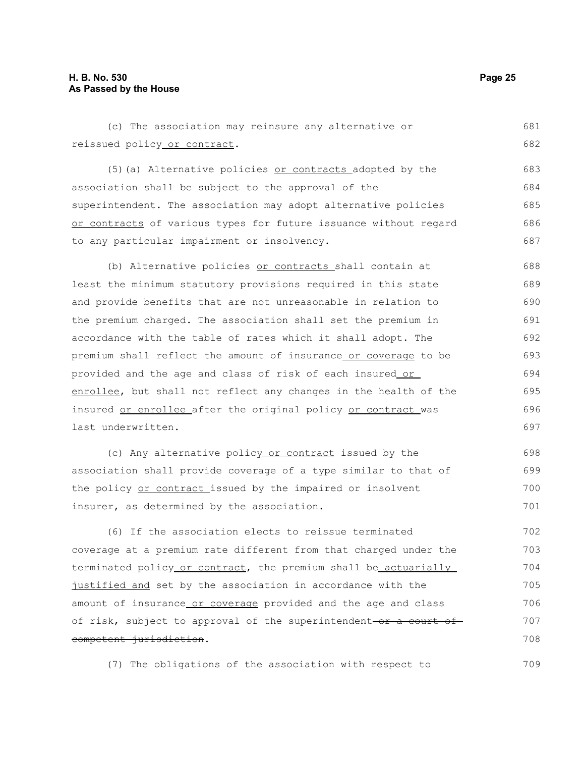(c) The association may reinsure any alternative or reissued policy<u> or contract</u>.

(5)(a) Alternative policies <u>or contracts </u>adopted by the association shall be subject to the approval of the superintendent. The association may adopt alternative policies <u>or contracts</u> of various types for future issuance without regard to any particular impairment or insolvency.

(b) Alternative policies <u>or contracts </u>shall contain at least the minimum statutory provisions required in this state and provide benefits that are not unreasonable in relation to the premium charged. The association shall set the premium in accordance with the table of rates which it shall adopt. The premium shall reflect the amount of insurance<u> or coverage</u> to be provided and the age and class of risk of each insured<u> or enrollee</u>, but shall not reflect any changes in the health of the insured <u>or enrollee </u>after the original policy <u>or contract </u>was last underwritten.

(c) Any alternative policy<u> or contract</u> issued by the association shall provide coverage of a type similar to that of the policy <u>or contract </u>issued by the impaired or insolvent insurer, as determined by the association.

(6) If the association elects to reissue terminated coverage at a premium rate different from that charged under the terminated policy<u> or contract</u>, the premium shall be<u> actuarially justified and</u> set by the association in accordance with the amount of insurance<u> or coverage</u> provided and the age and class of risk, subject to approval of the superintendent~~ or a court of competent jurisdiction~~.

(7) The obligations of the association with respect to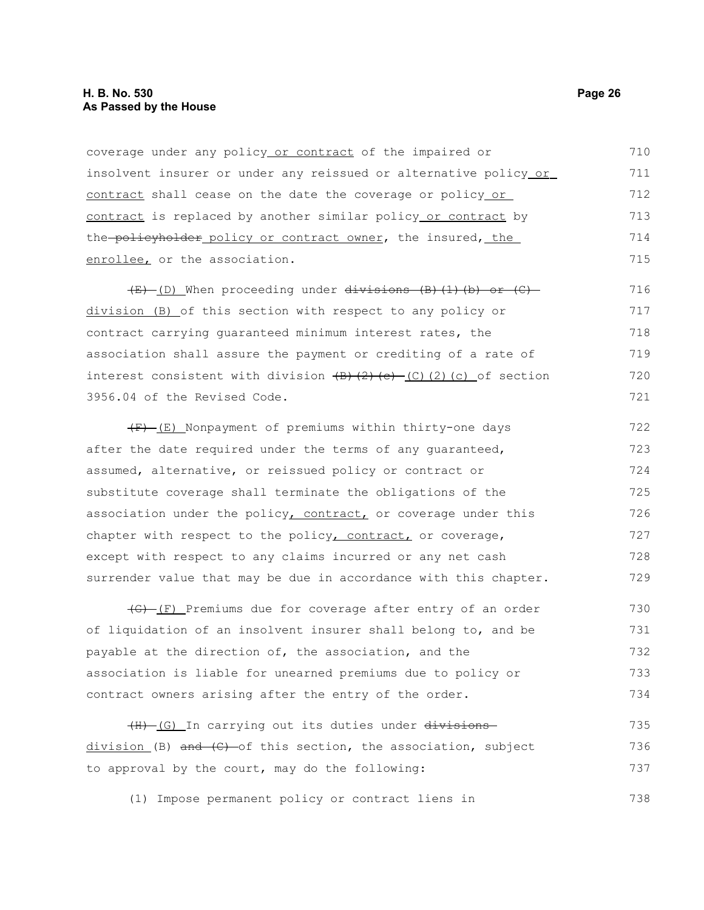coverage under any policy or contract of the impaired or insolvent insurer or under any reissued or alternative policy or contract shall cease on the date the coverage or policy or contract is replaced by another similar policy or contract by the ~~policyholder~~ policy or contract owner, the insured, the enrollee, or the association.

~~(E)~~ (D) When proceeding under ~~divisions (B)(1)(b) or (C)~~ division (B) of this section with respect to any policy or contract carrying guaranteed minimum interest rates, the association shall assure the payment or crediting of a rate of interest consistent with division ~~(B)(2)(c)~~ (C)(2)(c) of section 3956.04 of the Revised Code.

~~(F)~~ (E) Nonpayment of premiums within thirty-one days after the date required under the terms of any guaranteed, assumed, alternative, or reissued policy or contract or substitute coverage shall terminate the obligations of the association under the policy, contract, or coverage under this chapter with respect to the policy, contract, or coverage, except with respect to any claims incurred or any net cash surrender value that may be due in accordance with this chapter.

~~(G)~~ (F) Premiums due for coverage after entry of an order of liquidation of an insolvent insurer shall belong to, and be payable at the direction of, the association, and the association is liable for unearned premiums due to policy or contract owners arising after the entry of the order.

~~(H)~~ (G) In carrying out its duties under ~~divisions~~ division (B) ~~and (C)~~ of this section, the association, subject to approval by the court, may do the following:

(1) Impose permanent policy or contract liens in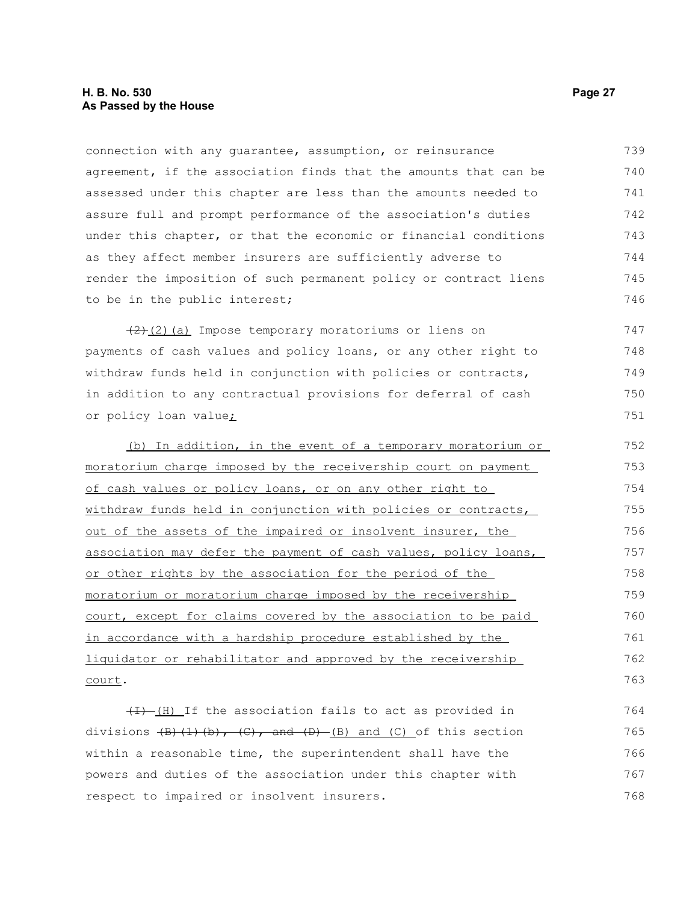connection with any guarantee, assumption, or reinsurance agreement, if the association finds that the amounts that can be assessed under this chapter are less than the amounts needed to assure full and prompt performance of the association's duties under this chapter, or that the economic or financial conditions as they affect member insurers are sufficiently adverse to render the imposition of such permanent policy or contract liens to be in the public interest;

~~(2)~~ (2)(a) Impose temporary moratoriums or liens on payments of cash values and policy loans, or any other right to withdraw funds held in conjunction with policies or contracts, in addition to any contractual provisions for deferral of cash or policy loan value;

(b) In addition, in the event of a temporary moratorium or moratorium charge imposed by the receivership court on payment of cash values or policy loans, or on any other right to withdraw funds held in conjunction with policies or contracts, out of the assets of the impaired or insolvent insurer, the association may defer the payment of cash values, policy loans, or other rights by the association for the period of the moratorium or moratorium charge imposed by the receivership court, except for claims covered by the association to be paid in accordance with a hardship procedure established by the liquidator or rehabilitator and approved by the receivership court.

~~(I)~~ (H) If the association fails to act as provided in divisions ~~(B)(1)(b), (C), and (D)~~ (B) and (C) of this section within a reasonable time, the superintendent shall have the powers and duties of the association under this chapter with respect to impaired or insolvent insurers.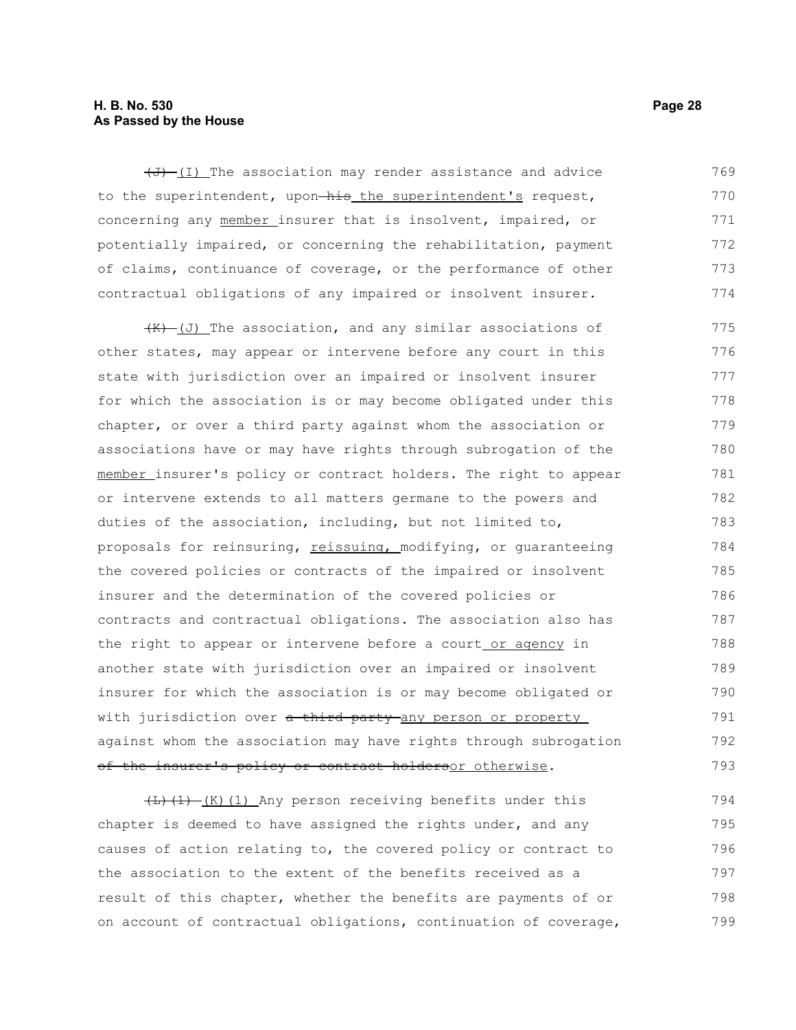~~(J)~~ (I) The association may render assistance and advice to the superintendent, upon ~~his~~ the superintendent's request, concerning any member insurer that is insolvent, impaired, or potentially impaired, or concerning the rehabilitation, payment of claims, continuance of coverage, or the performance of other contractual obligations of any impaired or insolvent insurer.

~~(K)~~ (J) The association, and any similar associations of other states, may appear or intervene before any court in this state with jurisdiction over an impaired or insolvent insurer for which the association is or may become obligated under this chapter, or over a third party against whom the association or associations have or may have rights through subrogation of the member insurer's policy or contract holders. The right to appear or intervene extends to all matters germane to the powers and duties of the association, including, but not limited to, proposals for reinsuring, reissuing, modifying, or guaranteeing the covered policies or contracts of the impaired or insolvent insurer and the determination of the covered policies or contracts and contractual obligations. The association also has the right to appear or intervene before a court or agency in another state with jurisdiction over an impaired or insolvent insurer for which the association is or may become obligated or with jurisdiction over ~~a third party~~ any person or property against whom the association may have rights through subrogation ~~of the insurer's policy or contract holders~~or otherwise.

~~(L)(1)~~ (K)(1) Any person receiving benefits under this chapter is deemed to have assigned the rights under, and any causes of action relating to, the covered policy or contract to the association to the extent of the benefits received as a result of this chapter, whether the benefits are payments of or on account of contractual obligations, continuation of coverage,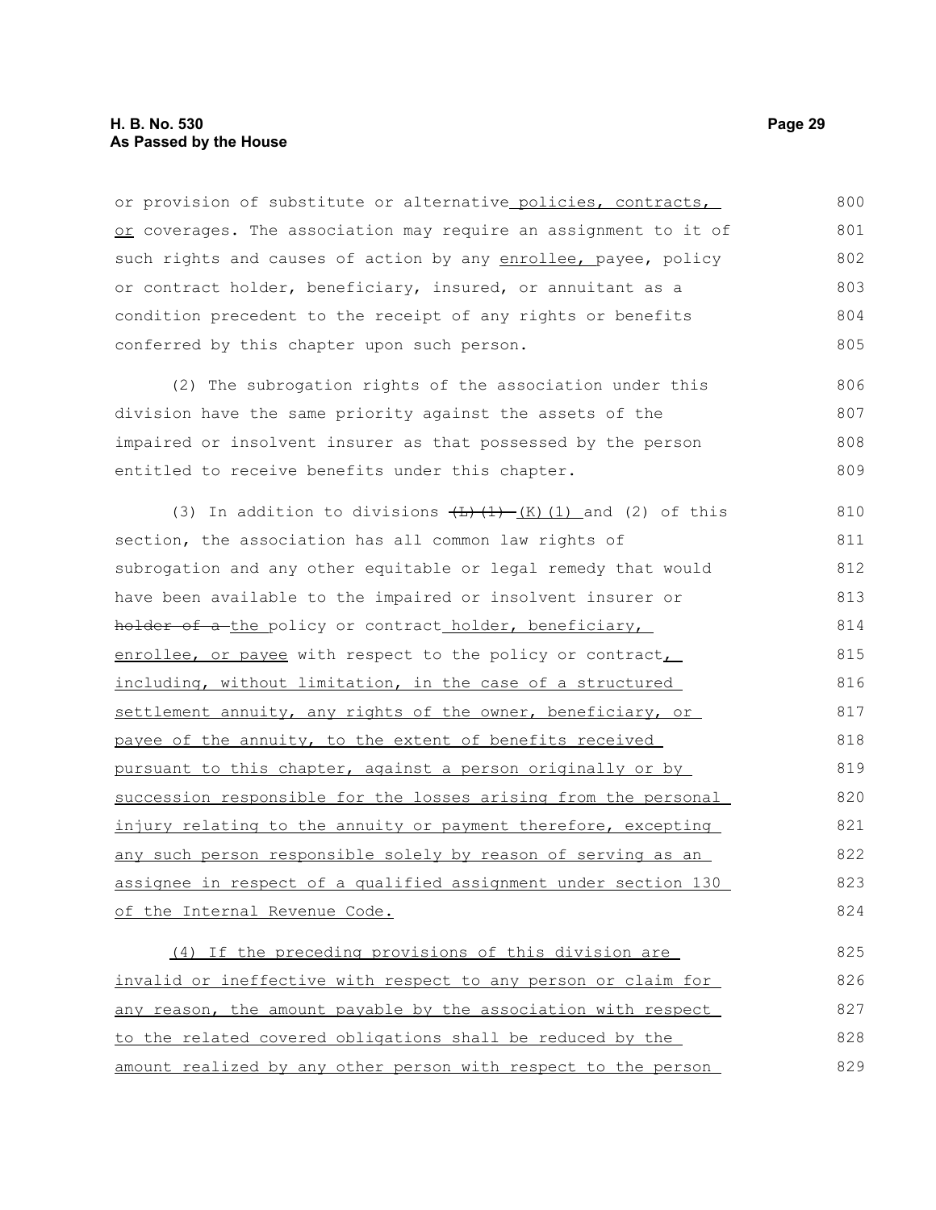or provision of substitute or alternative policies, contracts, or coverages. The association may require an assignment to it of such rights and causes of action by any enrollee, payee, policy or contract holder, beneficiary, insured, or annuitant as a condition precedent to the receipt of any rights or benefits conferred by this chapter upon such person.

(2) The subrogation rights of the association under this division have the same priority against the assets of the impaired or insolvent insurer as that possessed by the person entitled to receive benefits under this chapter.

(3) In addition to divisions ~~(L)(1)~~ (K)(1) and (2) of this section, the association has all common law rights of subrogation and any other equitable or legal remedy that would have been available to the impaired or insolvent insurer or ~~holder of a~~ the policy or contract holder, beneficiary, enrollee, or payee with respect to the policy or contract, including, without limitation, in the case of a structured settlement annuity, any rights of the owner, beneficiary, or payee of the annuity, to the extent of benefits received pursuant to this chapter, against a person originally or by succession responsible for the losses arising from the personal injury relating to the annuity or payment therefore, excepting any such person responsible solely by reason of serving as an assignee in respect of a qualified assignment under section 130 of the Internal Revenue Code.

(4) If the preceding provisions of this division are invalid or ineffective with respect to any person or claim for any reason, the amount payable by the association with respect to the related covered obligations shall be reduced by the amount realized by any other person with respect to the person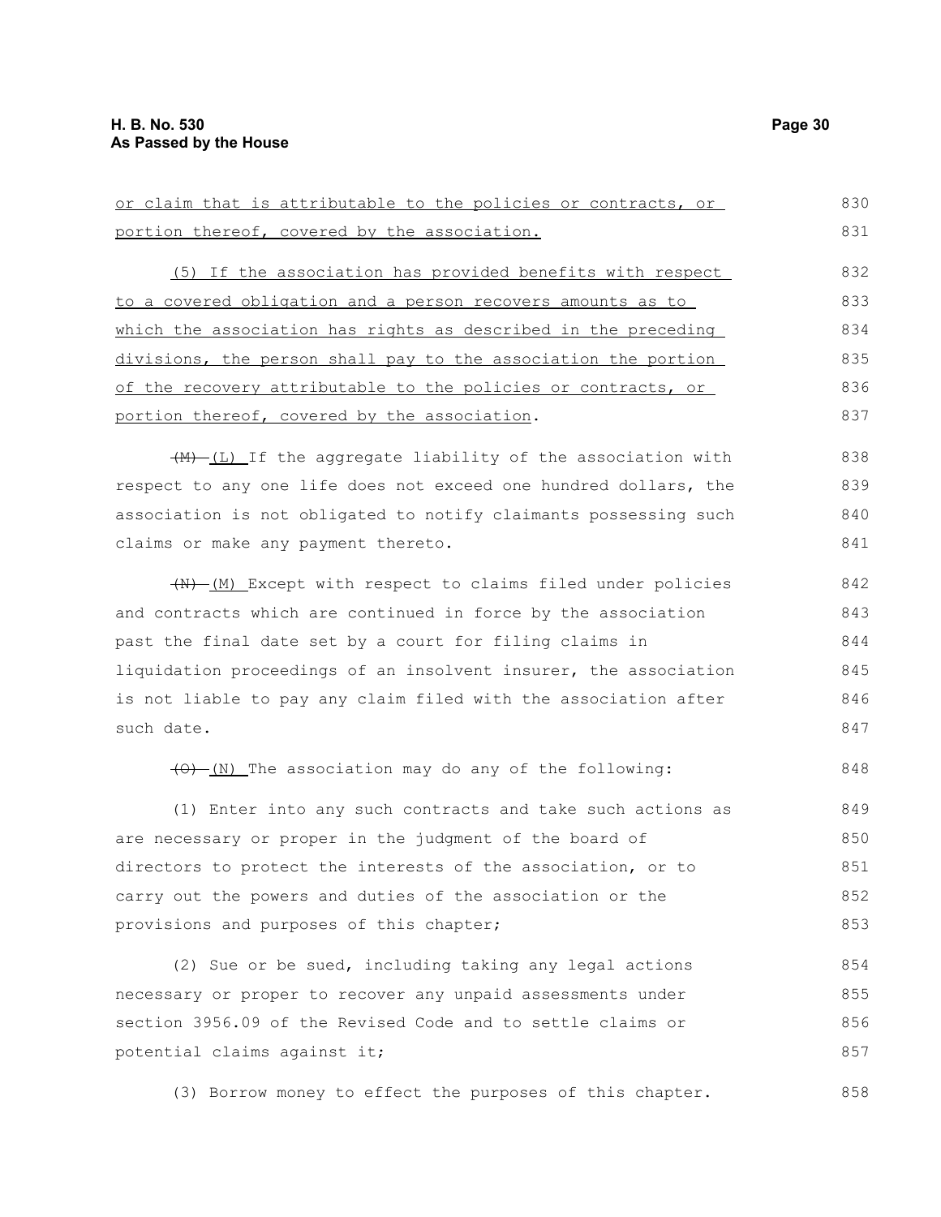or claim that is attributable to the policies or contracts, or portion thereof, covered by the association.

(5) If the association has provided benefits with respect to a covered obligation and a person recovers amounts as to which the association has rights as described in the preceding divisions, the person shall pay to the association the portion of the recovery attributable to the policies or contracts, or portion thereof, covered by the association.

~~(M)~~ (L) If the aggregate liability of the association with respect to any one life does not exceed one hundred dollars, the association is not obligated to notify claimants possessing such claims or make any payment thereto.

~~(N)~~ (M) Except with respect to claims filed under policies and contracts which are continued in force by the association past the final date set by a court for filing claims in liquidation proceedings of an insolvent insurer, the association is not liable to pay any claim filed with the association after such date.

~~(O)~~ (N) The association may do any of the following:

(1) Enter into any such contracts and take such actions as are necessary or proper in the judgment of the board of directors to protect the interests of the association, or to carry out the powers and duties of the association or the provisions and purposes of this chapter;

(2) Sue or be sued, including taking any legal actions necessary or proper to recover any unpaid assessments under section 3956.09 of the Revised Code and to settle claims or potential claims against it;

(3) Borrow money to effect the purposes of this chapter.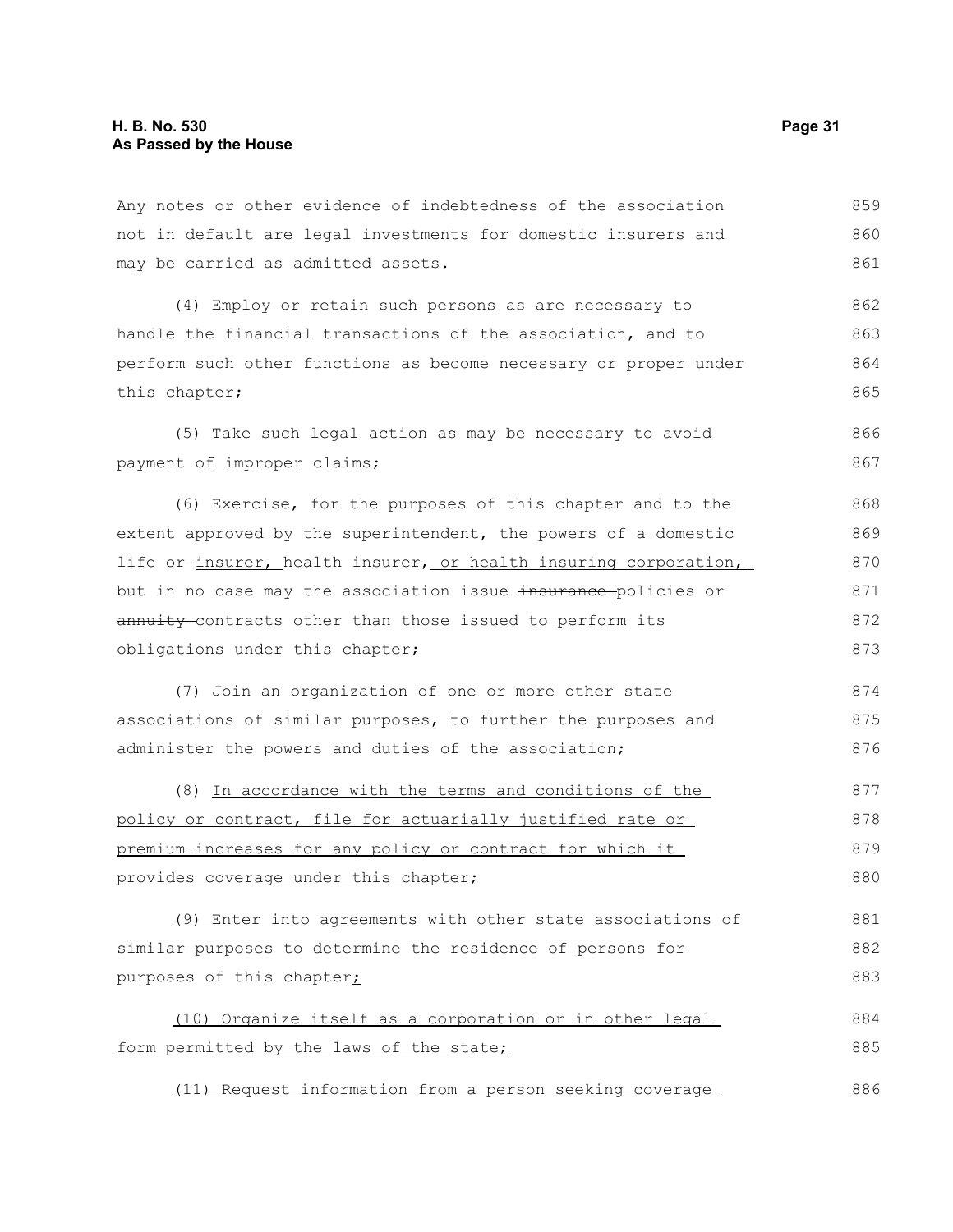Any notes or other evidence of indebtedness of the association not in default are legal investments for domestic insurers and may be carried as admitted assets.

(4) Employ or retain such persons as are necessary to handle the financial transactions of the association, and to perform such other functions as become necessary or proper under this chapter;

(5) Take such legal action as may be necessary to avoid payment of improper claims;

(6) Exercise, for the purposes of this chapter and to the extent approved by the superintendent, the powers of a domestic life ~~or~~ insurer, health insurer, or health insuring corporation, but in no case may the association issue ~~insurance~~ policies or ~~annuity~~ contracts other than those issued to perform its obligations under this chapter;

(7) Join an organization of one or more other state associations of similar purposes, to further the purposes and administer the powers and duties of the association;

(8) In accordance with the terms and conditions of the policy or contract, file for actuarially justified rate or premium increases for any policy or contract for which it provides coverage under this chapter;

(9) Enter into agreements with other state associations of similar purposes to determine the residence of persons for purposes of this chapter;

(10) Organize itself as a corporation or in other legal form permitted by the laws of the state;

(11) Request information from a person seeking coverage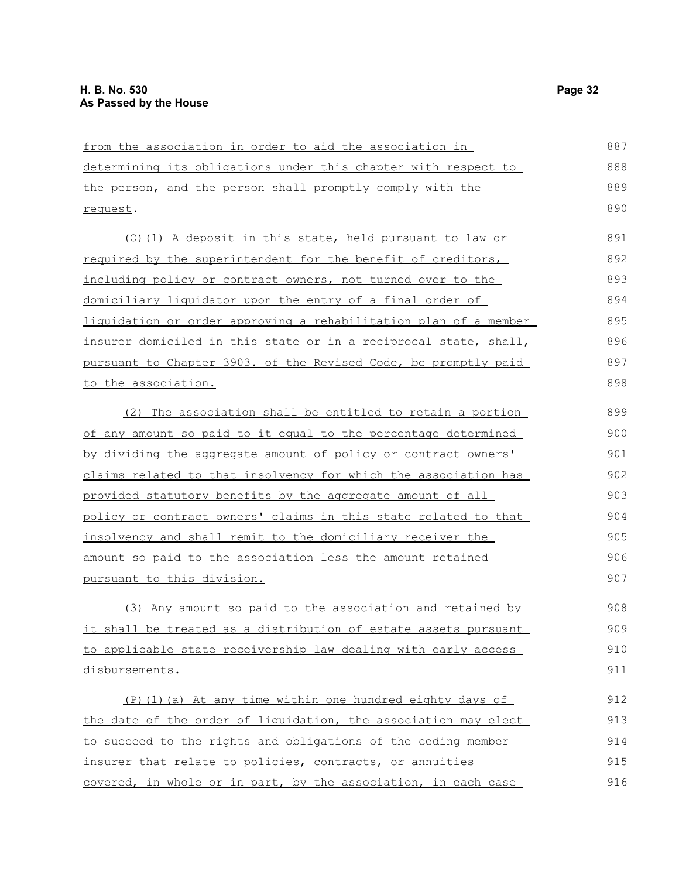from the association in order to aid the association in determining its obligations under this chapter with respect to the person, and the person shall promptly comply with the request.

(O)(1) A deposit in this state, held pursuant to law or required by the superintendent for the benefit of creditors, including policy or contract owners, not turned over to the domiciliary liquidator upon the entry of a final order of liquidation or order approving a rehabilitation plan of a member insurer domiciled in this state or in a reciprocal state, shall, pursuant to Chapter 3903. of the Revised Code, be promptly paid to the association.

(2) The association shall be entitled to retain a portion of any amount so paid to it equal to the percentage determined by dividing the aggregate amount of policy or contract owners' claims related to that insolvency for which the association has provided statutory benefits by the aggregate amount of all policy or contract owners' claims in this state related to that insolvency and shall remit to the domiciliary receiver the amount so paid to the association less the amount retained pursuant to this division.

(3) Any amount so paid to the association and retained by it shall be treated as a distribution of estate assets pursuant to applicable state receivership law dealing with early access disbursements.

(P)(1)(a) At any time within one hundred eighty days of the date of the order of liquidation, the association may elect to succeed to the rights and obligations of the ceding member insurer that relate to policies, contracts, or annuities covered, in whole or in part, by the association, in each case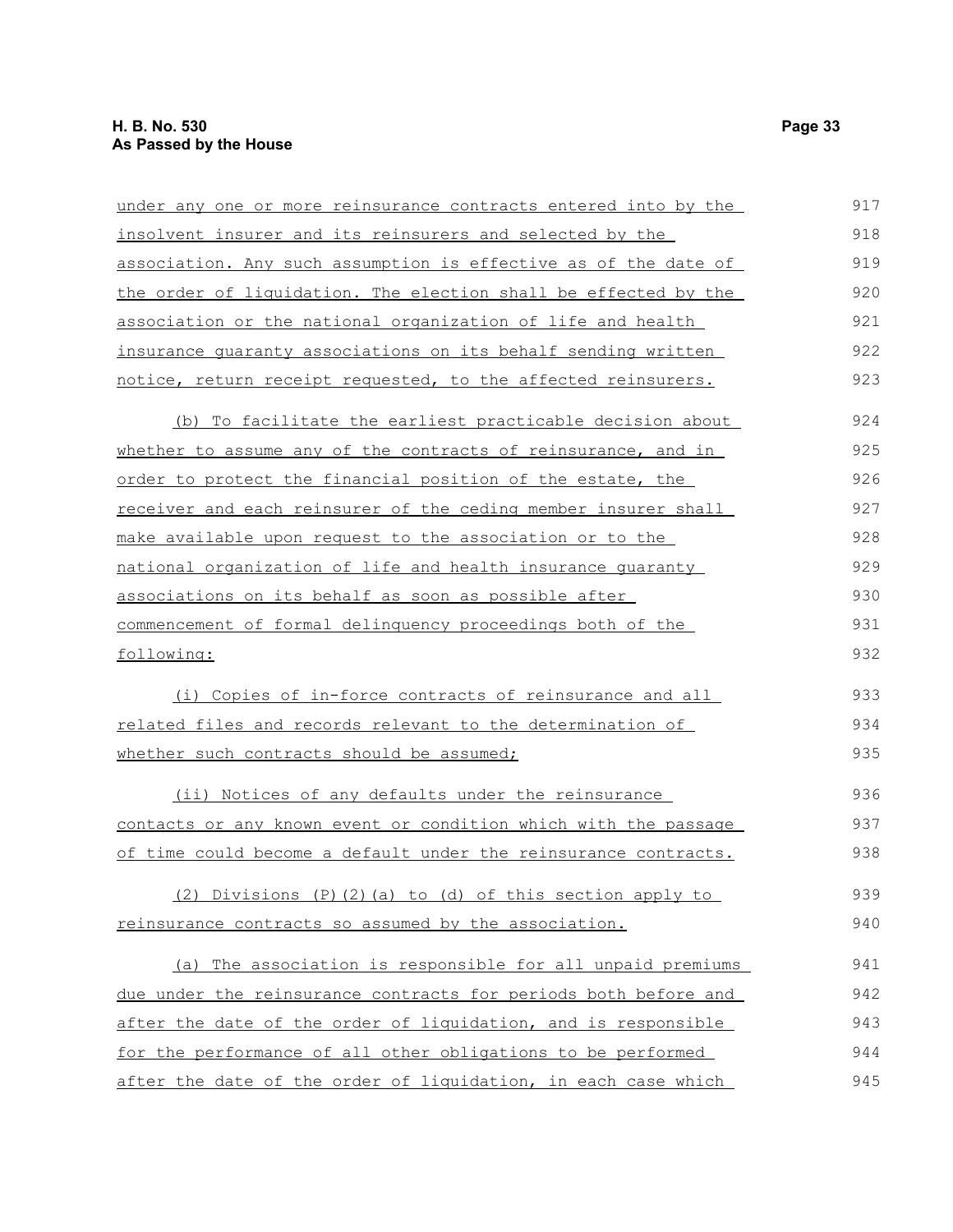under any one or more reinsurance contracts entered into by the insolvent insurer and its reinsurers and selected by the association. Any such assumption is effective as of the date of the order of liquidation. The election shall be effected by the association or the national organization of life and health insurance guaranty associations on its behalf sending written notice, return receipt requested, to the affected reinsurers.

(b) To facilitate the earliest practicable decision about whether to assume any of the contracts of reinsurance, and in order to protect the financial position of the estate, the receiver and each reinsurer of the ceding member insurer shall make available upon request to the association or to the national organization of life and health insurance guaranty associations on its behalf as soon as possible after commencement of formal delinquency proceedings both of the following:

(i) Copies of in-force contracts of reinsurance and all related files and records relevant to the determination of whether such contracts should be assumed;

(ii) Notices of any defaults under the reinsurance contacts or any known event or condition which with the passage of time could become a default under the reinsurance contracts.

(2) Divisions (P)(2)(a) to (d) of this section apply to reinsurance contracts so assumed by the association.

(a) The association is responsible for all unpaid premiums due under the reinsurance contracts for periods both before and after the date of the order of liquidation, and is responsible for the performance of all other obligations to be performed after the date of the order of liquidation, in each case which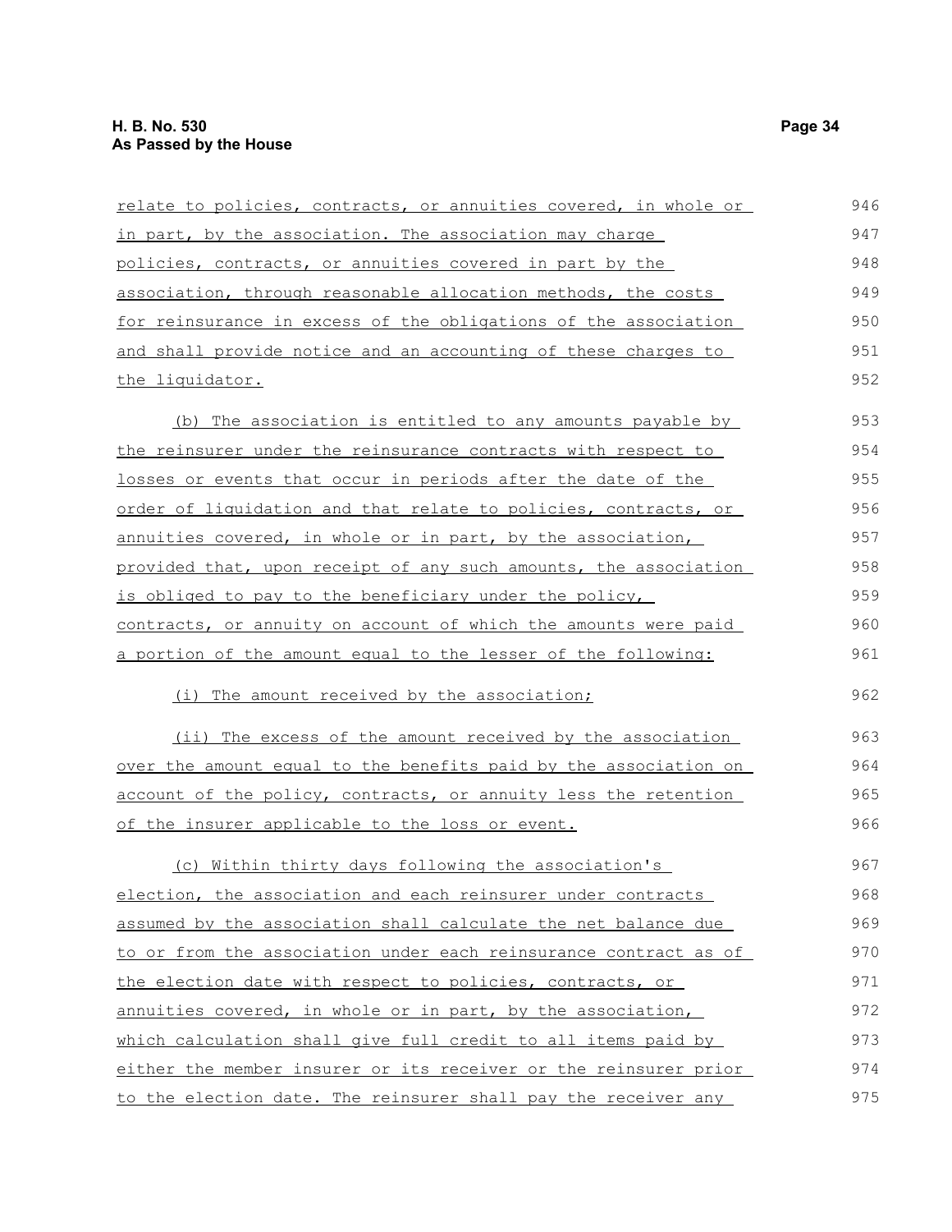relate to policies, contracts, or annuities covered, in whole or in part, by the association. The association may charge policies, contracts, or annuities covered in part by the association, through reasonable allocation methods, the costs for reinsurance in excess of the obligations of the association and shall provide notice and an accounting of these charges to the liquidator.

(b) The association is entitled to any amounts payable by the reinsurer under the reinsurance contracts with respect to losses or events that occur in periods after the date of the order of liquidation and that relate to policies, contracts, or annuities covered, in whole or in part, by the association, provided that, upon receipt of any such amounts, the association is obliged to pay to the beneficiary under the policy, contracts, or annuity on account of which the amounts were paid a portion of the amount equal to the lesser of the following:

(i) The amount received by the association;

(ii) The excess of the amount received by the association over the amount equal to the benefits paid by the association on account of the policy, contracts, or annuity less the retention of the insurer applicable to the loss or event.

(c) Within thirty days following the association's election, the association and each reinsurer under contracts assumed by the association shall calculate the net balance due to or from the association under each reinsurance contract as of the election date with respect to policies, contracts, or annuities covered, in whole or in part, by the association, which calculation shall give full credit to all items paid by either the member insurer or its receiver or the reinsurer prior to the election date. The reinsurer shall pay the receiver any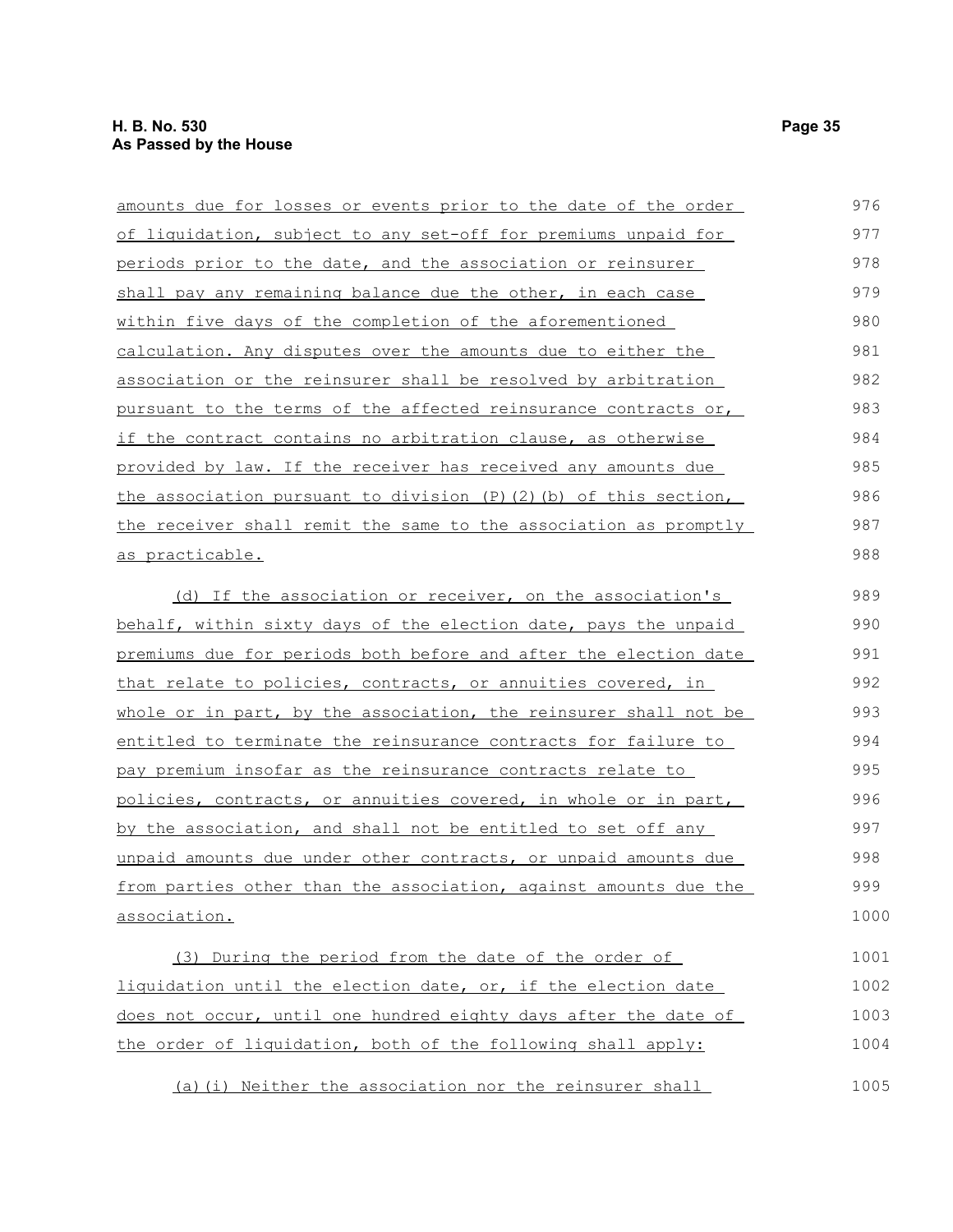amounts due for losses or events prior to the date of the order of liquidation, subject to any set-off for premiums unpaid for periods prior to the date, and the association or reinsurer shall pay any remaining balance due the other, in each case within five days of the completion of the aforementioned calculation. Any disputes over the amounts due to either the association or the reinsurer shall be resolved by arbitration pursuant to the terms of the affected reinsurance contracts or, if the contract contains no arbitration clause, as otherwise provided by law. If the receiver has received any amounts due the association pursuant to division (P)(2)(b) of this section, the receiver shall remit the same to the association as promptly as practicable.

(d) If the association or receiver, on the association's behalf, within sixty days of the election date, pays the unpaid premiums due for periods both before and after the election date that relate to policies, contracts, or annuities covered, in whole or in part, by the association, the reinsurer shall not be entitled to terminate the reinsurance contracts for failure to pay premium insofar as the reinsurance contracts relate to policies, contracts, or annuities covered, in whole or in part, by the association, and shall not be entitled to set off any unpaid amounts due under other contracts, or unpaid amounts due from parties other than the association, against amounts due the association.

(3) During the period from the date of the order of liquidation until the election date, or, if the election date does not occur, until one hundred eighty days after the date of the order of liquidation, both of the following shall apply:

(a)(i) Neither the association nor the reinsurer shall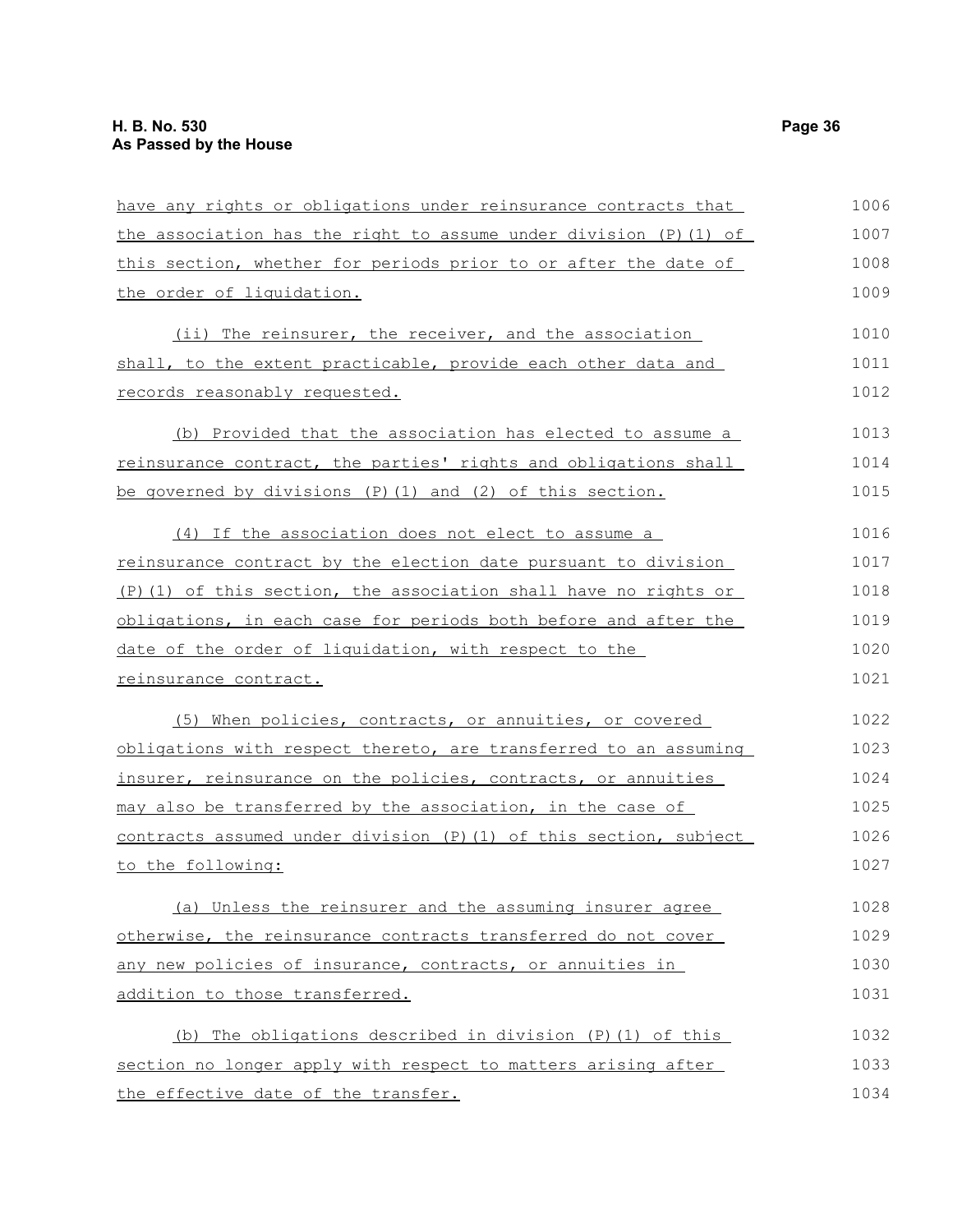have any rights or obligations under reinsurance contracts that the association has the right to assume under division (P)(1) of this section, whether for periods prior to or after the date of the order of liquidation.

(ii) The reinsurer, the receiver, and the association shall, to the extent practicable, provide each other data and records reasonably requested.

(b) Provided that the association has elected to assume a reinsurance contract, the parties' rights and obligations shall be governed by divisions (P)(1) and (2) of this section.

(4) If the association does not elect to assume a reinsurance contract by the election date pursuant to division (P)(1) of this section, the association shall have no rights or obligations, in each case for periods both before and after the date of the order of liquidation, with respect to the reinsurance contract.

(5) When policies, contracts, or annuities, or covered obligations with respect thereto, are transferred to an assuming insurer, reinsurance on the policies, contracts, or annuities may also be transferred by the association, in the case of contracts assumed under division (P)(1) of this section, subject to the following:

(a) Unless the reinsurer and the assuming insurer agree otherwise, the reinsurance contracts transferred do not cover any new policies of insurance, contracts, or annuities in addition to those transferred.

(b) The obligations described in division (P)(1) of this section no longer apply with respect to matters arising after the effective date of the transfer.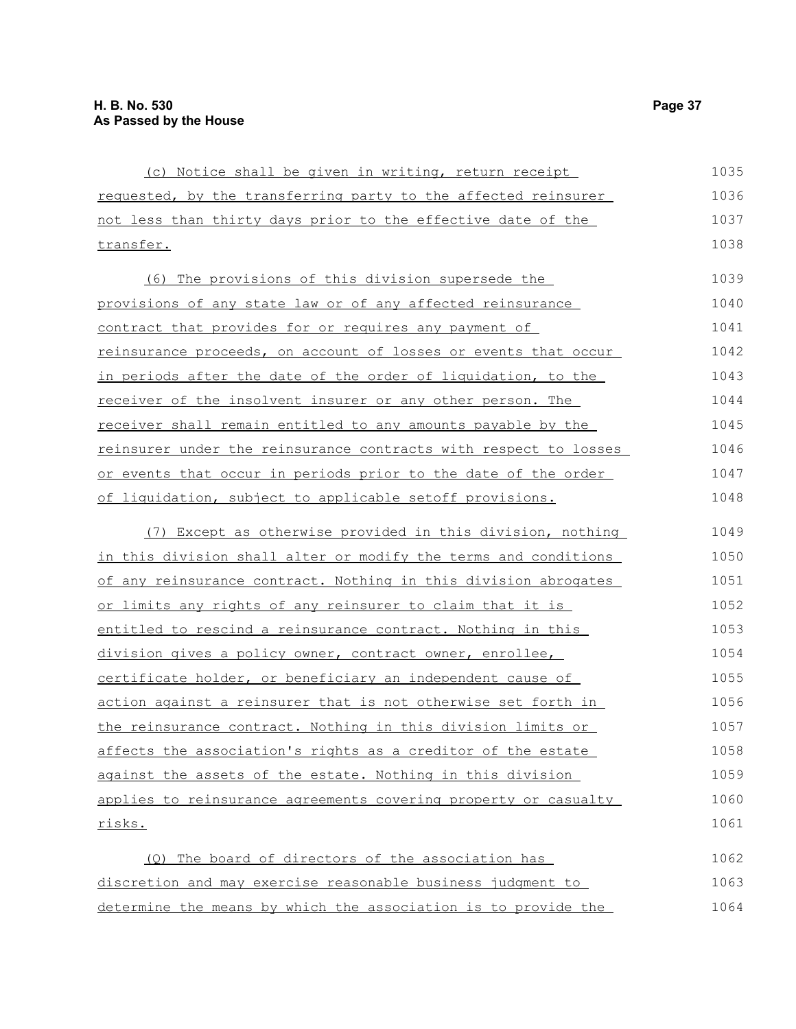(c) Notice shall be given in writing, return receipt requested, by the transferring party to the affected reinsurer not less than thirty days prior to the effective date of the transfer.

(6) The provisions of this division supersede the provisions of any state law or of any affected reinsurance contract that provides for or requires any payment of reinsurance proceeds, on account of losses or events that occur in periods after the date of the order of liquidation, to the receiver of the insolvent insurer or any other person. The receiver shall remain entitled to any amounts payable by the reinsurer under the reinsurance contracts with respect to losses or events that occur in periods prior to the date of the order of liquidation, subject to applicable setoff provisions.

(7) Except as otherwise provided in this division, nothing in this division shall alter or modify the terms and conditions of any reinsurance contract. Nothing in this division abrogates or limits any rights of any reinsurer to claim that it is entitled to rescind a reinsurance contract. Nothing in this division gives a policy owner, contract owner, enrollee, certificate holder, or beneficiary an independent cause of action against a reinsurer that is not otherwise set forth in the reinsurance contract. Nothing in this division limits or affects the association's rights as a creditor of the estate against the assets of the estate. Nothing in this division applies to reinsurance agreements covering property or casualty risks.

(Q) The board of directors of the association has discretion and may exercise reasonable business judgment to determine the means by which the association is to provide the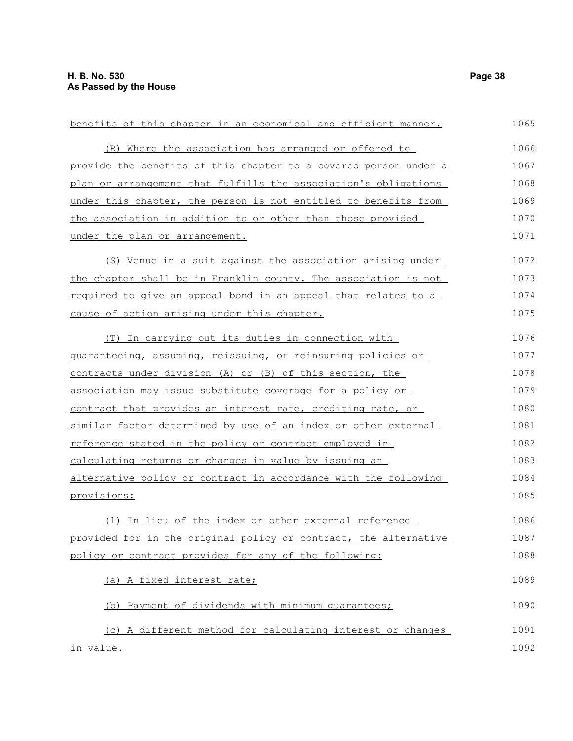benefits of this chapter in an economical and efficient manner.

(R) Where the association has arranged or offered to provide the benefits of this chapter to a covered person under a plan or arrangement that fulfills the association's obligations under this chapter, the person is not entitled to benefits from the association in addition to or other than those provided under the plan or arrangement.

(S) Venue in a suit against the association arising under the chapter shall be in Franklin county. The association is not required to give an appeal bond in an appeal that relates to a cause of action arising under this chapter.

(T) In carrying out its duties in connection with guaranteeing, assuming, reissuing, or reinsuring policies or contracts under division (A) or (B) of this section, the association may issue substitute coverage for a policy or contract that provides an interest rate, crediting rate, or similar factor determined by use of an index or other external reference stated in the policy or contract employed in calculating returns or changes in value by issuing an alternative policy or contract in accordance with the following provisions:

(1) In lieu of the index or other external reference provided for in the original policy or contract, the alternative policy or contract provides for any of the following:

(a) A fixed interest rate;

(b) Payment of dividends with minimum guarantees;

(c) A different method for calculating interest or changes in value.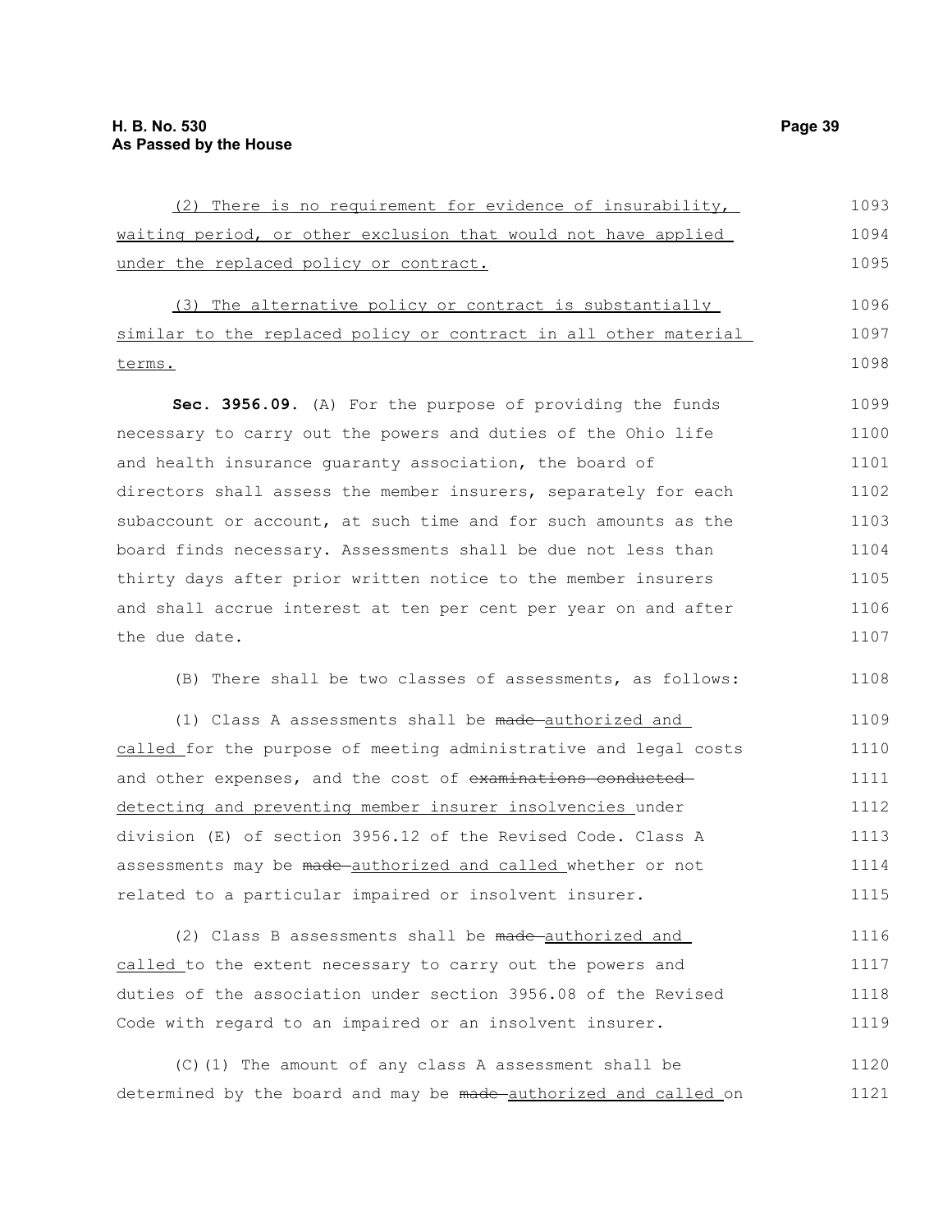(2) There is no requirement for evidence of insurability, waiting period, or other exclusion that would not have applied under the replaced policy or contract.

(3) The alternative policy or contract is substantially similar to the replaced policy or contract in all other material terms.

**Sec. 3956.09.** (A) For the purpose of providing the funds necessary to carry out the powers and duties of the Ohio life and health insurance guaranty association, the board of directors shall assess the member insurers, separately for each subaccount or account, at such time and for such amounts as the board finds necessary. Assessments shall be due not less than thirty days after prior written notice to the member insurers and shall accrue interest at ten per cent per year on and after the due date.

(B) There shall be two classes of assessments, as follows:

(1) Class A assessments shall be ~~made~~ authorized and called for the purpose of meeting administrative and legal costs and other expenses, and the cost of ~~examinations conducted~~ detecting and preventing member insurer insolvencies under division (E) of section 3956.12 of the Revised Code. Class A assessments may be ~~made~~ authorized and called whether or not related to a particular impaired or insolvent insurer.

(2) Class B assessments shall be ~~made~~ authorized and called to the extent necessary to carry out the powers and duties of the association under section 3956.08 of the Revised Code with regard to an impaired or an insolvent insurer.

(C)(1) The amount of any class A assessment shall be determined by the board and may be ~~made~~ authorized and called on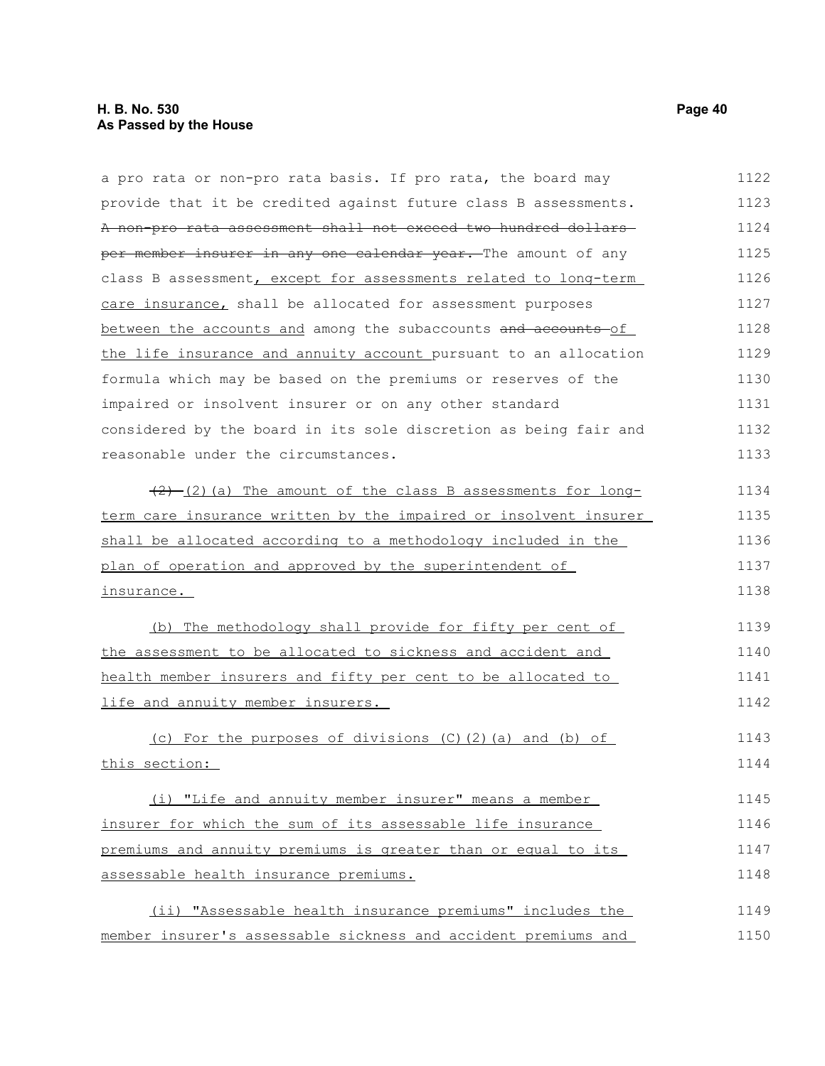a pro rata or non-pro rata basis. If pro rata, the board may provide that it be credited against future class B assessments. ~~A non-pro rata assessment shall not exceed two hundred dollars per member insurer in any one calendar year.~~ The amount of any class B assessment, except for assessments related to long-term care insurance, shall be allocated for assessment purposes between the accounts and among the subaccounts ~~and accounts~~ of the life insurance and annuity account pursuant to an allocation formula which may be based on the premiums or reserves of the impaired or insolvent insurer or on any other standard considered by the board in its sole discretion as being fair and reasonable under the circumstances.

~~(2)~~ (2)(a) The amount of the class B assessments for long-term care insurance written by the impaired or insolvent insurer shall be allocated according to a methodology included in the plan of operation and approved by the superintendent of insurance.

(b) The methodology shall provide for fifty per cent of the assessment to be allocated to sickness and accident and health member insurers and fifty per cent to be allocated to life and annuity member insurers.

(c) For the purposes of divisions (C)(2)(a) and (b) of this section:

(i) "Life and annuity member insurer" means a member insurer for which the sum of its assessable life insurance premiums and annuity premiums is greater than or equal to its assessable health insurance premiums.

(ii) "Assessable health insurance premiums" includes the member insurer's assessable sickness and accident premiums and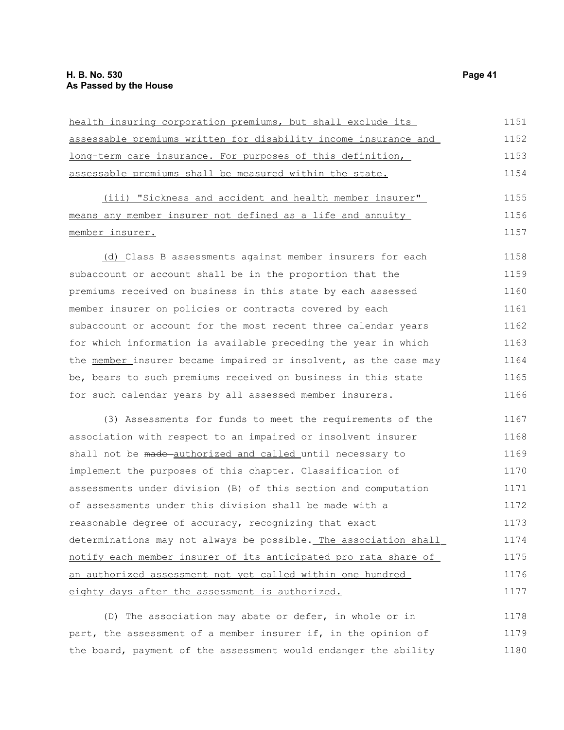health insuring corporation premiums, but shall exclude its assessable premiums written for disability income insurance and long-term care insurance. For purposes of this definition, assessable premiums shall be measured within the state.

(iii) "Sickness and accident and health member insurer" means any member insurer not defined as a life and annuity member insurer.

(d) Class B assessments against member insurers for each subaccount or account shall be in the proportion that the premiums received on business in this state by each assessed member insurer on policies or contracts covered by each subaccount or account for the most recent three calendar years for which information is available preceding the year in which the member insurer became impaired or insolvent, as the case may be, bears to such premiums received on business in this state for such calendar years by all assessed member insurers.

(3) Assessments for funds to meet the requirements of the association with respect to an impaired or insolvent insurer shall not be ~~made~~ authorized and called until necessary to implement the purposes of this chapter. Classification of assessments under division (B) of this section and computation of assessments under this division shall be made with a reasonable degree of accuracy, recognizing that exact determinations may not always be possible. The association shall notify each member insurer of its anticipated pro rata share of an authorized assessment not yet called within one hundred eighty days after the assessment is authorized.

(D) The association may abate or defer, in whole or in part, the assessment of a member insurer if, in the opinion of the board, payment of the assessment would endanger the ability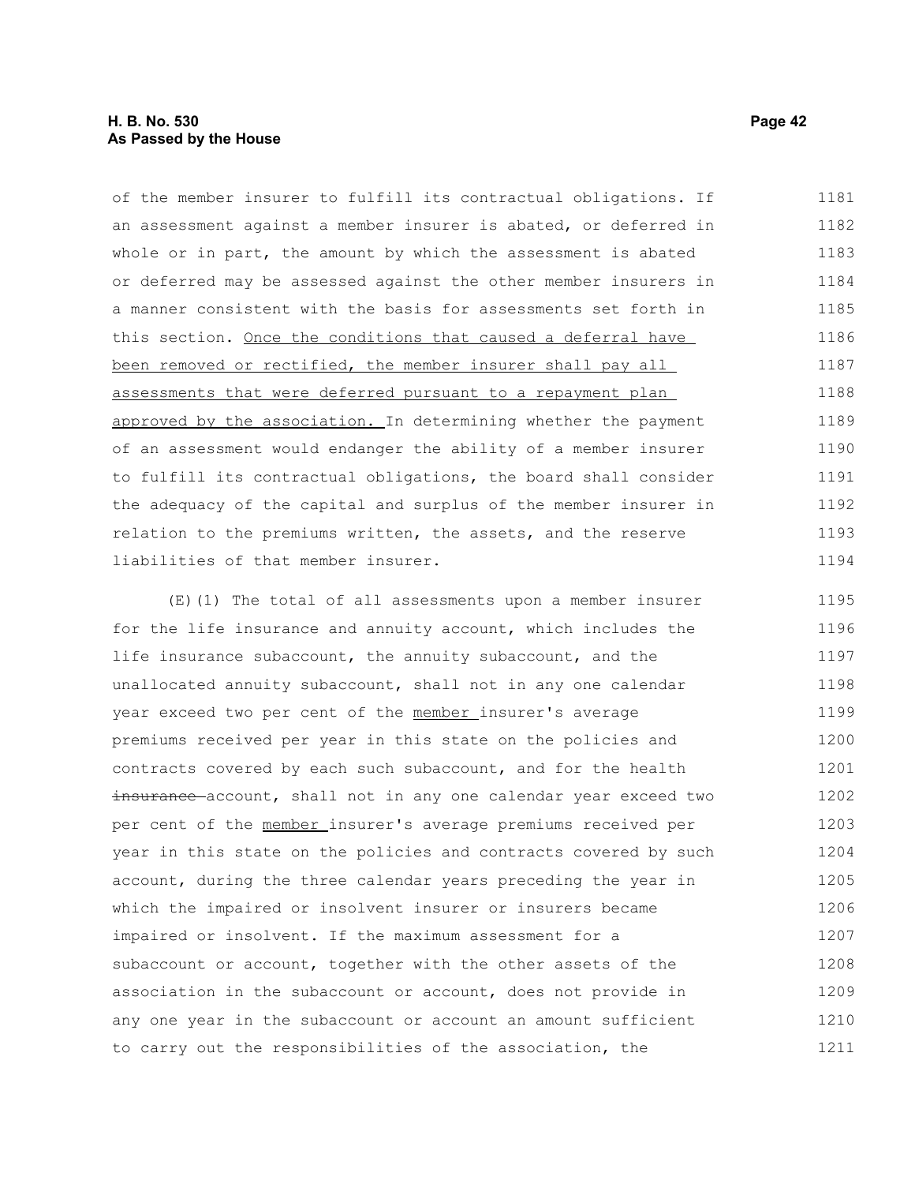of the member insurer to fulfill its contractual obligations. If an assessment against a member insurer is abated, or deferred in whole or in part, the amount by which the assessment is abated or deferred may be assessed against the other member insurers in a manner consistent with the basis for assessments set forth in this section. Once the conditions that caused a deferral have been removed or rectified, the member insurer shall pay all assessments that were deferred pursuant to a repayment plan approved by the association. In determining whether the payment of an assessment would endanger the ability of a member insurer to fulfill its contractual obligations, the board shall consider the adequacy of the capital and surplus of the member insurer in relation to the premiums written, the assets, and the reserve liabilities of that member insurer.

(E)(1) The total of all assessments upon a member insurer for the life insurance and annuity account, which includes the life insurance subaccount, the annuity subaccount, and the unallocated annuity subaccount, shall not in any one calendar year exceed two per cent of the member insurer's average premiums received per year in this state on the policies and contracts covered by each such subaccount, and for the health ~~insurance~~ account, shall not in any one calendar year exceed two per cent of the member insurer's average premiums received per year in this state on the policies and contracts covered by such account, during the three calendar years preceding the year in which the impaired or insolvent insurer or insurers became impaired or insolvent. If the maximum assessment for a subaccount or account, together with the other assets of the association in the subaccount or account, does not provide in any one year in the subaccount or account an amount sufficient to carry out the responsibilities of the association, the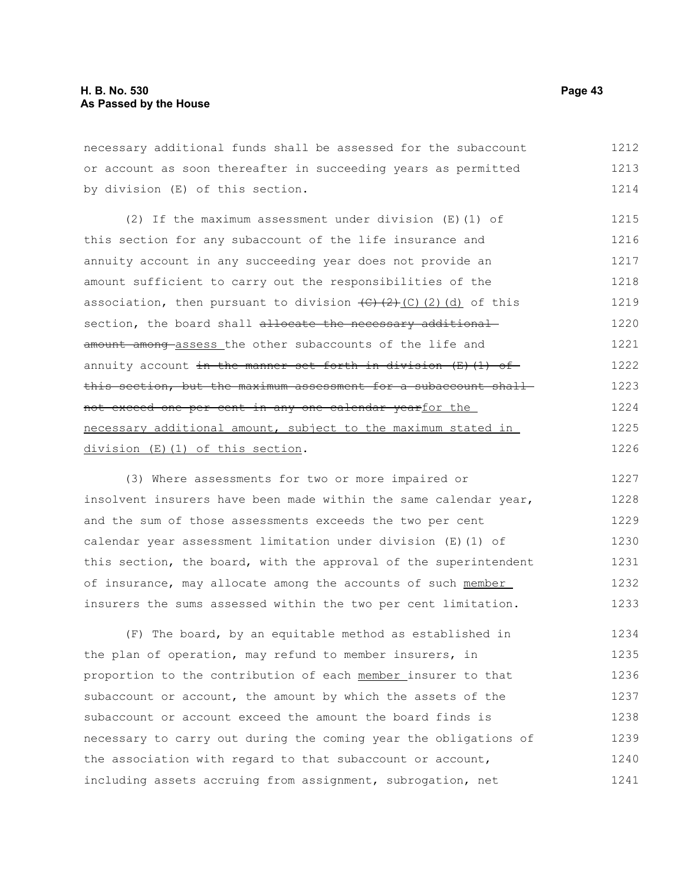necessary additional funds shall be assessed for the subaccount or account as soon thereafter in succeeding years as permitted by division (E) of this section.

(2) If the maximum assessment under division (E)(1) of this section for any subaccount of the life insurance and annuity account in any succeeding year does not provide an amount sufficient to carry out the responsibilities of the association, then pursuant to division ~~(C)(2)~~ (C)(2)(d) of this section, the board shall ~~allocate the necessary additional amount among~~ assess the other subaccounts of the life and annuity account ~~in the manner set forth in division (E)(1) of this section, but the maximum assessment for a subaccount shall not exceed one per cent in any one calendar year~~for the necessary additional amount, subject to the maximum stated in division (E)(1) of this section.

(3) Where assessments for two or more impaired or insolvent insurers have been made within the same calendar year, and the sum of those assessments exceeds the two per cent calendar year assessment limitation under division (E)(1) of this section, the board, with the approval of the superintendent of insurance, may allocate among the accounts of such member insurers the sums assessed within the two per cent limitation.

(F) The board, by an equitable method as established in the plan of operation, may refund to member insurers, in proportion to the contribution of each member insurer to that subaccount or account, the amount by which the assets of the subaccount or account exceed the amount the board finds is necessary to carry out during the coming year the obligations of the association with regard to that subaccount or account, including assets accruing from assignment, subrogation, net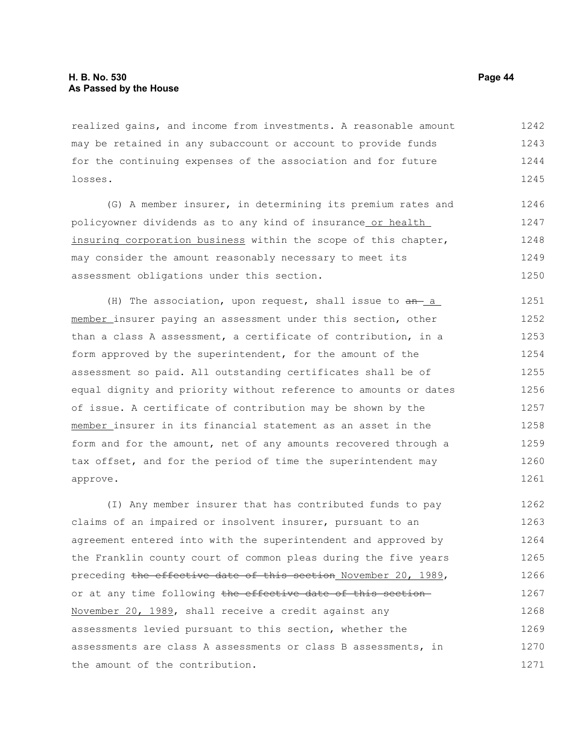realized gains, and income from investments. A reasonable amount may be retained in any subaccount or account to provide funds for the continuing expenses of the association and for future losses.

(G) A member insurer, in determining its premium rates and policyowner dividends as to any kind of insurance or health insuring corporation business within the scope of this chapter, may consider the amount reasonably necessary to meet its assessment obligations under this section.

(H) The association, upon request, shall issue to ~~an~~ a member insurer paying an assessment under this section, other than a class A assessment, a certificate of contribution, in a form approved by the superintendent, for the amount of the assessment so paid. All outstanding certificates shall be of equal dignity and priority without reference to amounts or dates of issue. A certificate of contribution may be shown by the member insurer in its financial statement as an asset in the form and for the amount, net of any amounts recovered through a tax offset, and for the period of time the superintendent may approve.

(I) Any member insurer that has contributed funds to pay claims of an impaired or insolvent insurer, pursuant to an agreement entered into with the superintendent and approved by the Franklin county court of common pleas during the five years preceding ~~the effective date of this section~~ November 20, 1989, or at any time following ~~the effective date of this section~~ November 20, 1989, shall receive a credit against any assessments levied pursuant to this section, whether the assessments are class A assessments or class B assessments, in the amount of the contribution.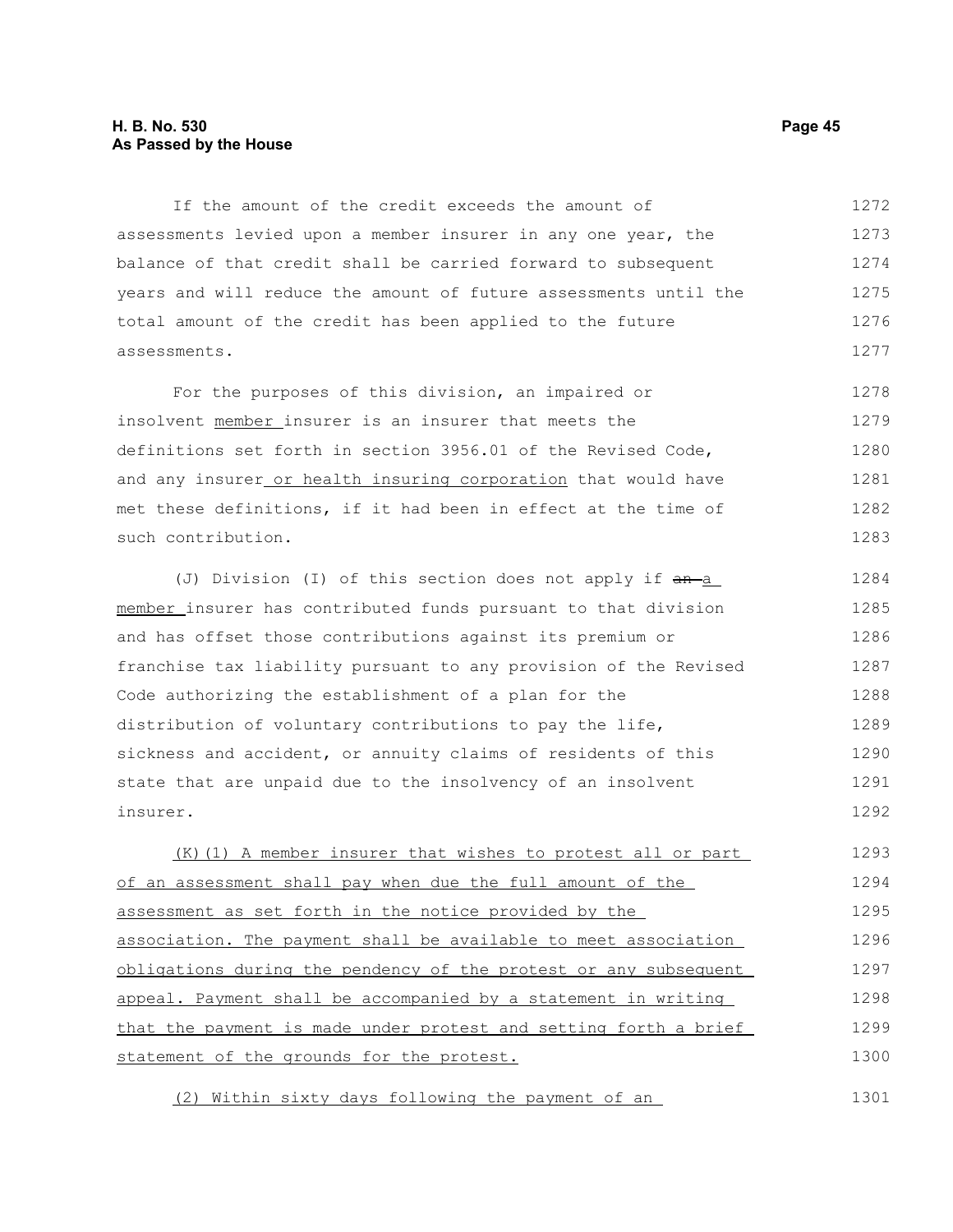If the amount of the credit exceeds the amount of assessments levied upon a member insurer in any one year, the balance of that credit shall be carried forward to subsequent years and will reduce the amount of future assessments until the total amount of the credit has been applied to the future assessments.

For the purposes of this division, an impaired or insolvent member insurer is an insurer that meets the definitions set forth in section 3956.01 of the Revised Code, and any insurer or health insuring corporation that would have met these definitions, if it had been in effect at the time of such contribution.

(J) Division (I) of this section does not apply if ~~an~~ a member insurer has contributed funds pursuant to that division and has offset those contributions against its premium or franchise tax liability pursuant to any provision of the Revised Code authorizing the establishment of a plan for the distribution of voluntary contributions to pay the life, sickness and accident, or annuity claims of residents of this state that are unpaid due to the insolvency of an insolvent insurer.

(K)(1) A member insurer that wishes to protest all or part of an assessment shall pay when due the full amount of the assessment as set forth in the notice provided by the association. The payment shall be available to meet association obligations during the pendency of the protest or any subsequent appeal. Payment shall be accompanied by a statement in writing that the payment is made under protest and setting forth a brief statement of the grounds for the protest.

(2) Within sixty days following the payment of an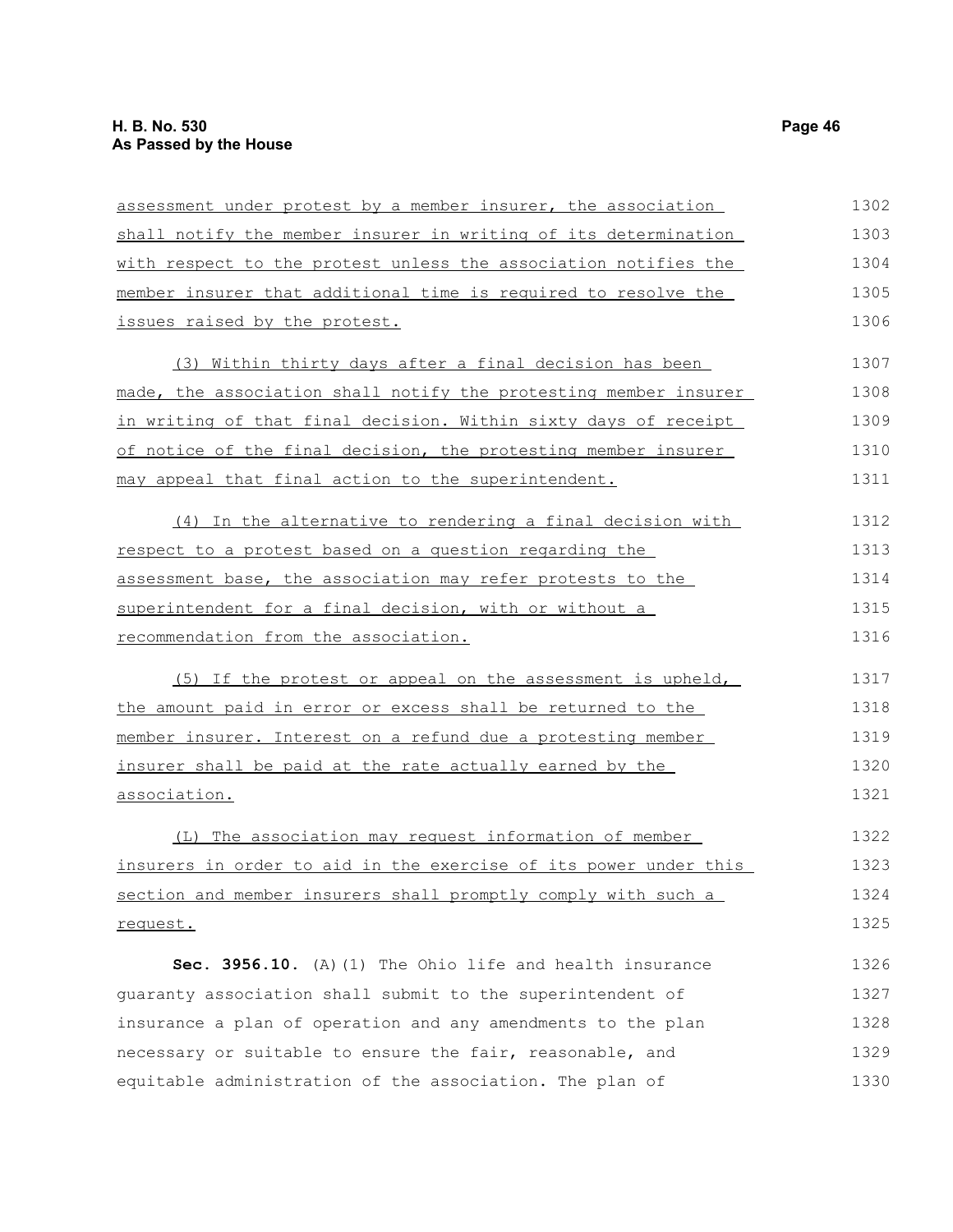assessment under protest by a member insurer, the association shall notify the member insurer in writing of its determination with respect to the protest unless the association notifies the member insurer that additional time is required to resolve the issues raised by the protest.

(3) Within thirty days after a final decision has been made, the association shall notify the protesting member insurer in writing of that final decision. Within sixty days of receipt of notice of the final decision, the protesting member insurer may appeal that final action to the superintendent.

(4) In the alternative to rendering a final decision with respect to a protest based on a question regarding the assessment base, the association may refer protests to the superintendent for a final decision, with or without a recommendation from the association.

(5) If the protest or appeal on the assessment is upheld, the amount paid in error or excess shall be returned to the member insurer. Interest on a refund due a protesting member insurer shall be paid at the rate actually earned by the association.

(L) The association may request information of member insurers in order to aid in the exercise of its power under this section and member insurers shall promptly comply with such a request.

**Sec. 3956.10.** (A)(1) The Ohio life and health insurance guaranty association shall submit to the superintendent of insurance a plan of operation and any amendments to the plan necessary or suitable to ensure the fair, reasonable, and equitable administration of the association. The plan of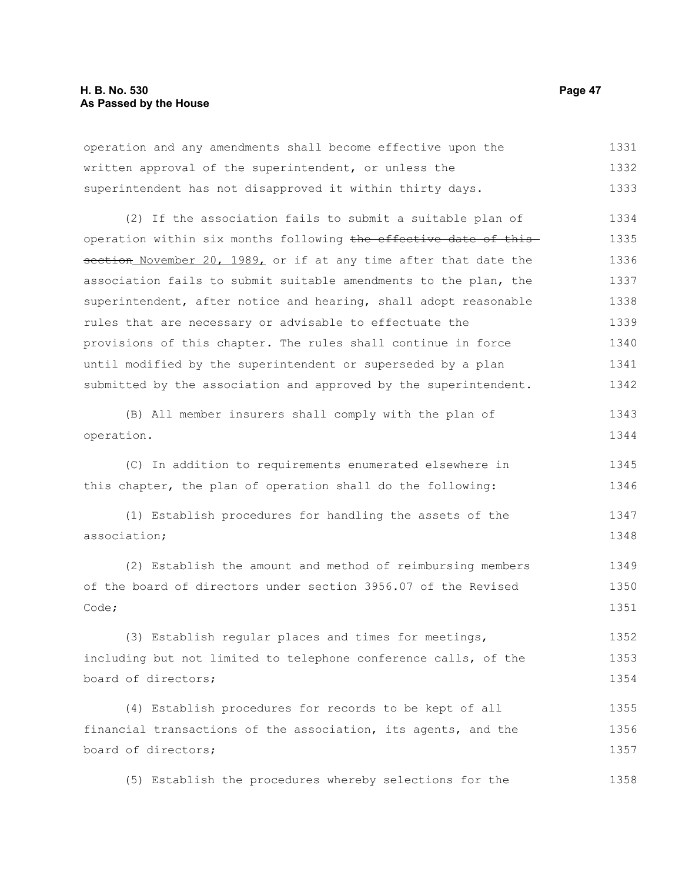operation and any amendments shall become effective upon the written approval of the superintendent, or unless the superintendent has not disapproved it within thirty days.

(2) If the association fails to submit a suitable plan of operation within six months following ~~the effective date of this section~~ November 20, 1989, or if at any time after that date the association fails to submit suitable amendments to the plan, the superintendent, after notice and hearing, shall adopt reasonable rules that are necessary or advisable to effectuate the provisions of this chapter. The rules shall continue in force until modified by the superintendent or superseded by a plan submitted by the association and approved by the superintendent.

(B) All member insurers shall comply with the plan of operation.

(C) In addition to requirements enumerated elsewhere in this chapter, the plan of operation shall do the following:

(1) Establish procedures for handling the assets of the association;

(2) Establish the amount and method of reimbursing members of the board of directors under section 3956.07 of the Revised Code;

(3) Establish regular places and times for meetings, including but not limited to telephone conference calls, of the board of directors;

(4) Establish procedures for records to be kept of all financial transactions of the association, its agents, and the board of directors;

(5) Establish the procedures whereby selections for the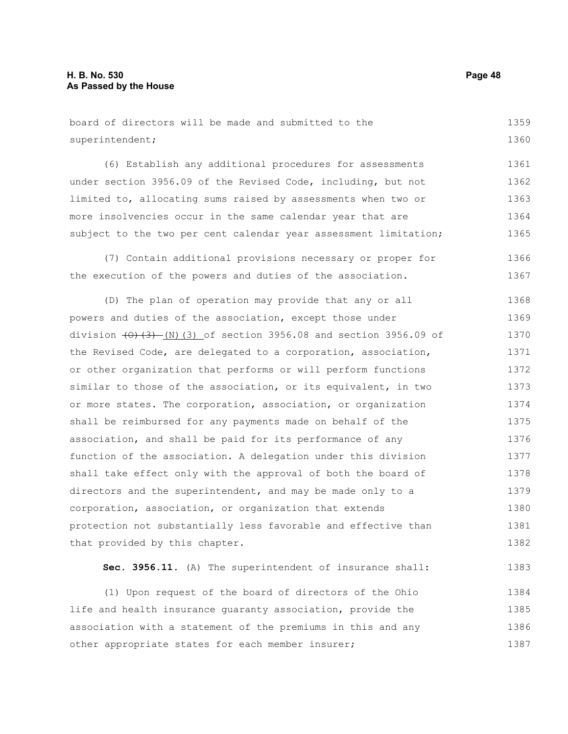board of directors will be made and submitted to the superintendent;

(6) Establish any additional procedures for assessments under section 3956.09 of the Revised Code, including, but not limited to, allocating sums raised by assessments when two or more insolvencies occur in the same calendar year that are subject to the two per cent calendar year assessment limitation;

(7) Contain additional provisions necessary or proper for the execution of the powers and duties of the association.

(D) The plan of operation may provide that any or all powers and duties of the association, except those under division ~~(O)(3)~~ (N)(3) of section 3956.08 and section 3956.09 of the Revised Code, are delegated to a corporation, association, or other organization that performs or will perform functions similar to those of the association, or its equivalent, in two or more states. The corporation, association, or organization shall be reimbursed for any payments made on behalf of the association, and shall be paid for its performance of any function of the association. A delegation under this division shall take effect only with the approval of both the board of directors and the superintendent, and may be made only to a corporation, association, or organization that extends protection not substantially less favorable and effective than that provided by this chapter.

**Sec. 3956.11.** (A) The superintendent of insurance shall:

(1) Upon request of the board of directors of the Ohio life and health insurance guaranty association, provide the association with a statement of the premiums in this and any other appropriate states for each member insurer;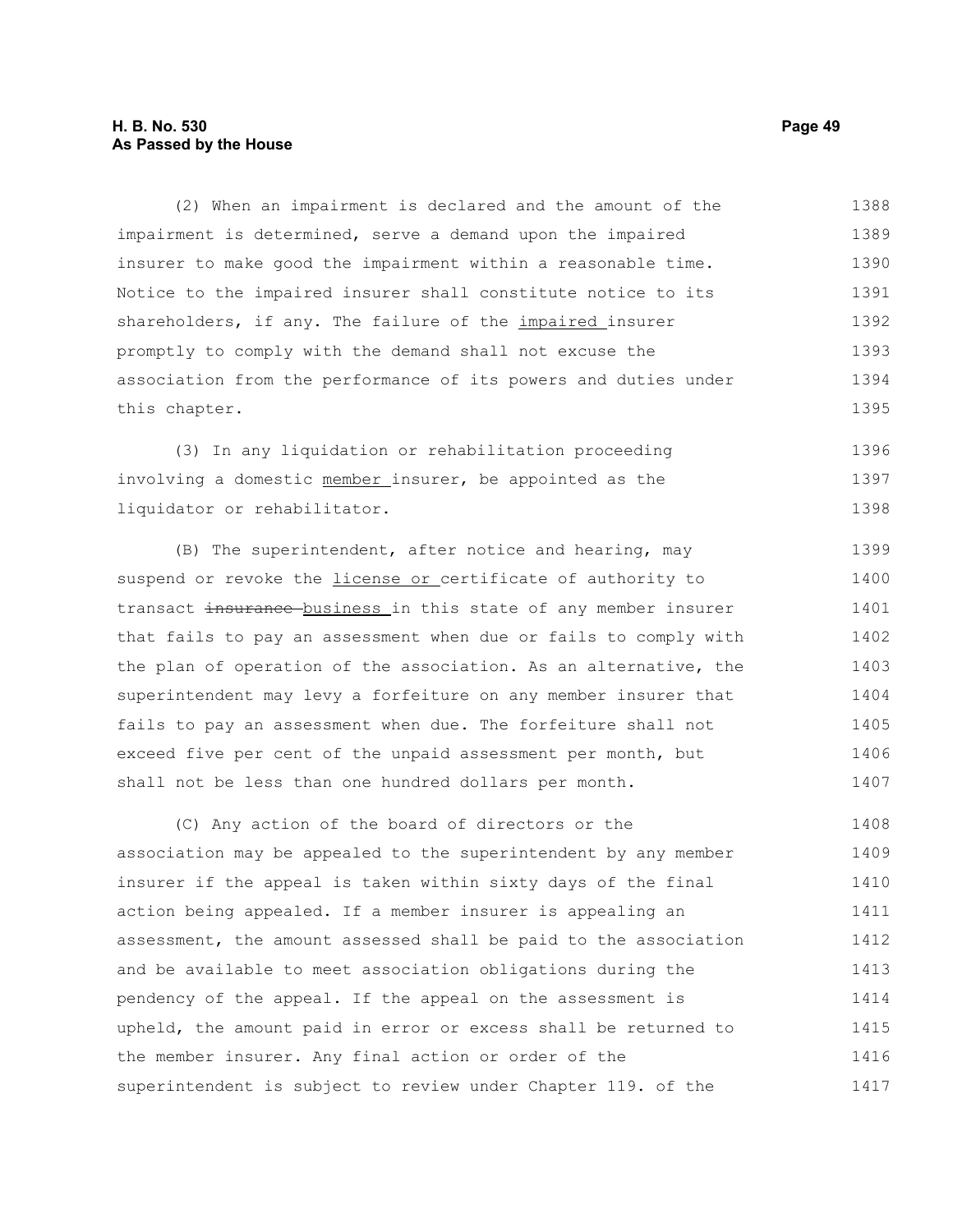(2) When an impairment is declared and the amount of the impairment is determined, serve a demand upon the impaired insurer to make good the impairment within a reasonable time. Notice to the impaired insurer shall constitute notice to its shareholders, if any. The failure of the impaired insurer promptly to comply with the demand shall not excuse the association from the performance of its powers and duties under this chapter.

(3) In any liquidation or rehabilitation proceeding involving a domestic member insurer, be appointed as the liquidator or rehabilitator.

(B) The superintendent, after notice and hearing, may suspend or revoke the license or certificate of authority to transact ~~insurance~~ business in this state of any member insurer that fails to pay an assessment when due or fails to comply with the plan of operation of the association. As an alternative, the superintendent may levy a forfeiture on any member insurer that fails to pay an assessment when due. The forfeiture shall not exceed five per cent of the unpaid assessment per month, but shall not be less than one hundred dollars per month.

(C) Any action of the board of directors or the association may be appealed to the superintendent by any member insurer if the appeal is taken within sixty days of the final action being appealed. If a member insurer is appealing an assessment, the amount assessed shall be paid to the association and be available to meet association obligations during the pendency of the appeal. If the appeal on the assessment is upheld, the amount paid in error or excess shall be returned to the member insurer. Any final action or order of the superintendent is subject to review under Chapter 119. of the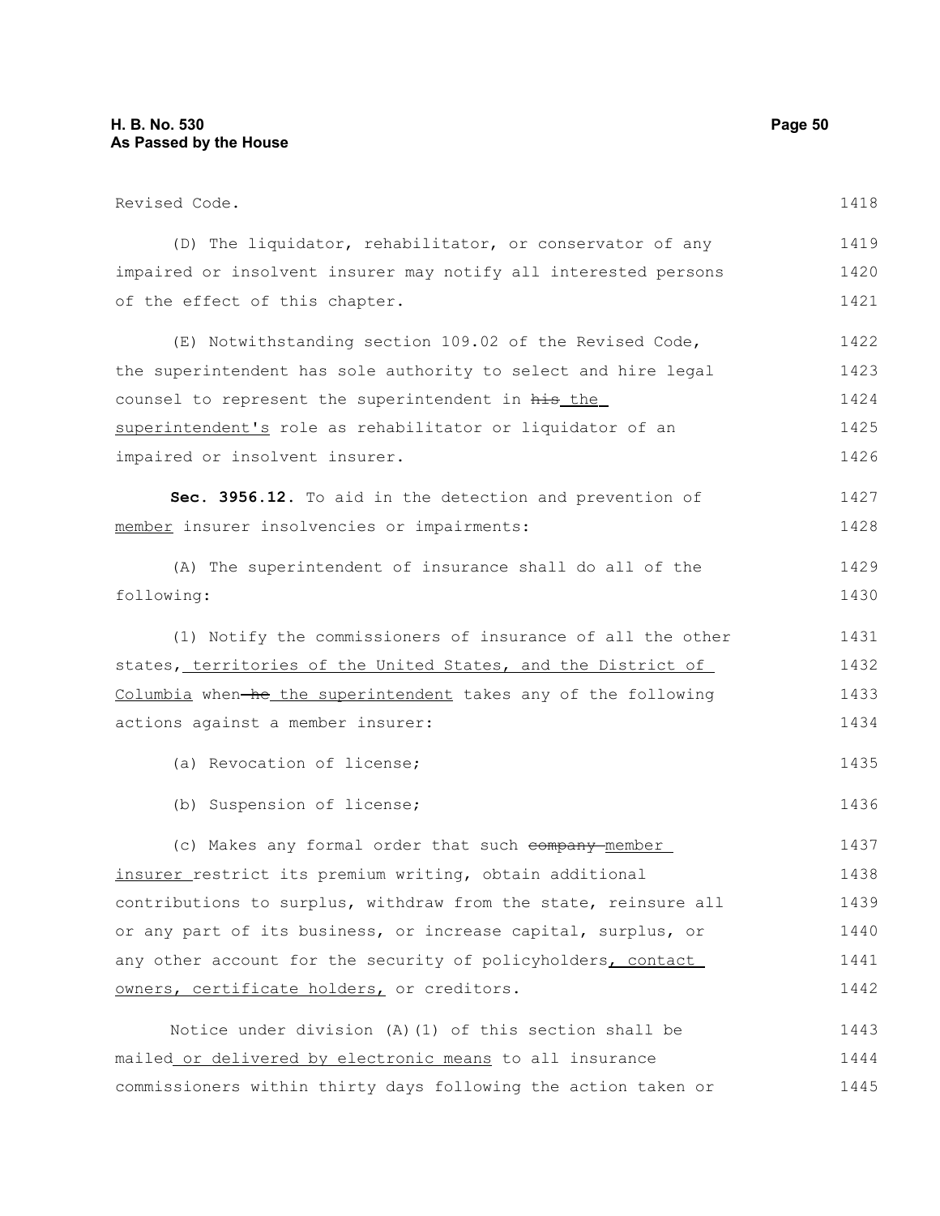Revised Code.

(D) The liquidator, rehabilitator, or conservator of any impaired or insolvent insurer may notify all interested persons of the effect of this chapter.

(E) Notwithstanding section 109.02 of the Revised Code, the superintendent has sole authority to select and hire legal counsel to represent the superintendent in ~~his~~ the superintendent's role as rehabilitator or liquidator of an impaired or insolvent insurer.

**Sec. 3956.12.** To aid in the detection and prevention of member insurer insolvencies or impairments:

(A) The superintendent of insurance shall do all of the following:

(1) Notify the commissioners of insurance of all the other states, territories of the United States, and the District of Columbia when ~~he~~ the superintendent takes any of the following actions against a member insurer:

(a) Revocation of license;

(b) Suspension of license;

(c) Makes any formal order that such ~~company~~ member insurer restrict its premium writing, obtain additional contributions to surplus, withdraw from the state, reinsure all or any part of its business, or increase capital, surplus, or any other account for the security of policyholders, contact owners, certificate holders, or creditors.

Notice under division (A)(1) of this section shall be mailed or delivered by electronic means to all insurance commissioners within thirty days following the action taken or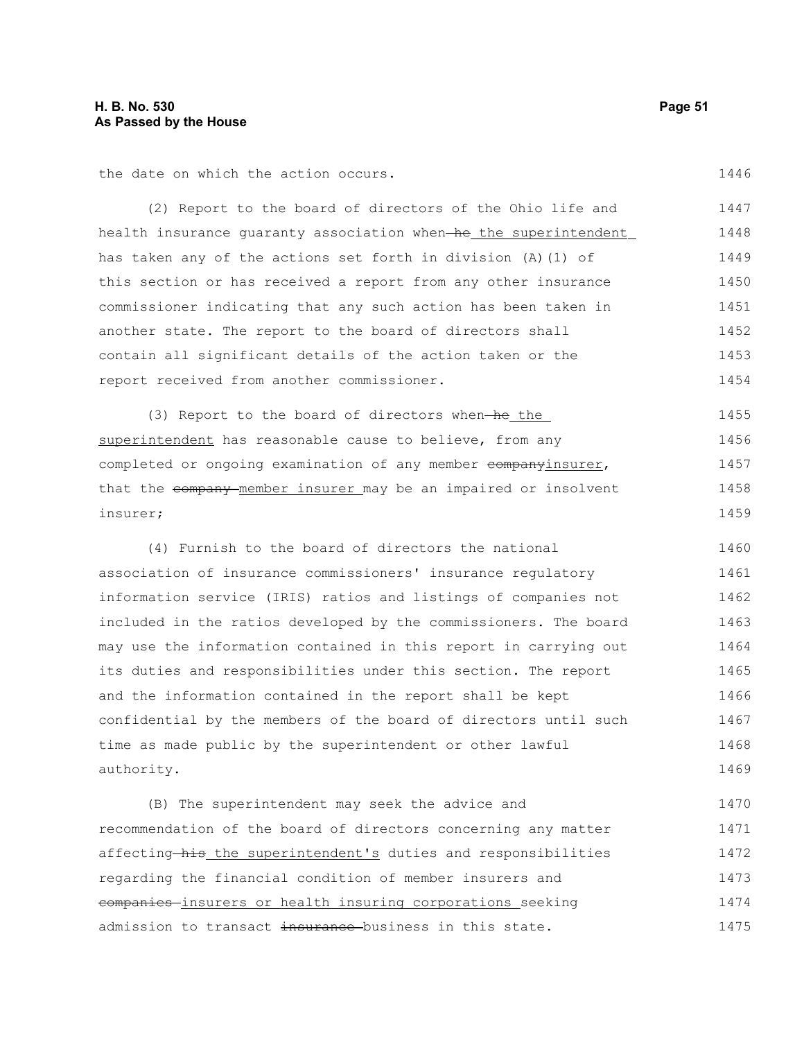the date on which the action occurs.

(2) Report to the board of directors of the Ohio life and health insurance guaranty association when ~~he~~ the superintendent has taken any of the actions set forth in division (A)(1) of this section or has received a report from any other insurance commissioner indicating that any such action has been taken in another state. The report to the board of directors shall contain all significant details of the action taken or the report received from another commissioner.

(3) Report to the board of directors when ~~he~~ the superintendent has reasonable cause to believe, from any completed or ongoing examination of any member ~~company~~insurer, that the ~~company~~ member insurer may be an impaired or insolvent insurer;

(4) Furnish to the board of directors the national association of insurance commissioners' insurance regulatory information service (IRIS) ratios and listings of companies not included in the ratios developed by the commissioners. The board may use the information contained in this report in carrying out its duties and responsibilities under this section. The report and the information contained in the report shall be kept confidential by the members of the board of directors until such time as made public by the superintendent or other lawful authority.

(B) The superintendent may seek the advice and recommendation of the board of directors concerning any matter affecting ~~his~~ the superintendent's duties and responsibilities regarding the financial condition of member insurers and ~~companies~~ insurers or health insuring corporations seeking admission to transact ~~insurance~~ business in this state.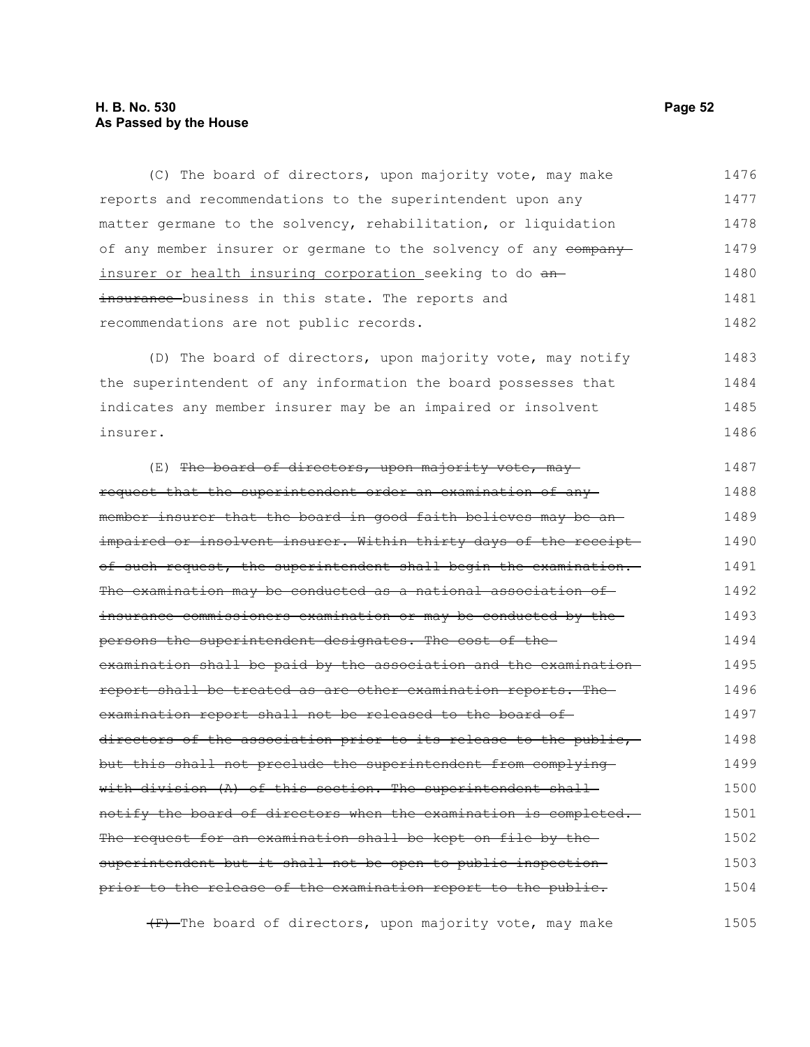(C) The board of directors, upon majority vote, may make reports and recommendations to the superintendent upon any matter germane to the solvency, rehabilitation, or liquidation of any member insurer or germane to the solvency of any ~~company~~ insurer or health insuring corporation seeking to do ~~an insurance~~ business in this state. The reports and recommendations are not public records.

(D) The board of directors, upon majority vote, may notify the superintendent of any information the board possesses that indicates any member insurer may be an impaired or insolvent insurer.

(E) ~~The board of directors, upon majority vote, may request that the superintendent order an examination of any member insurer that the board in good faith believes may be an impaired or insolvent insurer. Within thirty days of the receipt of such request, the superintendent shall begin the examination. The examination may be conducted as a national association of insurance commissioners examination or may be conducted by the persons the superintendent designates. The cost of the examination shall be paid by the association and the examination report shall be treated as are other examination reports. The examination report shall not be released to the board of directors of the association prior to its release to the public, but this shall not preclude the superintendent from complying with division (A) of this section. The superintendent shall notify the board of directors when the examination is completed. The request for an examination shall be kept on file by the superintendent but it shall not be open to public inspection prior to the release of the examination report to the public.~~

~~(F)~~ The board of directors, upon majority vote, may make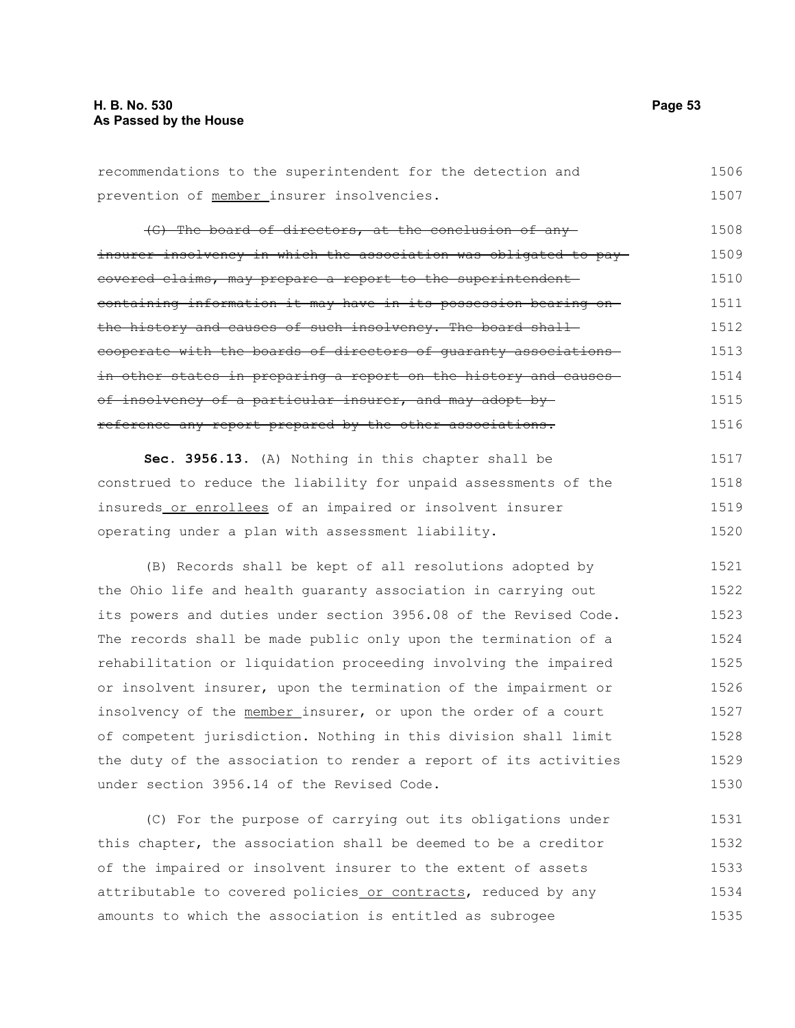recommendations to the superintendent for the detection and prevention of <u>member</u> insurer insolvencies.

~~(G) The board of directors, at the conclusion of any insurer insolvency in which the association was obligated to pay covered claims, may prepare a report to the superintendent containing information it may have in its possession bearing on the history and causes of such insolvency. The board shall cooperate with the boards of directors of guaranty associations in other states in preparing a report on the history and causes of insolvency of a particular insurer, and may adopt by reference any report prepared by the other associations.~~

**Sec. 3956.13.** (A) Nothing in this chapter shall be construed to reduce the liability for unpaid assessments of the insureds<u> or enrollees</u> of an impaired or insolvent insurer operating under a plan with assessment liability.

(B) Records shall be kept of all resolutions adopted by the Ohio life and health guaranty association in carrying out its powers and duties under section 3956.08 of the Revised Code. The records shall be made public only upon the termination of a rehabilitation or liquidation proceeding involving the impaired or insolvent insurer, upon the termination of the impairment or insolvency of the <u>member</u> insurer, or upon the order of a court of competent jurisdiction. Nothing in this division shall limit the duty of the association to render a report of its activities under section 3956.14 of the Revised Code.

(C) For the purpose of carrying out its obligations under this chapter, the association shall be deemed to be a creditor of the impaired or insolvent insurer to the extent of assets attributable to covered policies<u> or contracts</u>, reduced by any amounts to which the association is entitled as subrogee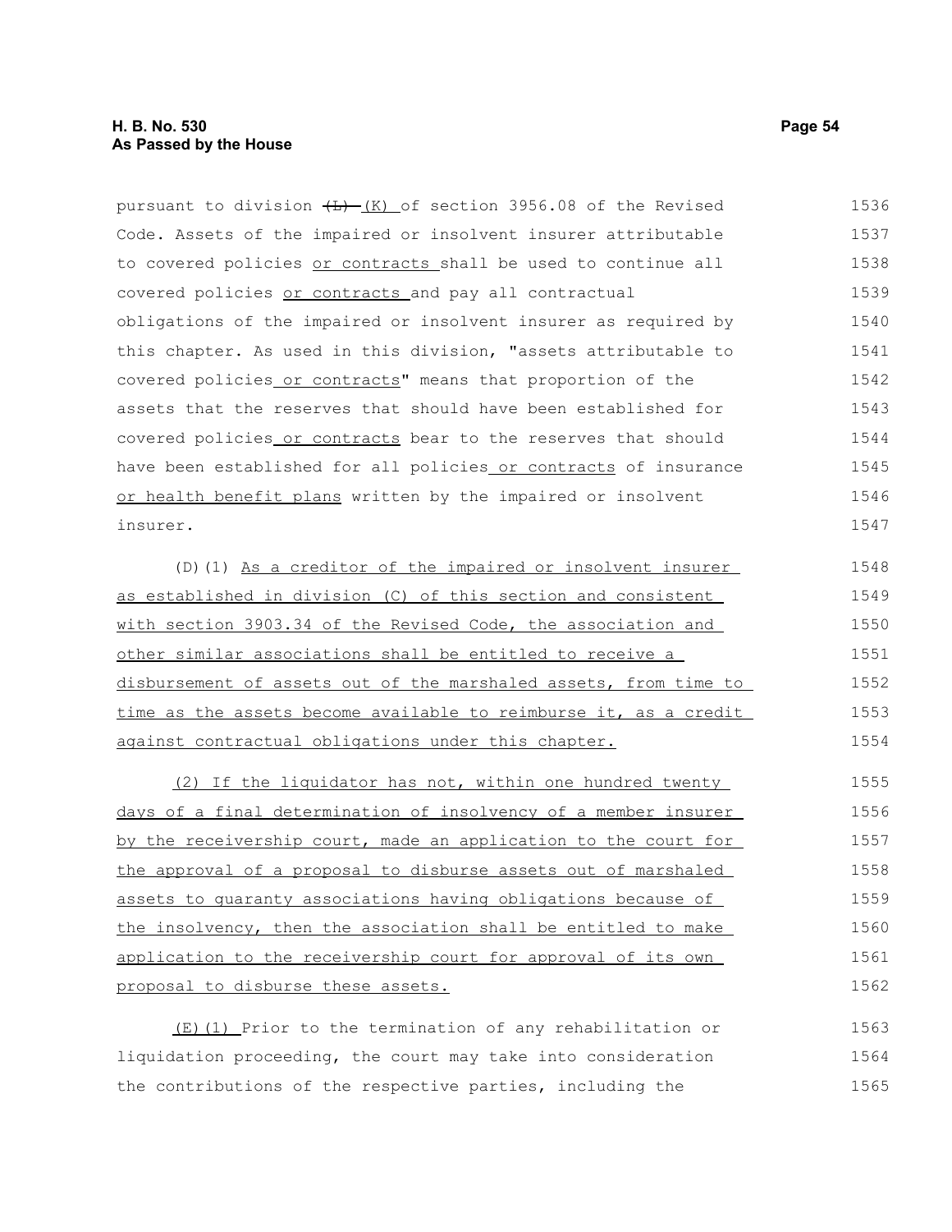pursuant to division ~~(L)~~ (K) of section 3956.08 of the Revised Code. Assets of the impaired or insolvent insurer attributable to covered policies or contracts shall be used to continue all covered policies or contracts and pay all contractual obligations of the impaired or insolvent insurer as required by this chapter. As used in this division, "assets attributable to covered policies or contracts" means that proportion of the assets that the reserves that should have been established for covered policies or contracts bear to the reserves that should have been established for all policies or contracts of insurance or health benefit plans written by the impaired or insolvent insurer.

(D)(1) As a creditor of the impaired or insolvent insurer as established in division (C) of this section and consistent with section 3903.34 of the Revised Code, the association and other similar associations shall be entitled to receive a disbursement of assets out of the marshaled assets, from time to time as the assets become available to reimburse it, as a credit against contractual obligations under this chapter.

(2) If the liquidator has not, within one hundred twenty days of a final determination of insolvency of a member insurer by the receivership court, made an application to the court for the approval of a proposal to disburse assets out of marshaled assets to guaranty associations having obligations because of the insolvency, then the association shall be entitled to make application to the receivership court for approval of its own proposal to disburse these assets.

(E)(1) Prior to the termination of any rehabilitation or liquidation proceeding, the court may take into consideration the contributions of the respective parties, including the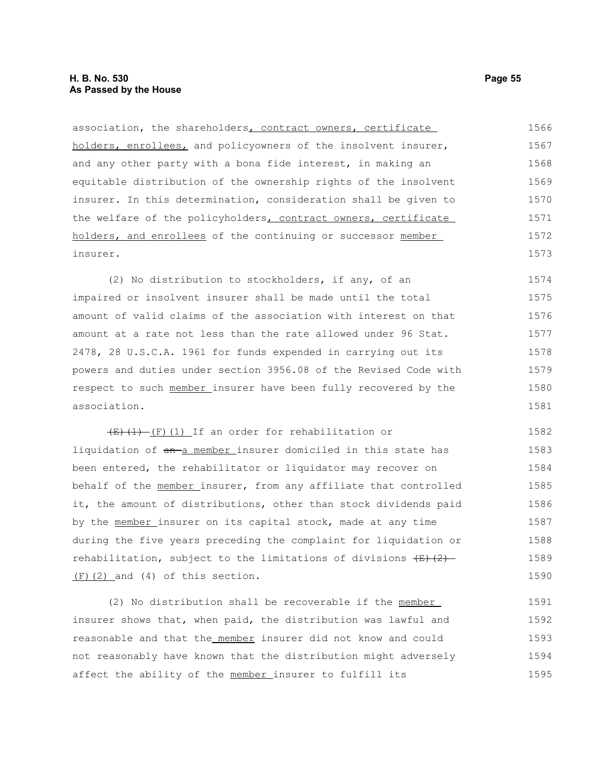association, the shareholders, contract owners, certificate holders, enrollees, and policyowners of the insolvent insurer, and any other party with a bona fide interest, in making an equitable distribution of the ownership rights of the insolvent insurer. In this determination, consideration shall be given to the welfare of the policyholders, contract owners, certificate holders, and enrollees of the continuing or successor member insurer.

(2) No distribution to stockholders, if any, of an impaired or insolvent insurer shall be made until the total amount of valid claims of the association with interest on that amount at a rate not less than the rate allowed under 96 Stat. 2478, 28 U.S.C.A. 1961 for funds expended in carrying out its powers and duties under section 3956.08 of the Revised Code with respect to such member insurer have been fully recovered by the association.

~~(E)(1)~~ (F)(1) If an order for rehabilitation or liquidation of ~~an~~ a member insurer domiciled in this state has been entered, the rehabilitator or liquidator may recover on behalf of the member insurer, from any affiliate that controlled it, the amount of distributions, other than stock dividends paid by the member insurer on its capital stock, made at any time during the five years preceding the complaint for liquidation or rehabilitation, subject to the limitations of divisions ~~(E)(2)~~ (F)(2) and (4) of this section.

(2) No distribution shall be recoverable if the member insurer shows that, when paid, the distribution was lawful and reasonable and that the member insurer did not know and could not reasonably have known that the distribution might adversely affect the ability of the member insurer to fulfill its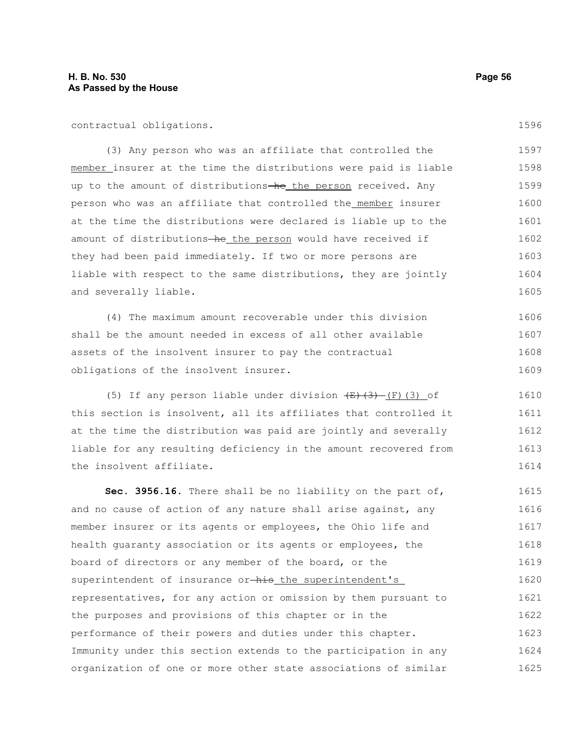contractual obligations.

(3) Any person who was an affiliate that controlled the member insurer at the time the distributions were paid is liable up to the amount of distributions he the person received. Any person who was an affiliate that controlled the member insurer at the time the distributions were declared is liable up to the amount of distributions he the person would have received if they had been paid immediately. If two or more persons are liable with respect to the same distributions, they are jointly and severally liable.

(4) The maximum amount recoverable under this division shall be the amount needed in excess of all other available assets of the insolvent insurer to pay the contractual obligations of the insolvent insurer.

(5) If any person liable under division (E)(3) (F)(3) of this section is insolvent, all its affiliates that controlled it at the time the distribution was paid are jointly and severally liable for any resulting deficiency in the amount recovered from the insolvent affiliate.

**Sec. 3956.16.** There shall be no liability on the part of, and no cause of action of any nature shall arise against, any member insurer or its agents or employees, the Ohio life and health guaranty association or its agents or employees, the board of directors or any member of the board, or the superintendent of insurance or his the superintendent's representatives, for any action or omission by them pursuant to the purposes and provisions of this chapter or in the performance of their powers and duties under this chapter. Immunity under this section extends to the participation in any organization of one or more other state associations of similar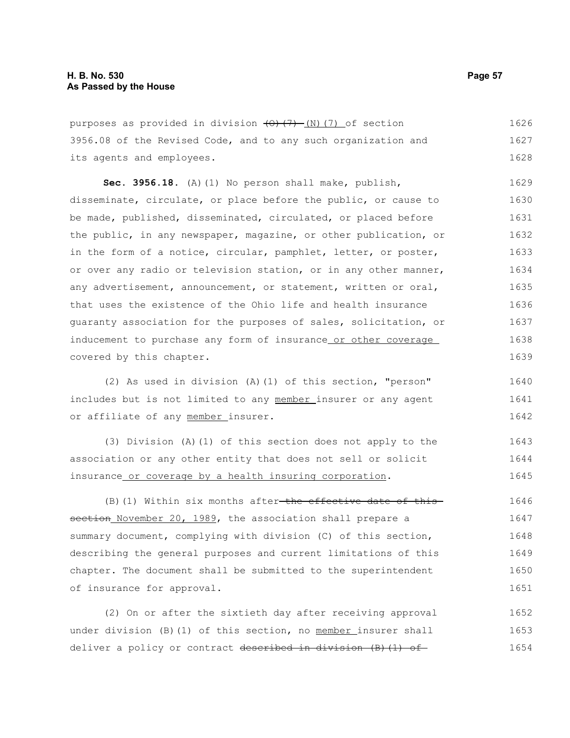purposes as provided in division ~~(O)(7)~~ (N)(7) of section 3956.08 of the Revised Code, and to any such organization and its agents and employees.

**Sec. 3956.18.** (A)(1) No person shall make, publish, disseminate, circulate, or place before the public, or cause to be made, published, disseminated, circulated, or placed before the public, in any newspaper, magazine, or other publication, or in the form of a notice, circular, pamphlet, letter, or poster, or over any radio or television station, or in any other manner, any advertisement, announcement, or statement, written or oral, that uses the existence of the Ohio life and health insurance guaranty association for the purposes of sales, solicitation, or inducement to purchase any form of insurance or other coverage covered by this chapter.

(2) As used in division (A)(1) of this section, "person" includes but is not limited to any member insurer or any agent or affiliate of any member insurer.

(3) Division (A)(1) of this section does not apply to the association or any other entity that does not sell or solicit insurance or coverage by a health insuring corporation.

(B)(1) Within six months after ~~the effective date of this section~~ November 20, 1989, the association shall prepare a summary document, complying with division (C) of this section, describing the general purposes and current limitations of this chapter. The document shall be submitted to the superintendent of insurance for approval.

(2) On or after the sixtieth day after receiving approval under division (B)(1) of this section, no member insurer shall deliver a policy or contract ~~described in division (B)(1) of~~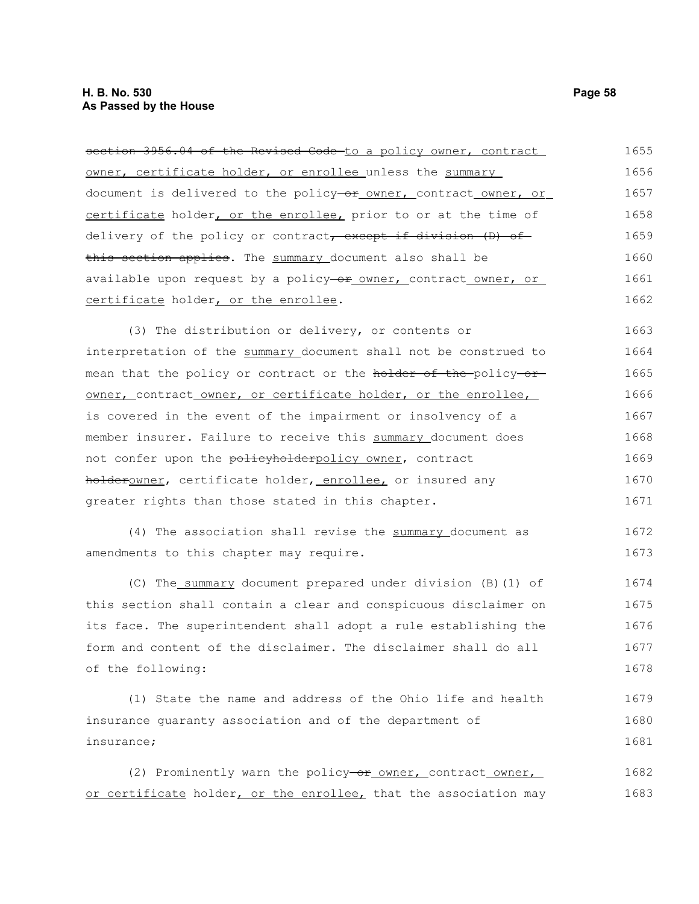~~section 3956.04 of the Revised Code~~ to a policy owner, contract owner, certificate holder, or enrollee unless the summary document is delivered to the policy ~~or~~ owner, contract owner, or certificate holder, or the enrollee, prior to or at the time of delivery of the policy or contract~~, except if division (D) of this section applies~~. The summary document also shall be available upon request by a policy ~~or~~ owner, contract owner, or certificate holder, or the enrollee.

(3) The distribution or delivery, or contents or interpretation of the summary document shall not be construed to mean that the policy or contract or the ~~holder of the~~ policy ~~or~~ owner, contract owner, or certificate holder, or the enrollee, is covered in the event of the impairment or insolvency of a member insurer. Failure to receive this summary document does not confer upon the ~~policyholder~~policy owner, contract ~~holder~~owner, certificate holder, enrollee, or insured any greater rights than those stated in this chapter.

(4) The association shall revise the summary document as amendments to this chapter may require.

(C) The summary document prepared under division (B)(1) of this section shall contain a clear and conspicuous disclaimer on its face. The superintendent shall adopt a rule establishing the form and content of the disclaimer. The disclaimer shall do all of the following:

(1) State the name and address of the Ohio life and health insurance guaranty association and of the department of insurance;

(2) Prominently warn the policy ~~or~~ owner, contract owner, or certificate holder, or the enrollee, that the association may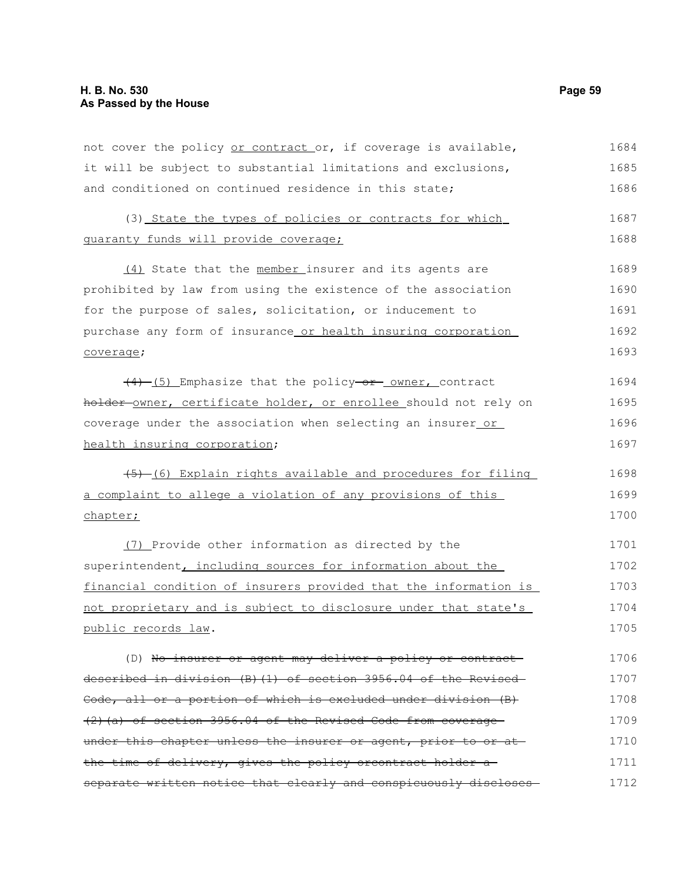not cover the policy or contract or, if coverage is available, it will be subject to substantial limitations and exclusions, and conditioned on continued residence in this state;

(3) State the types of policies or contracts for which guaranty funds will provide coverage;

(4) State that the member insurer and its agents are prohibited by law from using the existence of the association for the purpose of sales, solicitation, or inducement to purchase any form of insurance or health insuring corporation coverage;

~~(4)~~ (5) Emphasize that the policy ~~or~~ owner, contract ~~holder~~ owner, certificate holder, or enrollee should not rely on coverage under the association when selecting an insurer or health insuring corporation;

~~(5)~~ (6) Explain rights available and procedures for filing a complaint to allege a violation of any provisions of this chapter;

(7) Provide other information as directed by the superintendent, including sources for information about the financial condition of insurers provided that the information is not proprietary and is subject to disclosure under that state's public records law.

(D) ~~No insurer or agent may deliver a policy or contract described in division (B)(1) of section 3956.04 of the Revised Code, all or a portion of which is excluded under division (B)(2)(a) of section 3956.04 of the Revised Code from coverage under this chapter unless the insurer or agent, prior to or at the time of delivery, gives the policy orcontract holder a separate written notice that clearly and conspicuously discloses~~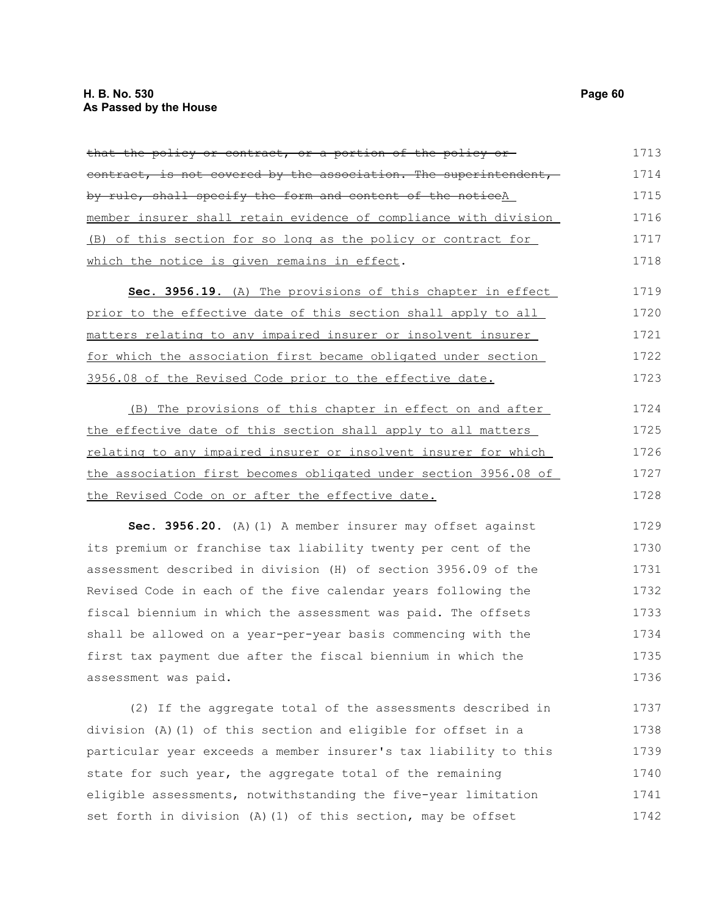~~that the policy or contract, or a portion of the policy or contract, is not covered by the association. The superintendent, by rule, shall specify the form and content of the notice~~<u>A member insurer shall retain evidence of compliance with division (B) of this section for so long as the policy or contract for which the notice is given remains in effect</u>.

**Sec. 3956.19.** <u>(A) The provisions of this chapter in effect prior to the effective date of this section shall apply to all matters relating to any impaired insurer or insolvent insurer for which the association first became obligated under section 3956.08 of the Revised Code prior to the effective date.</u>

<u>(B) The provisions of this chapter in effect on and after the effective date of this section shall apply to all matters relating to any impaired insurer or insolvent insurer for which the association first becomes obligated under section 3956.08 of the Revised Code on or after the effective date.</u>

**Sec. 3956.20.** (A)(1) A member insurer may offset against its premium or franchise tax liability twenty per cent of the assessment described in division (H) of section 3956.09 of the Revised Code in each of the five calendar years following the fiscal biennium in which the assessment was paid. The offsets shall be allowed on a year-per-year basis commencing with the first tax payment due after the fiscal biennium in which the assessment was paid.

(2) If the aggregate total of the assessments described in division (A)(1) of this section and eligible for offset in a particular year exceeds a member insurer's tax liability to this state for such year, the aggregate total of the remaining eligible assessments, notwithstanding the five-year limitation set forth in division (A)(1) of this section, may be offset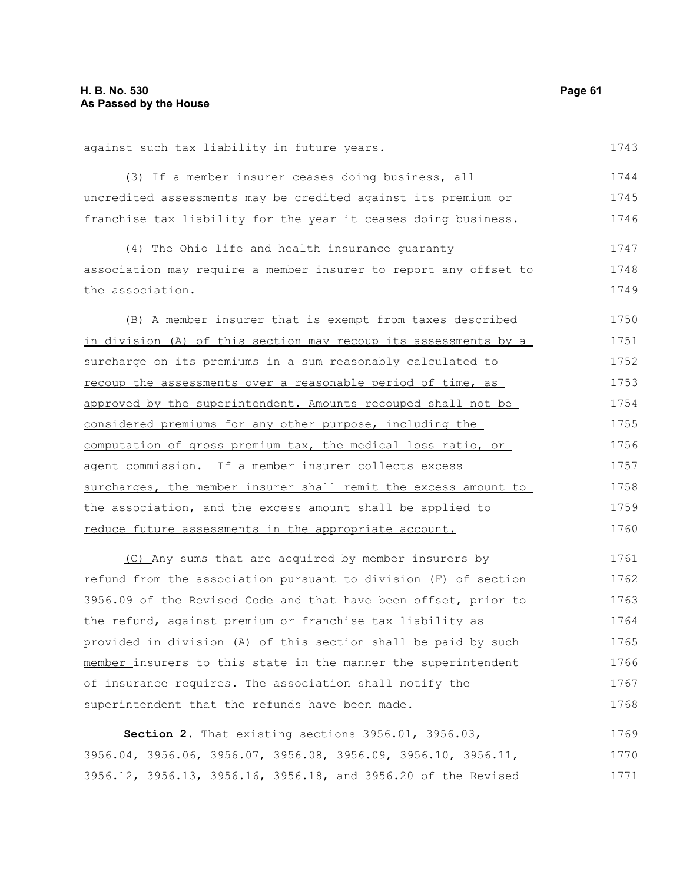against such tax liability in future years.

(3) If a member insurer ceases doing business, all uncredited assessments may be credited against its premium or franchise tax liability for the year it ceases doing business.

(4) The Ohio life and health insurance guaranty association may require a member insurer to report any offset to the association.

(B) <u>A member insurer that is exempt from taxes described in division (A) of this section may recoup its assessments by a surcharge on its premiums in a sum reasonably calculated to recoup the assessments over a reasonable period of time, as approved by the superintendent. Amounts recouped shall not be considered premiums for any other purpose, including the computation of gross premium tax, the medical loss ratio, or agent commission. If a member insurer collects excess surcharges, the member insurer shall remit the excess amount to the association, and the excess amount shall be applied to reduce future assessments in the appropriate account.</u>

<u>(C)</u> Any sums that are acquired by member insurers by refund from the association pursuant to division (F) of section 3956.09 of the Revised Code and that have been offset, prior to the refund, against premium or franchise tax liability as provided in division (A) of this section shall be paid by such <u>member</u> insurers to this state in the manner the superintendent of insurance requires. The association shall notify the superintendent that the refunds have been made.

**Section 2.** That existing sections 3956.01, 3956.03, 3956.04, 3956.06, 3956.07, 3956.08, 3956.09, 3956.10, 3956.11, 3956.12, 3956.13, 3956.16, 3956.18, and 3956.20 of the Revised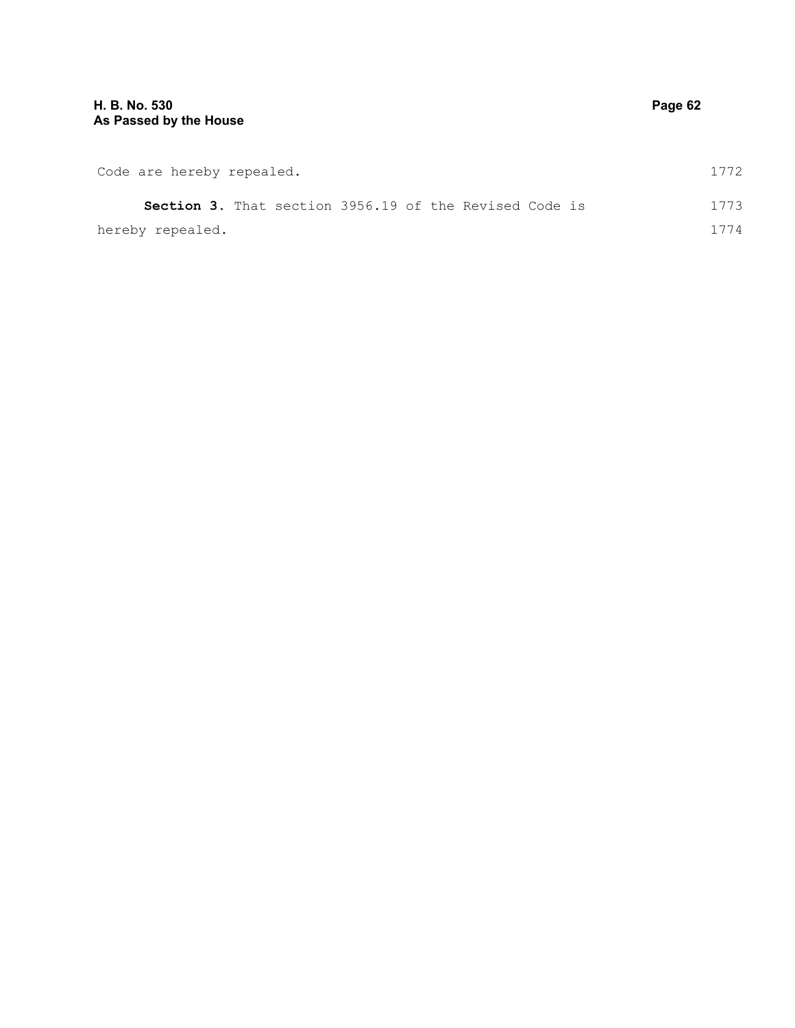Code are hereby repealed. 1772

**Section 3.** That section 3956.19 of the Revised Code is hereby repealed. 1773 1774